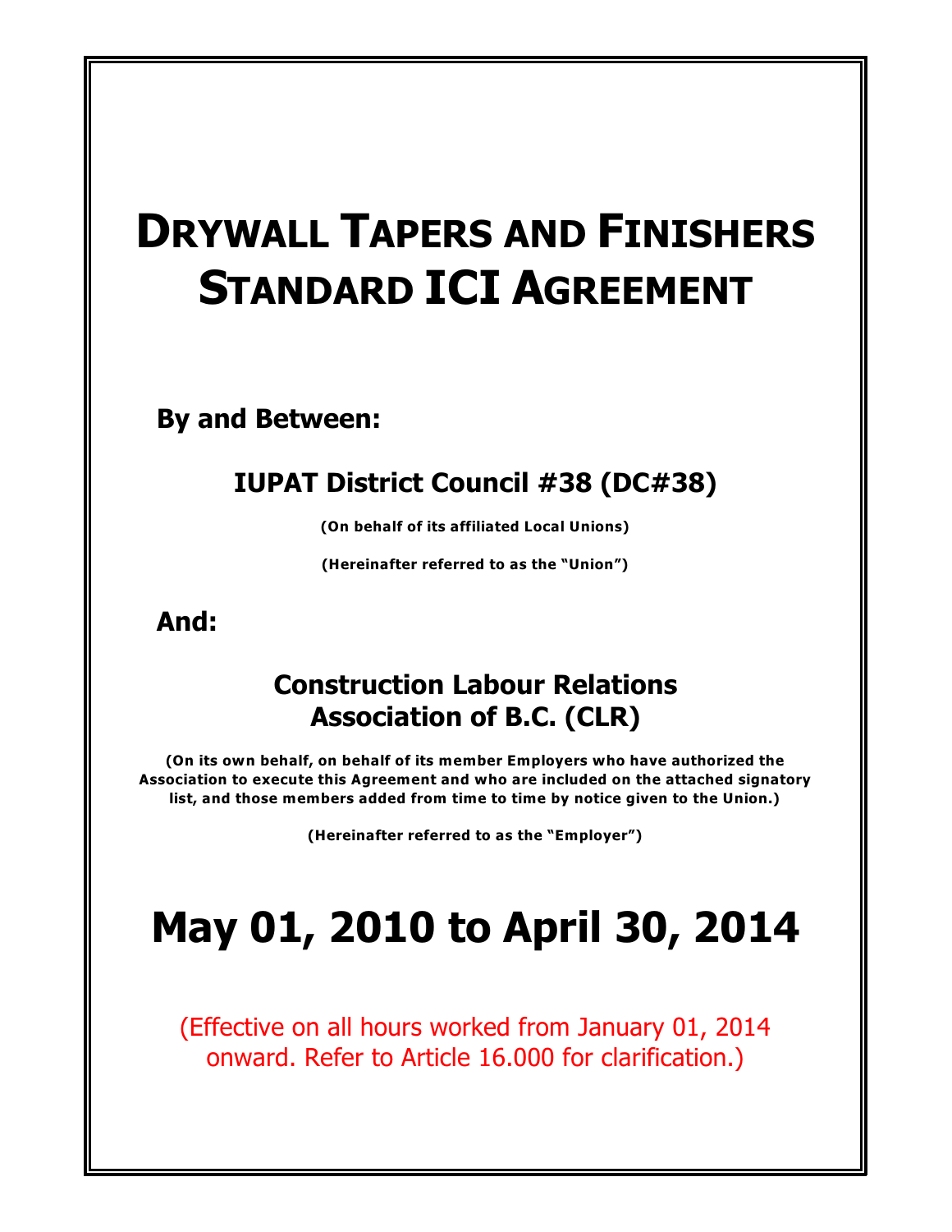# DRYWALL TAPERS AND FINISHERS STANDARD ICI AGREEMENT

**By and Between:**

## IUPAT District Council #38 (DC#38)

**(On behalf of its affiliated Local Unions)**

**(Hereinafter referred to as the "Union")**

**And:**

## Construction Labour Relations Association of B.C. (CLR)

**(On its own behalf, on behalf of its member Employers who have authorized the Association to execute this Agreement and who are included on the attached signatory list, and those members added from time to time by notice given to the Union.)**

**(Hereinafter referred to as the "Employer")**

# May 01, 2010 to April 30, 2014

(Effective on all hours worked from January 01, 2014 onward. Refer to Article 16.000 for clarification.)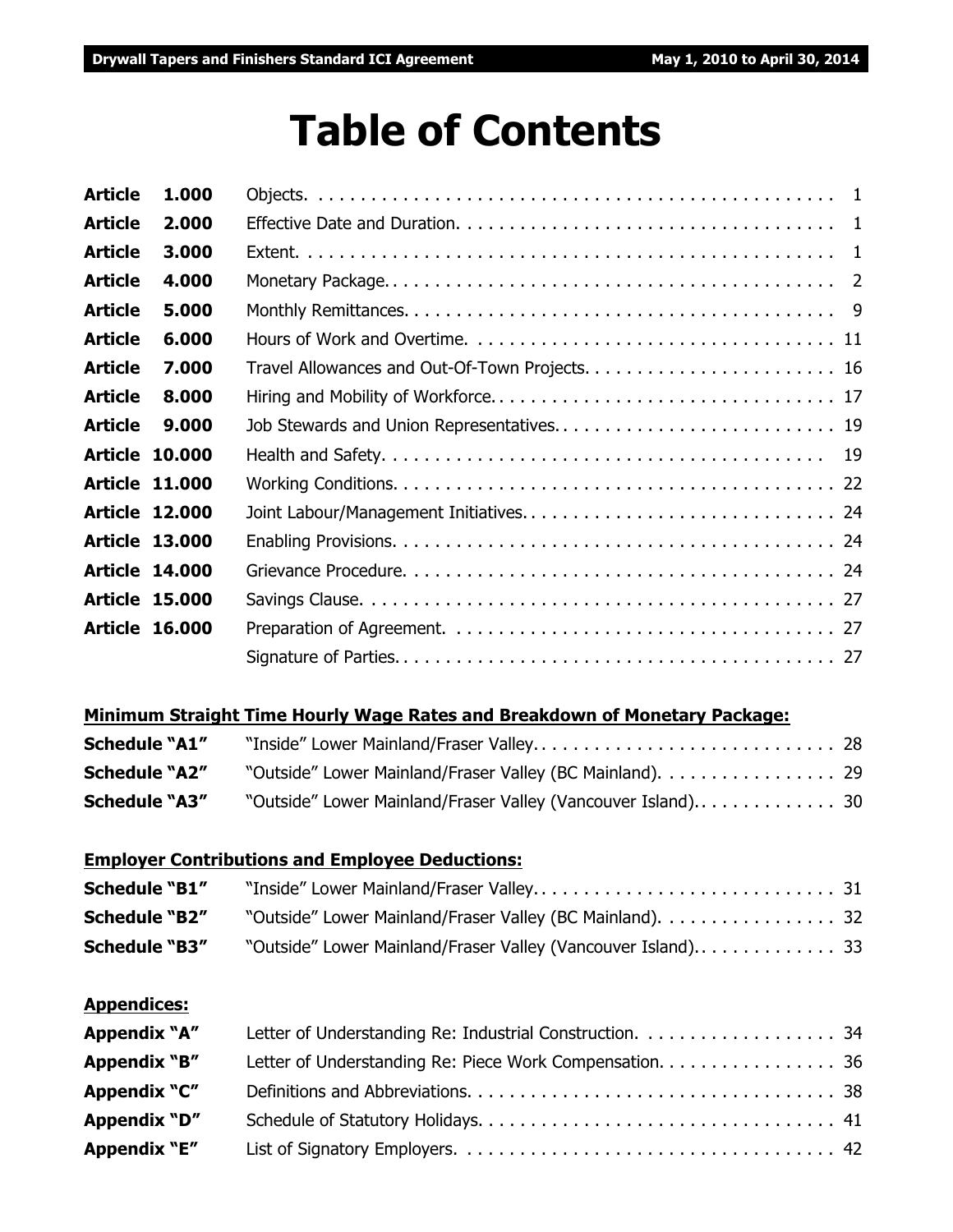# Table of Contents

| | | |
|---|---|---|
| **Article 1.000** | Objects. | 1 |
| **Article 2.000** | Effective Date and Duration. | 1 |
| **Article 3.000** | Extent. | 1 |
| **Article 4.000** | Monetary Package. | 2 |
| **Article 5.000** | Monthly Remittances. | 9 |
| **Article 6.000** | Hours of Work and Overtime. | 11 |
| **Article 7.000** | Travel Allowances and Out-Of-Town Projects. | 16 |
| **Article 8.000** | Hiring and Mobility of Workforce. | 17 |
| **Article 9.000** | Job Stewards and Union Representatives. | 19 |
| **Article 10.000** | Health and Safety. | 19 |
| **Article 11.000** | Working Conditions. | 22 |
| **Article 12.000** | Joint Labour/Management Initiatives. | 24 |
| **Article 13.000** | Enabling Provisions. | 24 |
| **Article 14.000** | Grievance Procedure. | 24 |
| **Article 15.000** | Savings Clause. | 27 |
| **Article 16.000** | Preparation of Agreement. | 27 |
| | Signature of Parties. | 27 |

**Minimum Straight Time Hourly Wage Rates and Breakdown of Monetary Package:**

| | | |
|---|---|---|
| **Schedule "A1"** | "Inside" Lower Mainland/Fraser Valley. | 28 |
| **Schedule "A2"** | "Outside" Lower Mainland/Fraser Valley (BC Mainland). | 29 |
| **Schedule "A3"** | "Outside" Lower Mainland/Fraser Valley (Vancouver Island). | 30 |

**Employer Contributions and Employee Deductions:**

| | | |
|---|---|---|
| **Schedule "B1"** | "Inside" Lower Mainland/Fraser Valley. | 31 |
| **Schedule "B2"** | "Outside" Lower Mainland/Fraser Valley (BC Mainland). | 32 |
| **Schedule "B3"** | "Outside" Lower Mainland/Fraser Valley (Vancouver Island). | 33 |

**Appendices:**

| | | |
|---|---|---|
| **Appendix "A"** | Letter of Understanding Re: Industrial Construction. | 34 |
| **Appendix "B"** | Letter of Understanding Re: Piece Work Compensation. | 36 |
| **Appendix "C"** | Definitions and Abbreviations. | 38 |
| **Appendix "D"** | Schedule of Statutory Holidays. | 41 |
| **Appendix "E"** | List of Signatory Employers. | 42 |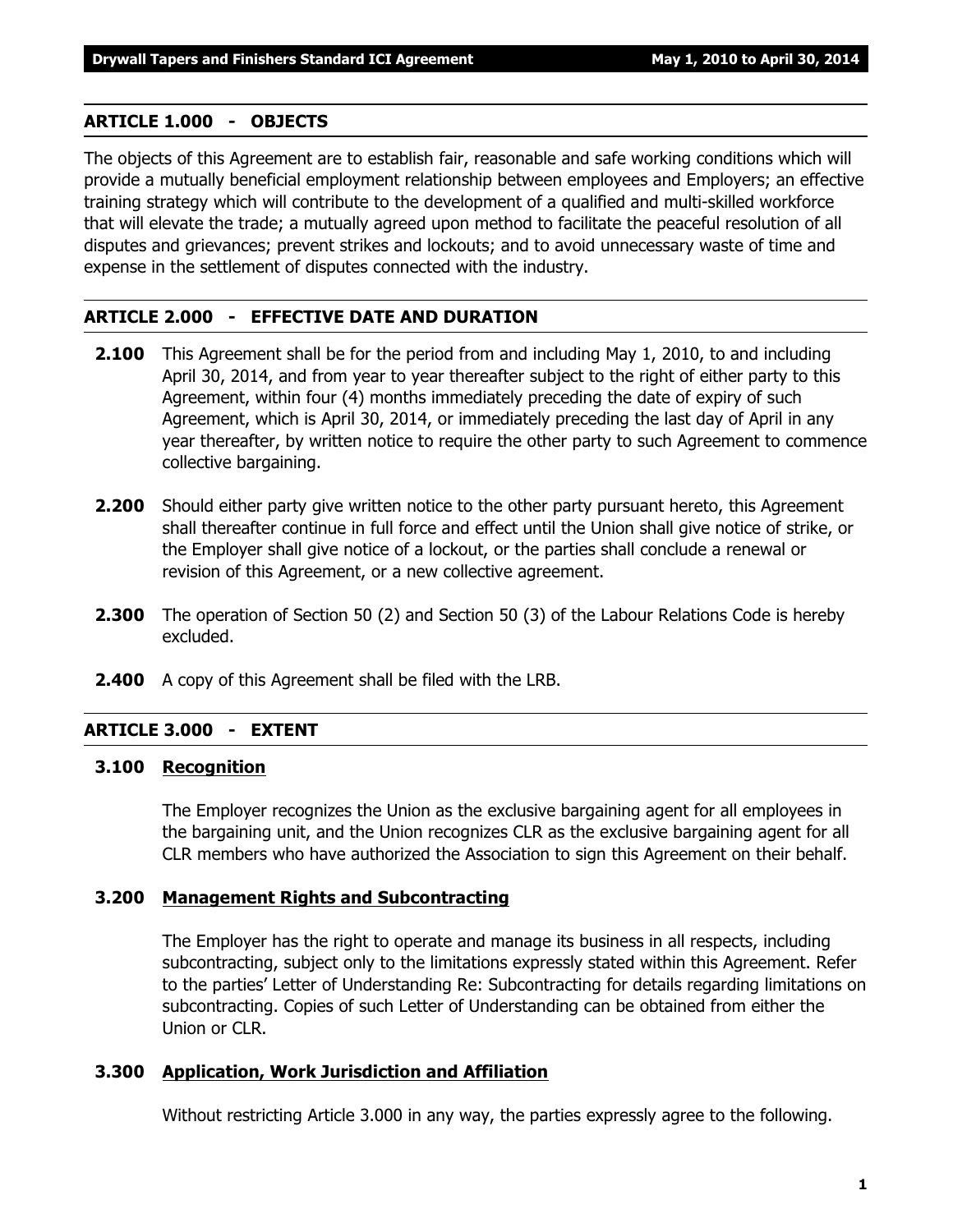## ARTICLE 1.000 - OBJECTS

The objects of this Agreement are to establish fair, reasonable and safe working conditions which will provide a mutually beneficial employment relationship between employees and Employers; an effective training strategy which will contribute to the development of a qualified and multi-skilled workforce that will elevate the trade; a mutually agreed upon method to facilitate the peaceful resolution of all disputes and grievances; prevent strikes and lockouts; and to avoid unnecessary waste of time and expense in the settlement of disputes connected with the industry.

## ARTICLE 2.000 - EFFECTIVE DATE AND DURATION

**2.100** This Agreement shall be for the period from and including May 1, 2010, to and including April 30, 2014, and from year to year thereafter subject to the right of either party to this Agreement, within four (4) months immediately preceding the date of expiry of such Agreement, which is April 30, 2014, or immediately preceding the last day of April in any year thereafter, by written notice to require the other party to such Agreement to commence collective bargaining.

**2.200** Should either party give written notice to the other party pursuant hereto, this Agreement shall thereafter continue in full force and effect until the Union shall give notice of strike, or the Employer shall give notice of a lockout, or the parties shall conclude a renewal or revision of this Agreement, or a new collective agreement.

**2.300** The operation of Section 50 (2) and Section 50 (3) of the Labour Relations Code is hereby excluded.

**2.400** A copy of this Agreement shall be filed with the LRB.

## ARTICLE 3.000 - EXTENT

### 3.100 Recognition

The Employer recognizes the Union as the exclusive bargaining agent for all employees in the bargaining unit, and the Union recognizes CLR as the exclusive bargaining agent for all CLR members who have authorized the Association to sign this Agreement on their behalf.

### 3.200 Management Rights and Subcontracting

The Employer has the right to operate and manage its business in all respects, including subcontracting, subject only to the limitations expressly stated within this Agreement. Refer to the parties' Letter of Understanding Re: Subcontracting for details regarding limitations on subcontracting. Copies of such Letter of Understanding can be obtained from either the Union or CLR.

### 3.300 Application, Work Jurisdiction and Affiliation

Without restricting Article 3.000 in any way, the parties expressly agree to the following.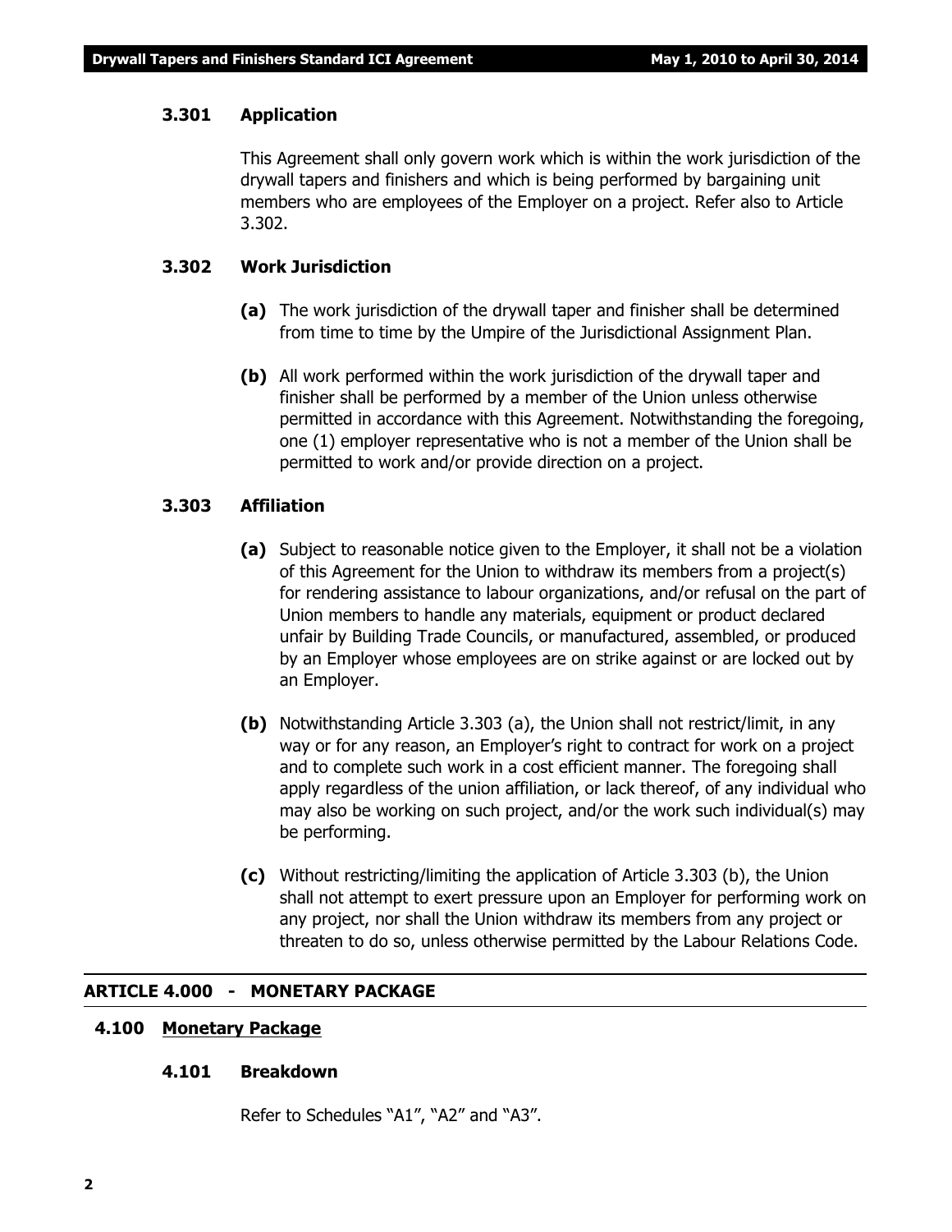### 3.301 Application

This Agreement shall only govern work which is within the work jurisdiction of the drywall tapers and finishers and which is being performed by bargaining unit members who are employees of the Employer on a project. Refer also to Article 3.302.

### 3.302 Work Jurisdiction

**(a)** The work jurisdiction of the drywall taper and finisher shall be determined from time to time by the Umpire of the Jurisdictional Assignment Plan.

**(b)** All work performed within the work jurisdiction of the drywall taper and finisher shall be performed by a member of the Union unless otherwise permitted in accordance with this Agreement. Notwithstanding the foregoing, one (1) employer representative who is not a member of the Union shall be permitted to work and/or provide direction on a project.

### 3.303 Affiliation

**(a)** Subject to reasonable notice given to the Employer, it shall not be a violation of this Agreement for the Union to withdraw its members from a project(s) for rendering assistance to labour organizations, and/or refusal on the part of Union members to handle any materials, equipment or product declared unfair by Building Trade Councils, or manufactured, assembled, or produced by an Employer whose employees are on strike against or are locked out by an Employer.

**(b)** Notwithstanding Article 3.303 (a), the Union shall not restrict/limit, in any way or for any reason, an Employer's right to contract for work on a project and to complete such work in a cost efficient manner. The foregoing shall apply regardless of the union affiliation, or lack thereof, of any individual who may also be working on such project, and/or the work such individual(s) may be performing.

**(c)** Without restricting/limiting the application of Article 3.303 (b), the Union shall not attempt to exert pressure upon an Employer for performing work on any project, nor shall the Union withdraw its members from any project or threaten to do so, unless otherwise permitted by the Labour Relations Code.

## ARTICLE 4.000 - MONETARY PACKAGE

### 4.100 Monetary Package

### 4.101 Breakdown

Refer to Schedules "A1", "A2" and "A3".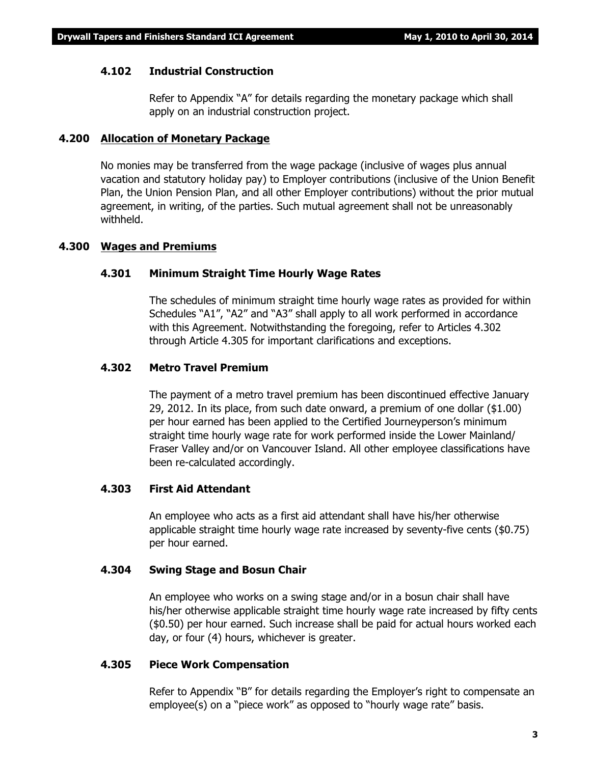### 4.102 Industrial Construction

Refer to Appendix "A" for details regarding the monetary package which shall apply on an industrial construction project.

## 4.200 Allocation of Monetary Package

No monies may be transferred from the wage package (inclusive of wages plus annual vacation and statutory holiday pay) to Employer contributions (inclusive of the Union Benefit Plan, the Union Pension Plan, and all other Employer contributions) without the prior mutual agreement, in writing, of the parties. Such mutual agreement shall not be unreasonably withheld.

## 4.300 Wages and Premiums

### 4.301 Minimum Straight Time Hourly Wage Rates

The schedules of minimum straight time hourly wage rates as provided for within Schedules "A1", "A2" and "A3" shall apply to all work performed in accordance with this Agreement. Notwithstanding the foregoing, refer to Articles 4.302 through Article 4.305 for important clarifications and exceptions.

### 4.302 Metro Travel Premium

The payment of a metro travel premium has been discontinued effective January 29, 2012. In its place, from such date onward, a premium of one dollar ($1.00) per hour earned has been applied to the Certified Journeyperson's minimum straight time hourly wage rate for work performed inside the Lower Mainland/ Fraser Valley and/or on Vancouver Island. All other employee classifications have been re-calculated accordingly.

### 4.303 First Aid Attendant

An employee who acts as a first aid attendant shall have his/her otherwise applicable straight time hourly wage rate increased by seventy-five cents ($0.75) per hour earned.

### 4.304 Swing Stage and Bosun Chair

An employee who works on a swing stage and/or in a bosun chair shall have his/her otherwise applicable straight time hourly wage rate increased by fifty cents ($0.50) per hour earned. Such increase shall be paid for actual hours worked each day, or four (4) hours, whichever is greater.

### 4.305 Piece Work Compensation

Refer to Appendix "B" for details regarding the Employer's right to compensate an employee(s) on a "piece work" as opposed to "hourly wage rate" basis.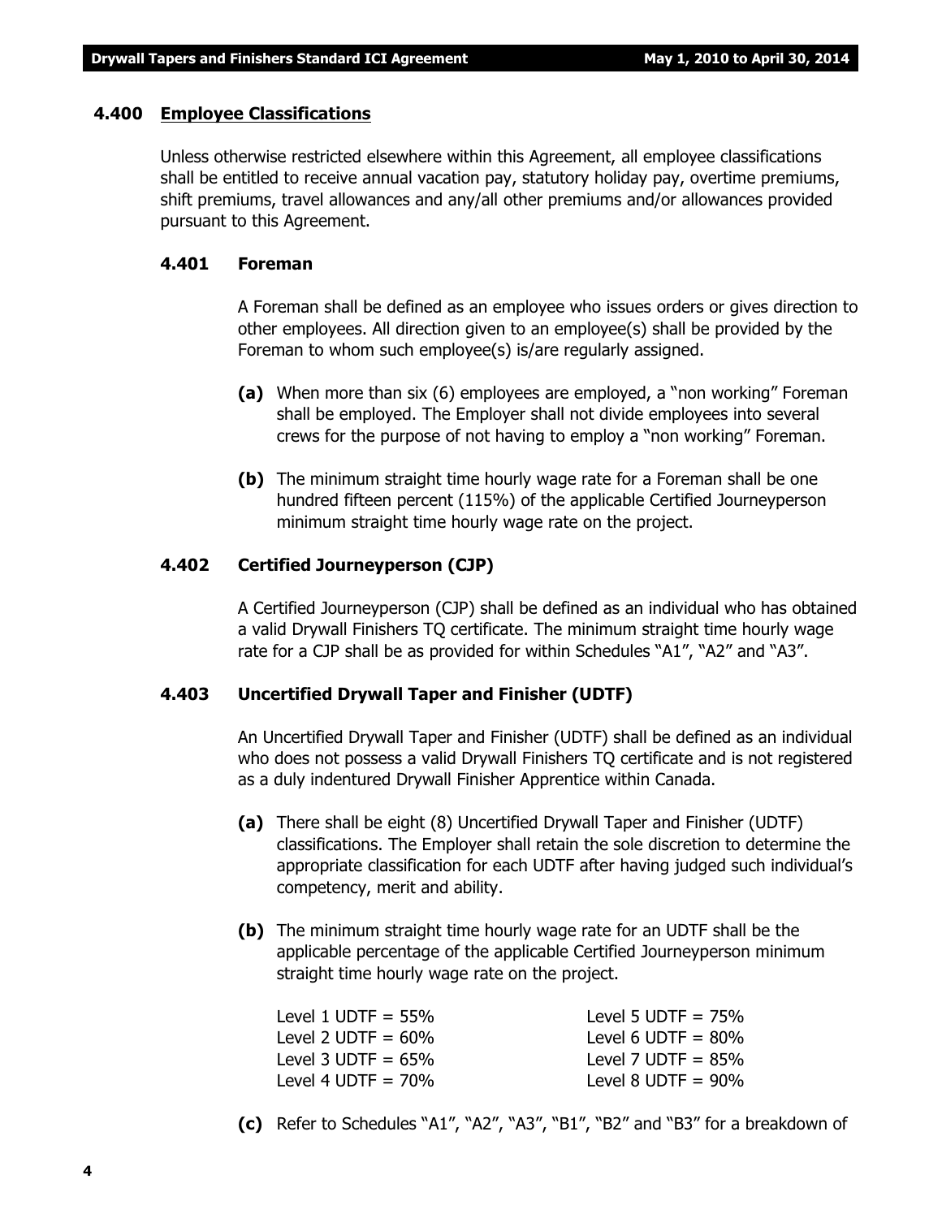## 4.400 Employee Classifications

Unless otherwise restricted elsewhere within this Agreement, all employee classifications shall be entitled to receive annual vacation pay, statutory holiday pay, overtime premiums, shift premiums, travel allowances and any/all other premiums and/or allowances provided pursuant to this Agreement.

### 4.401 Foreman

A Foreman shall be defined as an employee who issues orders or gives direction to other employees. All direction given to an employee(s) shall be provided by the Foreman to whom such employee(s) is/are regularly assigned.

**(a)** When more than six (6) employees are employed, a "non working" Foreman shall be employed. The Employer shall not divide employees into several crews for the purpose of not having to employ a "non working" Foreman.

**(b)** The minimum straight time hourly wage rate for a Foreman shall be one hundred fifteen percent (115%) of the applicable Certified Journeyperson minimum straight time hourly wage rate on the project.

### 4.402 Certified Journeyperson (CJP)

A Certified Journeyperson (CJP) shall be defined as an individual who has obtained a valid Drywall Finishers TQ certificate. The minimum straight time hourly wage rate for a CJP shall be as provided for within Schedules "A1", "A2" and "A3".

### 4.403 Uncertified Drywall Taper and Finisher (UDTF)

An Uncertified Drywall Taper and Finisher (UDTF) shall be defined as an individual who does not possess a valid Drywall Finishers TQ certificate and is not registered as a duly indentured Drywall Finisher Apprentice within Canada.

**(a)** There shall be eight (8) Uncertified Drywall Taper and Finisher (UDTF) classifications. The Employer shall retain the sole discretion to determine the appropriate classification for each UDTF after having judged such individual's competency, merit and ability.

**(b)** The minimum straight time hourly wage rate for an UDTF shall be the applicable percentage of the applicable Certified Journeyperson minimum straight time hourly wage rate on the project.

Level 1 UDTF = 55%
Level 2 UDTF = 60%
Level 3 UDTF = 65%
Level 4 UDTF = 70%
Level 5 UDTF = 75%
Level 6 UDTF = 80%
Level 7 UDTF = 85%
Level 8 UDTF = 90%

**(c)** Refer to Schedules "A1", "A2", "A3", "B1", "B2" and "B3" for a breakdown of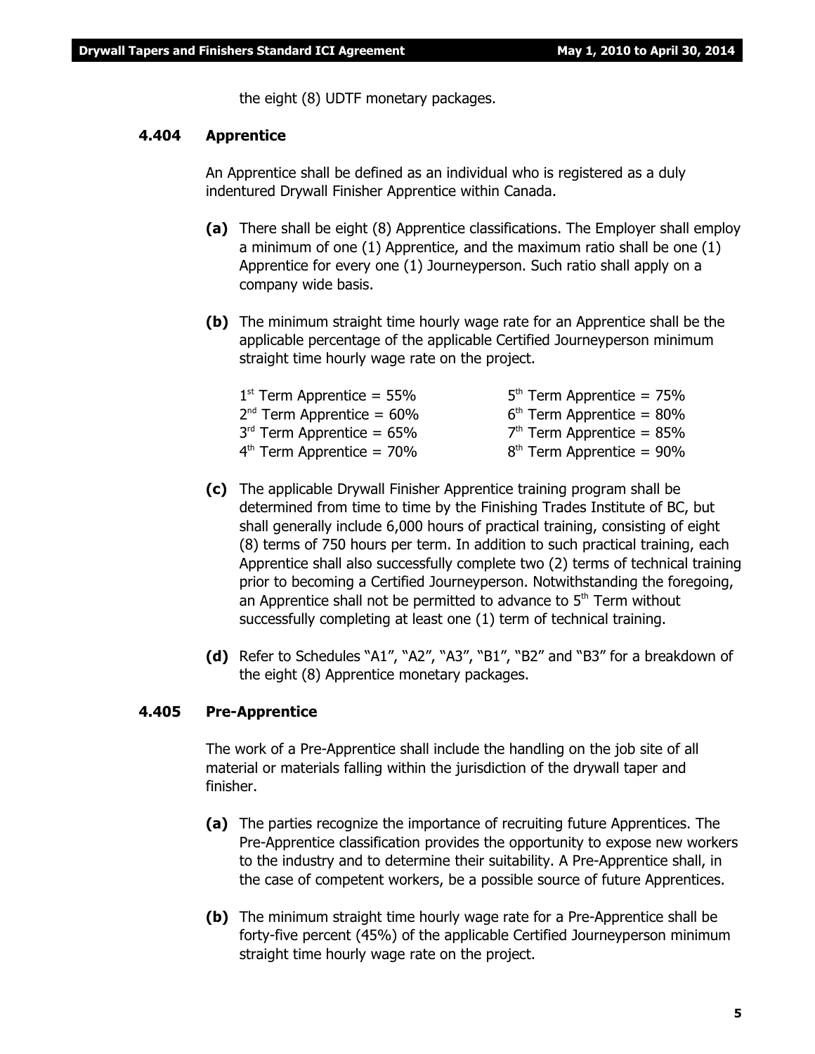the eight (8) UDTF monetary packages.

### 4.404 Apprentice

An Apprentice shall be defined as an individual who is registered as a duly indentured Drywall Finisher Apprentice within Canada.

**(a)** There shall be eight (8) Apprentice classifications. The Employer shall employ a minimum of one (1) Apprentice, and the maximum ratio shall be one (1) Apprentice for every one (1) Journeyperson. Such ratio shall apply on a company wide basis.

**(b)** The minimum straight time hourly wage rate for an Apprentice shall be the applicable percentage of the applicable Certified Journeyperson minimum straight time hourly wage rate on the project.

| | |
|---|---|
| 1st Term Apprentice = 55% | 5th Term Apprentice = 75% |
| 2nd Term Apprentice = 60% | 6th Term Apprentice = 80% |
| 3rd Term Apprentice = 65% | 7th Term Apprentice = 85% |
| 4th Term Apprentice = 70% | 8th Term Apprentice = 90% |

**(c)** The applicable Drywall Finisher Apprentice training program shall be determined from time to time by the Finishing Trades Institute of BC, but shall generally include 6,000 hours of practical training, consisting of eight (8) terms of 750 hours per term. In addition to such practical training, each Apprentice shall also successfully complete two (2) terms of technical training prior to becoming a Certified Journeyperson. Notwithstanding the foregoing, an Apprentice shall not be permitted to advance to 5th Term without successfully completing at least one (1) term of technical training.

**(d)** Refer to Schedules "A1", "A2", "A3", "B1", "B2" and "B3" for a breakdown of the eight (8) Apprentice monetary packages.

### 4.405 Pre-Apprentice

The work of a Pre-Apprentice shall include the handling on the job site of all material or materials falling within the jurisdiction of the drywall taper and finisher.

**(a)** The parties recognize the importance of recruiting future Apprentices. The Pre-Apprentice classification provides the opportunity to expose new workers to the industry and to determine their suitability. A Pre-Apprentice shall, in the case of competent workers, be a possible source of future Apprentices.

**(b)** The minimum straight time hourly wage rate for a Pre-Apprentice shall be forty-five percent (45%) of the applicable Certified Journeyperson minimum straight time hourly wage rate on the project.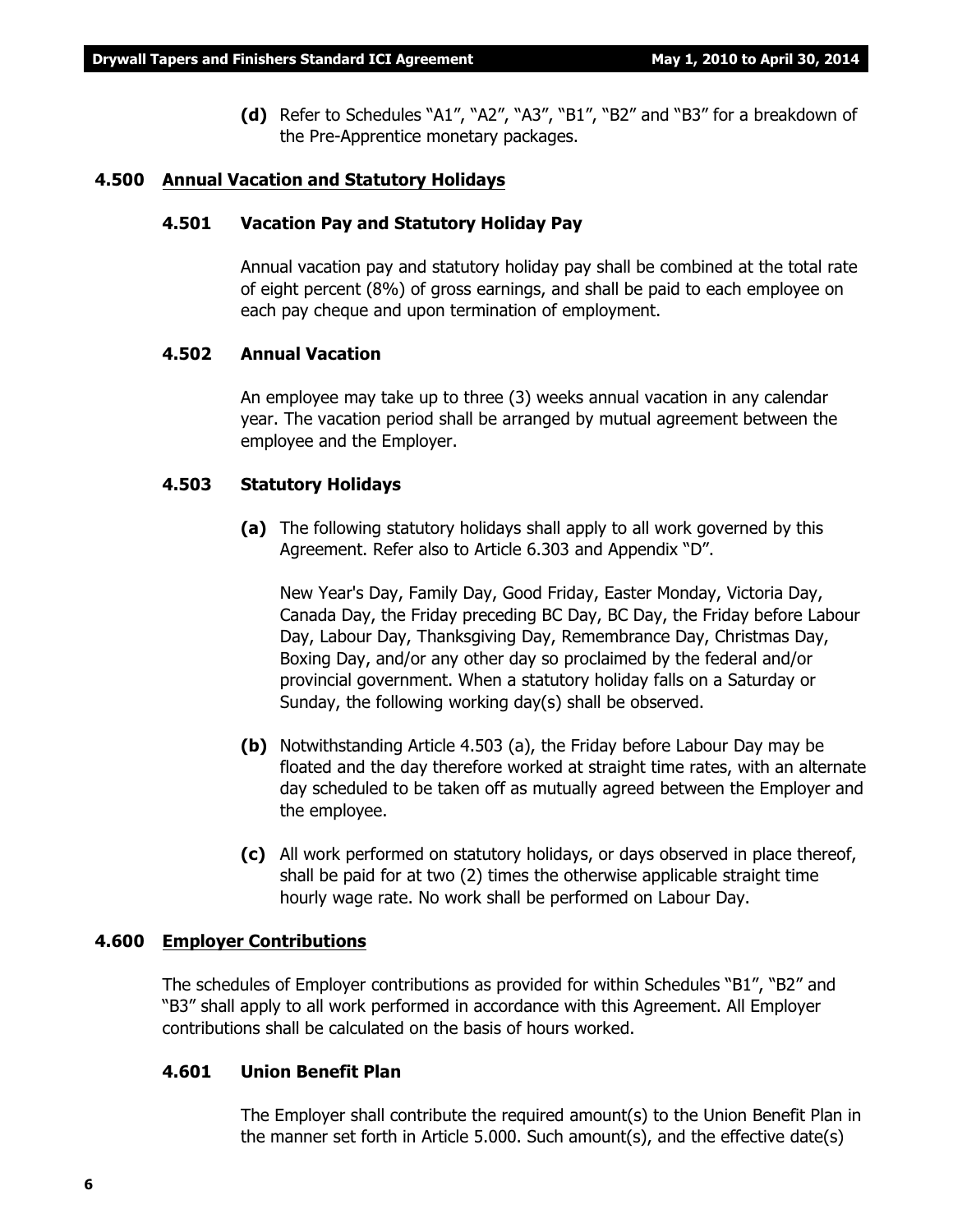**(d)** Refer to Schedules "A1", "A2", "A3", "B1", "B2" and "B3" for a breakdown of the Pre-Apprentice monetary packages.

## 4.500 Annual Vacation and Statutory Holidays

### 4.501 Vacation Pay and Statutory Holiday Pay

Annual vacation pay and statutory holiday pay shall be combined at the total rate of eight percent (8%) of gross earnings, and shall be paid to each employee on each pay cheque and upon termination of employment.

### 4.502 Annual Vacation

An employee may take up to three (3) weeks annual vacation in any calendar year. The vacation period shall be arranged by mutual agreement between the employee and the Employer.

### 4.503 Statutory Holidays

**(a)** The following statutory holidays shall apply to all work governed by this Agreement. Refer also to Article 6.303 and Appendix "D".

New Year's Day, Family Day, Good Friday, Easter Monday, Victoria Day, Canada Day, the Friday preceding BC Day, BC Day, the Friday before Labour Day, Labour Day, Thanksgiving Day, Remembrance Day, Christmas Day, Boxing Day, and/or any other day so proclaimed by the federal and/or provincial government. When a statutory holiday falls on a Saturday or Sunday, the following working day(s) shall be observed.

**(b)** Notwithstanding Article 4.503 (a), the Friday before Labour Day may be floated and the day therefore worked at straight time rates, with an alternate day scheduled to be taken off as mutually agreed between the Employer and the employee.

**(c)** All work performed on statutory holidays, or days observed in place thereof, shall be paid for at two (2) times the otherwise applicable straight time hourly wage rate. No work shall be performed on Labour Day.

## 4.600 Employer Contributions

The schedules of Employer contributions as provided for within Schedules "B1", "B2" and "B3" shall apply to all work performed in accordance with this Agreement. All Employer contributions shall be calculated on the basis of hours worked.

### 4.601 Union Benefit Plan

The Employer shall contribute the required amount(s) to the Union Benefit Plan in the manner set forth in Article 5.000. Such amount(s), and the effective date(s)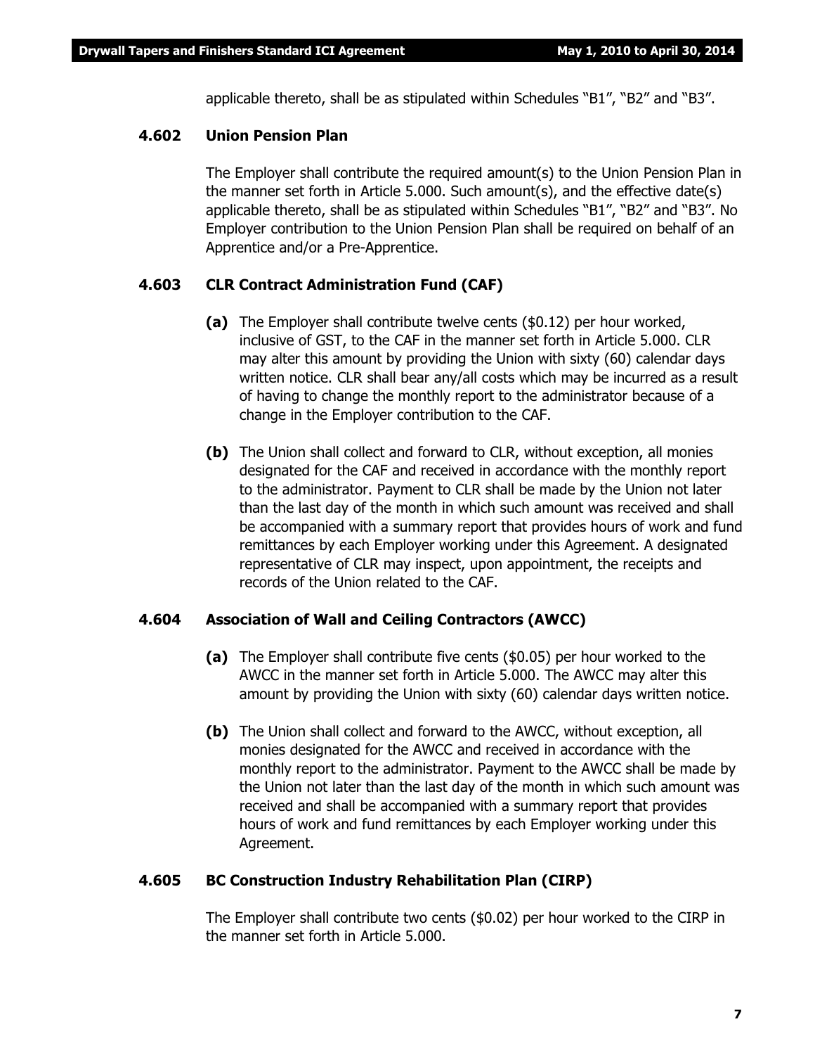applicable thereto, shall be as stipulated within Schedules "B1", "B2" and "B3".

### 4.602 Union Pension Plan

The Employer shall contribute the required amount(s) to the Union Pension Plan in the manner set forth in Article 5.000. Such amount(s), and the effective date(s) applicable thereto, shall be as stipulated within Schedules "B1", "B2" and "B3". No Employer contribution to the Union Pension Plan shall be required on behalf of an Apprentice and/or a Pre-Apprentice.

### 4.603 CLR Contract Administration Fund (CAF)

**(a)** The Employer shall contribute twelve cents ($0.12) per hour worked, inclusive of GST, to the CAF in the manner set forth in Article 5.000. CLR may alter this amount by providing the Union with sixty (60) calendar days written notice. CLR shall bear any/all costs which may be incurred as a result of having to change the monthly report to the administrator because of a change in the Employer contribution to the CAF.

**(b)** The Union shall collect and forward to CLR, without exception, all monies designated for the CAF and received in accordance with the monthly report to the administrator. Payment to CLR shall be made by the Union not later than the last day of the month in which such amount was received and shall be accompanied with a summary report that provides hours of work and fund remittances by each Employer working under this Agreement. A designated representative of CLR may inspect, upon appointment, the receipts and records of the Union related to the CAF.

### 4.604 Association of Wall and Ceiling Contractors (AWCC)

**(a)** The Employer shall contribute five cents ($0.05) per hour worked to the AWCC in the manner set forth in Article 5.000. The AWCC may alter this amount by providing the Union with sixty (60) calendar days written notice.

**(b)** The Union shall collect and forward to the AWCC, without exception, all monies designated for the AWCC and received in accordance with the monthly report to the administrator. Payment to the AWCC shall be made by the Union not later than the last day of the month in which such amount was received and shall be accompanied with a summary report that provides hours of work and fund remittances by each Employer working under this Agreement.

### 4.605 BC Construction Industry Rehabilitation Plan (CIRP)

The Employer shall contribute two cents ($0.02) per hour worked to the CIRP in the manner set forth in Article 5.000.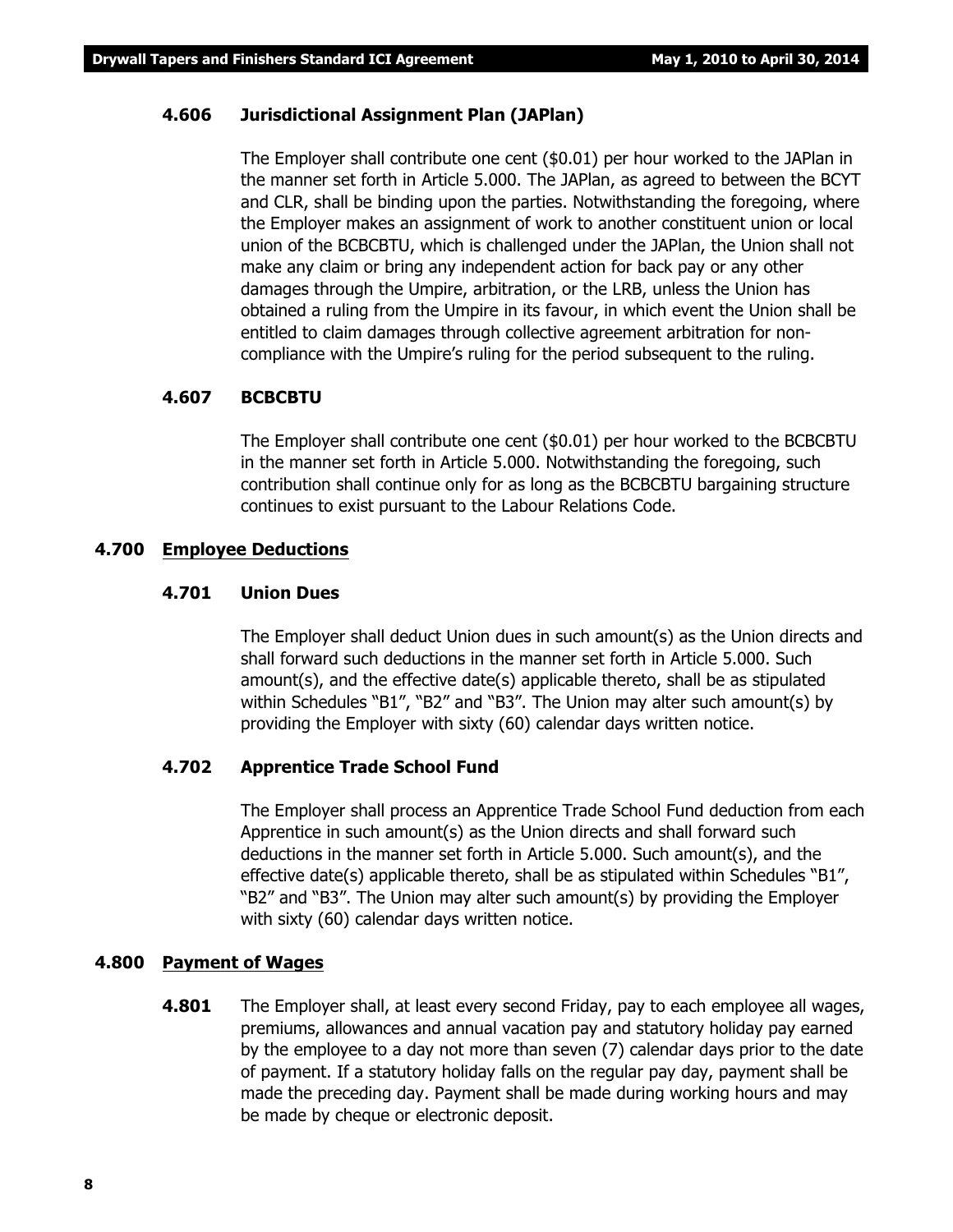### 4.606 Jurisdictional Assignment Plan (JAPlan)

The Employer shall contribute one cent ($0.01) per hour worked to the JAPlan in the manner set forth in Article 5.000. The JAPlan, as agreed to between the BCYT and CLR, shall be binding upon the parties. Notwithstanding the foregoing, where the Employer makes an assignment of work to another constituent union or local union of the BCBCBTU, which is challenged under the JAPlan, the Union shall not make any claim or bring any independent action for back pay or any other damages through the Umpire, arbitration, or the LRB, unless the Union has obtained a ruling from the Umpire in its favour, in which event the Union shall be entitled to claim damages through collective agreement arbitration for non-compliance with the Umpire's ruling for the period subsequent to the ruling.

### 4.607 BCBCBTU

The Employer shall contribute one cent ($0.01) per hour worked to the BCBCBTU in the manner set forth in Article 5.000. Notwithstanding the foregoing, such contribution shall continue only for as long as the BCBCBTU bargaining structure continues to exist pursuant to the Labour Relations Code.

## 4.700 Employee Deductions

### 4.701 Union Dues

The Employer shall deduct Union dues in such amount(s) as the Union directs and shall forward such deductions in the manner set forth in Article 5.000. Such amount(s), and the effective date(s) applicable thereto, shall be as stipulated within Schedules "B1", "B2" and "B3". The Union may alter such amount(s) by providing the Employer with sixty (60) calendar days written notice.

### 4.702 Apprentice Trade School Fund

The Employer shall process an Apprentice Trade School Fund deduction from each Apprentice in such amount(s) as the Union directs and shall forward such deductions in the manner set forth in Article 5.000. Such amount(s), and the effective date(s) applicable thereto, shall be as stipulated within Schedules "B1", "B2" and "B3". The Union may alter such amount(s) by providing the Employer with sixty (60) calendar days written notice.

## 4.800 Payment of Wages

**4.801** The Employer shall, at least every second Friday, pay to each employee all wages, premiums, allowances and annual vacation pay and statutory holiday pay earned by the employee to a day not more than seven (7) calendar days prior to the date of payment. If a statutory holiday falls on the regular pay day, payment shall be made the preceding day. Payment shall be made during working hours and may be made by cheque or electronic deposit.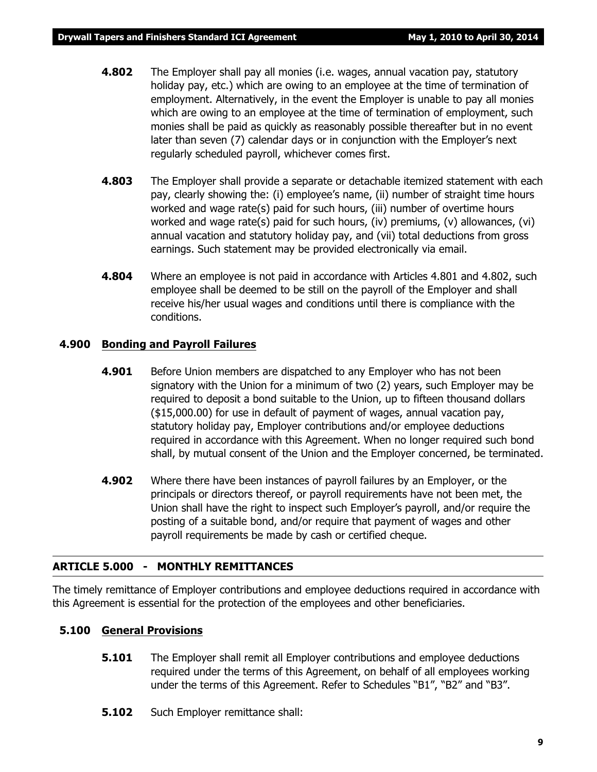**4.802** The Employer shall pay all monies (i.e. wages, annual vacation pay, statutory holiday pay, etc.) which are owing to an employee at the time of termination of employment. Alternatively, in the event the Employer is unable to pay all monies which are owing to an employee at the time of termination of employment, such monies shall be paid as quickly as reasonably possible thereafter but in no event later than seven (7) calendar days or in conjunction with the Employer's next regularly scheduled payroll, whichever comes first.

**4.803** The Employer shall provide a separate or detachable itemized statement with each pay, clearly showing the: (i) employee's name, (ii) number of straight time hours worked and wage rate(s) paid for such hours, (iii) number of overtime hours worked and wage rate(s) paid for such hours, (iv) premiums, (v) allowances, (vi) annual vacation and statutory holiday pay, and (vii) total deductions from gross earnings. Such statement may be provided electronically via email.

**4.804** Where an employee is not paid in accordance with Articles 4.801 and 4.802, such employee shall be deemed to be still on the payroll of the Employer and shall receive his/her usual wages and conditions until there is compliance with the conditions.

### 4.900 Bonding and Payroll Failures

**4.901** Before Union members are dispatched to any Employer who has not been signatory with the Union for a minimum of two (2) years, such Employer may be required to deposit a bond suitable to the Union, up to fifteen thousand dollars ($15,000.00) for use in default of payment of wages, annual vacation pay, statutory holiday pay, Employer contributions and/or employee deductions required in accordance with this Agreement. When no longer required such bond shall, by mutual consent of the Union and the Employer concerned, be terminated.

**4.902** Where there have been instances of payroll failures by an Employer, or the principals or directors thereof, or payroll requirements have not been met, the Union shall have the right to inspect such Employer's payroll, and/or require the posting of a suitable bond, and/or require that payment of wages and other payroll requirements be made by cash or certified cheque.

## ARTICLE 5.000 - MONTHLY REMITTANCES

The timely remittance of Employer contributions and employee deductions required in accordance with this Agreement is essential for the protection of the employees and other beneficiaries.

### 5.100 General Provisions

**5.101** The Employer shall remit all Employer contributions and employee deductions required under the terms of this Agreement, on behalf of all employees working under the terms of this Agreement. Refer to Schedules "B1", "B2" and "B3".

**5.102** Such Employer remittance shall: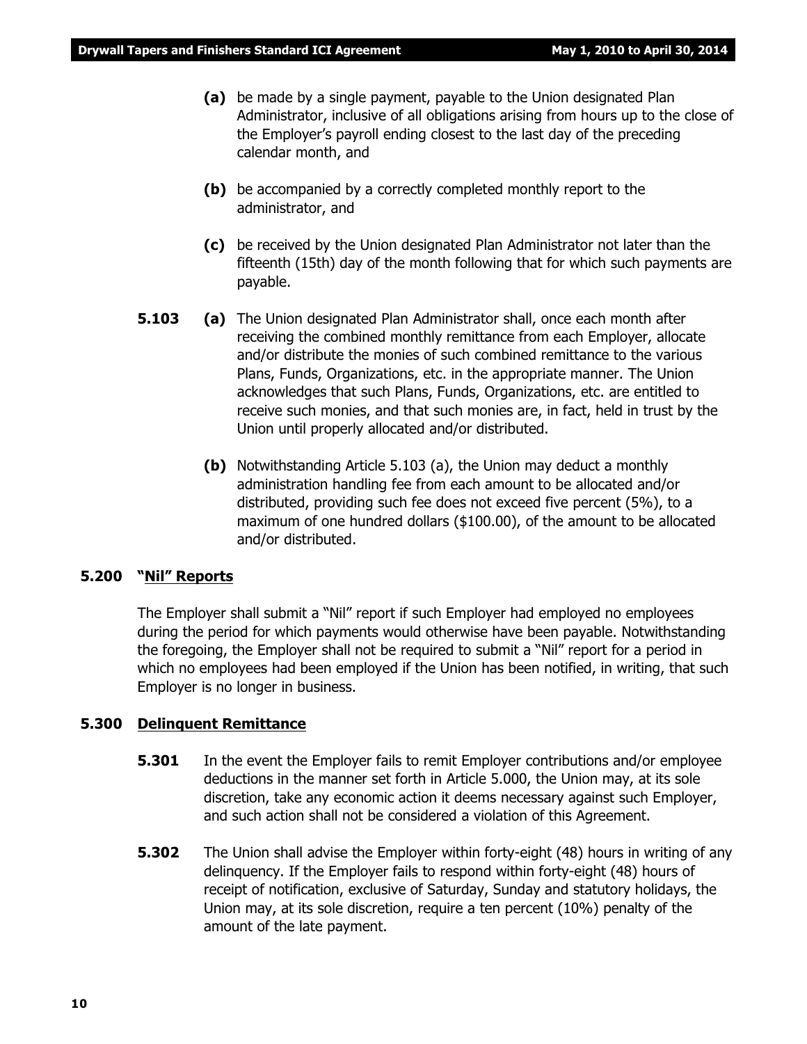**(a)** be made by a single payment, payable to the Union designated Plan Administrator, inclusive of all obligations arising from hours up to the close of the Employer's payroll ending closest to the last day of the preceding calendar month, and

**(b)** be accompanied by a correctly completed monthly report to the administrator, and

**(c)** be received by the Union designated Plan Administrator not later than the fifteenth (15th) day of the month following that for which such payments are payable.

**5.103** **(a)** The Union designated Plan Administrator shall, once each month after receiving the combined monthly remittance from each Employer, allocate and/or distribute the monies of such combined remittance to the various Plans, Funds, Organizations, etc. in the appropriate manner. The Union acknowledges that such Plans, Funds, Organizations, etc. are entitled to receive such monies, and that such monies are, in fact, held in trust by the Union until properly allocated and/or distributed.

**(b)** Notwithstanding Article 5.103 (a), the Union may deduct a monthly administration handling fee from each amount to be allocated and/or distributed, providing such fee does not exceed five percent (5%), to a maximum of one hundred dollars ($100.00), of the amount to be allocated and/or distributed.

## 5.200 "Nil" Reports

The Employer shall submit a "Nil" report if such Employer had employed no employees during the period for which payments would otherwise have been payable. Notwithstanding the foregoing, the Employer shall not be required to submit a "Nil" report for a period in which no employees had been employed if the Union has been notified, in writing, that such Employer is no longer in business.

## 5.300 Delinquent Remittance

**5.301** In the event the Employer fails to remit Employer contributions and/or employee deductions in the manner set forth in Article 5.000, the Union may, at its sole discretion, take any economic action it deems necessary against such Employer, and such action shall not be considered a violation of this Agreement.

**5.302** The Union shall advise the Employer within forty-eight (48) hours in writing of any delinquency. If the Employer fails to respond within forty-eight (48) hours of receipt of notification, exclusive of Saturday, Sunday and statutory holidays, the Union may, at its sole discretion, require a ten percent (10%) penalty of the amount of the late payment.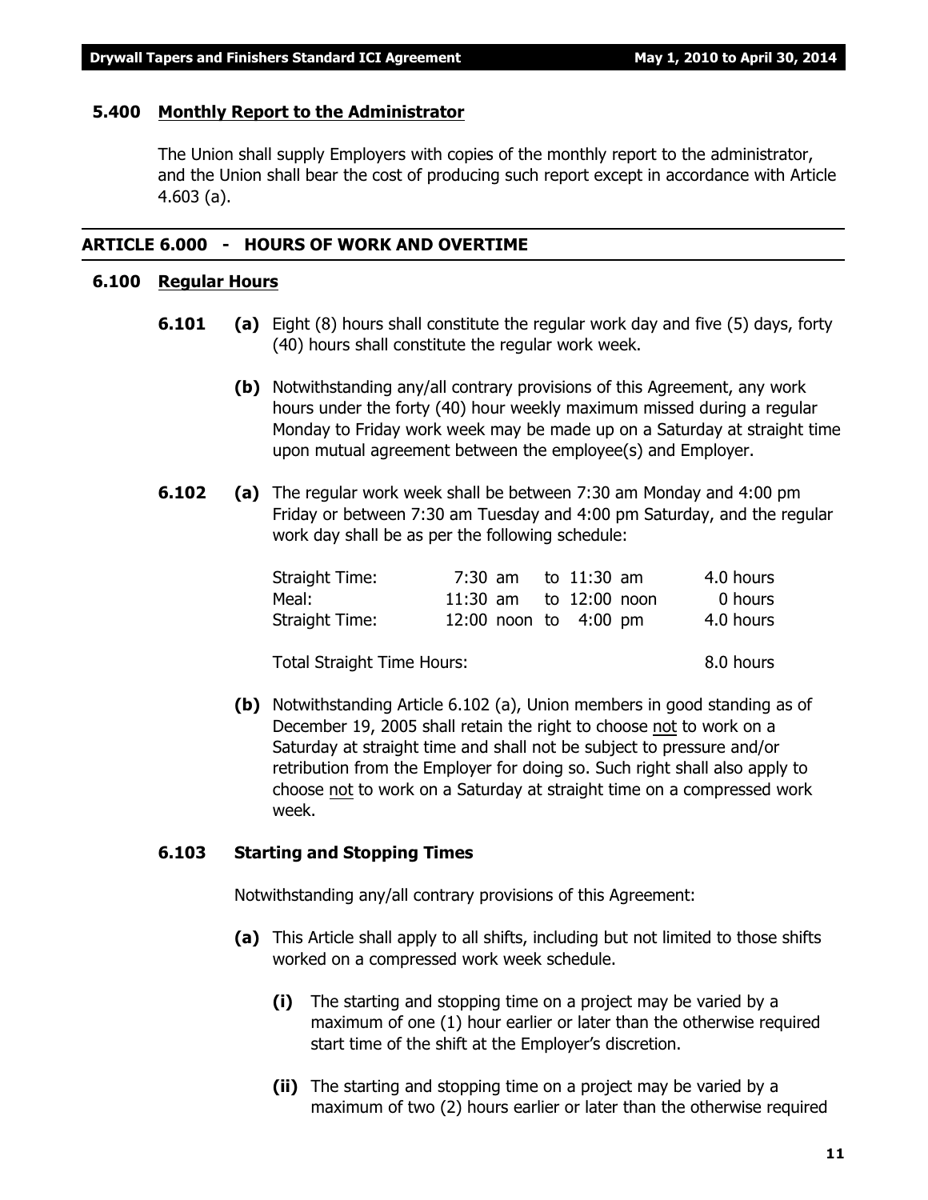### 5.400 Monthly Report to the Administrator

The Union shall supply Employers with copies of the monthly report to the administrator, and the Union shall bear the cost of producing such report except in accordance with Article 4.603 (a).

## ARTICLE 6.000 - HOURS OF WORK AND OVERTIME

### 6.100 Regular Hours

**6.101** **(a)** Eight (8) hours shall constitute the regular work day and five (5) days, forty (40) hours shall constitute the regular work week.

**(b)** Notwithstanding any/all contrary provisions of this Agreement, any work hours under the forty (40) hour weekly maximum missed during a regular Monday to Friday work week may be made up on a Saturday at straight time upon mutual agreement between the employee(s) and Employer.

**6.102** **(a)** The regular work week shall be between 7:30 am Monday and 4:00 pm Friday or between 7:30 am Tuesday and 4:00 pm Saturday, and the regular work day shall be as per the following schedule:

| | | | |
|---|---|---|---|
| Straight Time: | 7:30 am | to 11:30 am | 4.0 hours |
| Meal: | 11:30 am | to 12:00 noon | 0 hours |
| Straight Time: | 12:00 noon | to 4:00 pm | 4.0 hours |
| Total Straight Time Hours: | | | 8.0 hours |

**(b)** Notwithstanding Article 6.102 (a), Union members in good standing as of December 19, 2005 shall retain the right to choose not to work on a Saturday at straight time and shall not be subject to pressure and/or retribution from the Employer for doing so. Such right shall also apply to choose not to work on a Saturday at straight time on a compressed work week.

**6.103 Starting and Stopping Times**

Notwithstanding any/all contrary provisions of this Agreement:

**(a)** This Article shall apply to all shifts, including but not limited to those shifts worked on a compressed work week schedule.

**(i)** The starting and stopping time on a project may be varied by a maximum of one (1) hour earlier or later than the otherwise required start time of the shift at the Employer's discretion.

**(ii)** The starting and stopping time on a project may be varied by a maximum of two (2) hours earlier or later than the otherwise required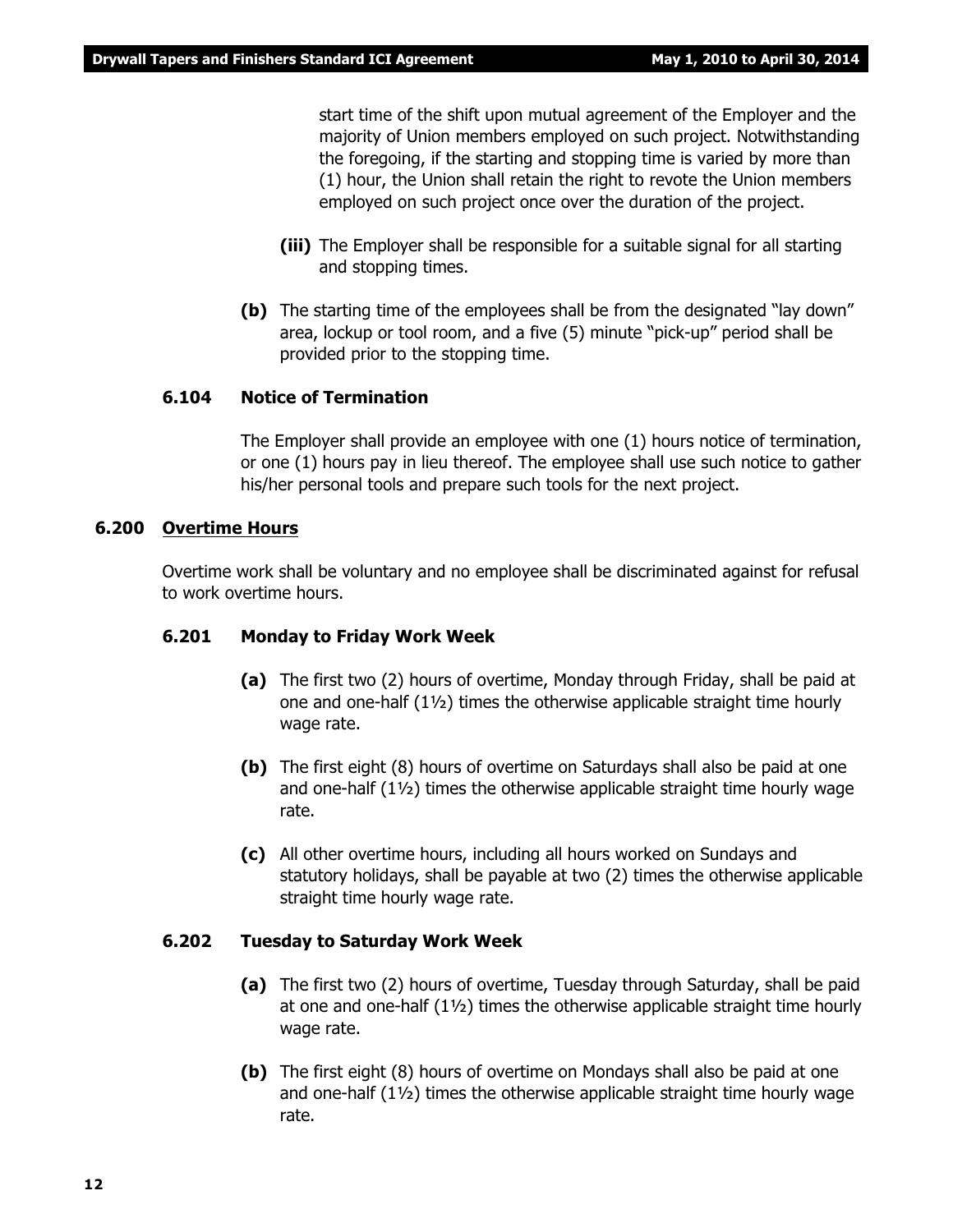start time of the shift upon mutual agreement of the Employer and the majority of Union members employed on such project. Notwithstanding the foregoing, if the starting and stopping time is varied by more than (1) hour, the Union shall retain the right to revote the Union members employed on such project once over the duration of the project.

**(iii)** The Employer shall be responsible for a suitable signal for all starting and stopping times.

**(b)** The starting time of the employees shall be from the designated "lay down" area, lockup or tool room, and a five (5) minute "pick-up" period shall be provided prior to the stopping time.

### 6.104 Notice of Termination

The Employer shall provide an employee with one (1) hours notice of termination, or one (1) hours pay in lieu thereof. The employee shall use such notice to gather his/her personal tools and prepare such tools for the next project.

## 6.200 Overtime Hours

Overtime work shall be voluntary and no employee shall be discriminated against for refusal to work overtime hours.

### 6.201 Monday to Friday Work Week

**(a)** The first two (2) hours of overtime, Monday through Friday, shall be paid at one and one-half (1½) times the otherwise applicable straight time hourly wage rate.

**(b)** The first eight (8) hours of overtime on Saturdays shall also be paid at one and one-half (1½) times the otherwise applicable straight time hourly wage rate.

**(c)** All other overtime hours, including all hours worked on Sundays and statutory holidays, shall be payable at two (2) times the otherwise applicable straight time hourly wage rate.

### 6.202 Tuesday to Saturday Work Week

**(a)** The first two (2) hours of overtime, Tuesday through Saturday, shall be paid at one and one-half (1½) times the otherwise applicable straight time hourly wage rate.

**(b)** The first eight (8) hours of overtime on Mondays shall also be paid at one and one-half (1½) times the otherwise applicable straight time hourly wage rate.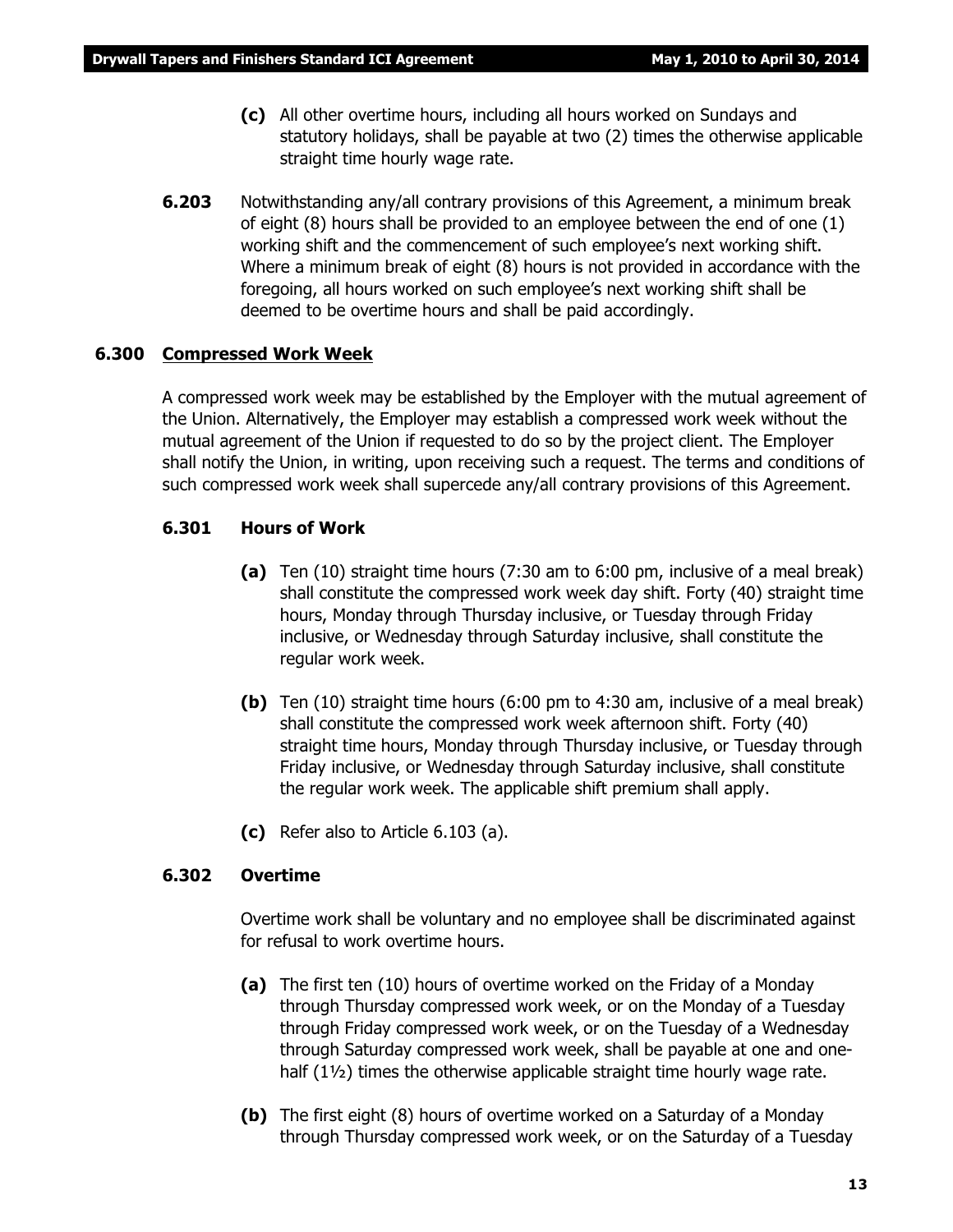**(c)** All other overtime hours, including all hours worked on Sundays and statutory holidays, shall be payable at two (2) times the otherwise applicable straight time hourly wage rate.

**6.203** Notwithstanding any/all contrary provisions of this Agreement, a minimum break of eight (8) hours shall be provided to an employee between the end of one (1) working shift and the commencement of such employee's next working shift. Where a minimum break of eight (8) hours is not provided in accordance with the foregoing, all hours worked on such employee's next working shift shall be deemed to be overtime hours and shall be paid accordingly.

### 6.300 Compressed Work Week

A compressed work week may be established by the Employer with the mutual agreement of the Union. Alternatively, the Employer may establish a compressed work week without the mutual agreement of the Union if requested to do so by the project client. The Employer shall notify the Union, in writing, upon receiving such a request. The terms and conditions of such compressed work week shall supercede any/all contrary provisions of this Agreement.

#### 6.301 Hours of Work

**(a)** Ten (10) straight time hours (7:30 am to 6:00 pm, inclusive of a meal break) shall constitute the compressed work week day shift. Forty (40) straight time hours, Monday through Thursday inclusive, or Tuesday through Friday inclusive, or Wednesday through Saturday inclusive, shall constitute the regular work week.

**(b)** Ten (10) straight time hours (6:00 pm to 4:30 am, inclusive of a meal break) shall constitute the compressed work week afternoon shift. Forty (40) straight time hours, Monday through Thursday inclusive, or Tuesday through Friday inclusive, or Wednesday through Saturday inclusive, shall constitute the regular work week. The applicable shift premium shall apply.

**(c)** Refer also to Article 6.103 (a).

#### 6.302 Overtime

Overtime work shall be voluntary and no employee shall be discriminated against for refusal to work overtime hours.

**(a)** The first ten (10) hours of overtime worked on the Friday of a Monday through Thursday compressed work week, or on the Monday of a Tuesday through Friday compressed work week, or on the Tuesday of a Wednesday through Saturday compressed work week, shall be payable at one and one-half (1½) times the otherwise applicable straight time hourly wage rate.

**(b)** The first eight (8) hours of overtime worked on a Saturday of a Monday through Thursday compressed work week, or on the Saturday of a Tuesday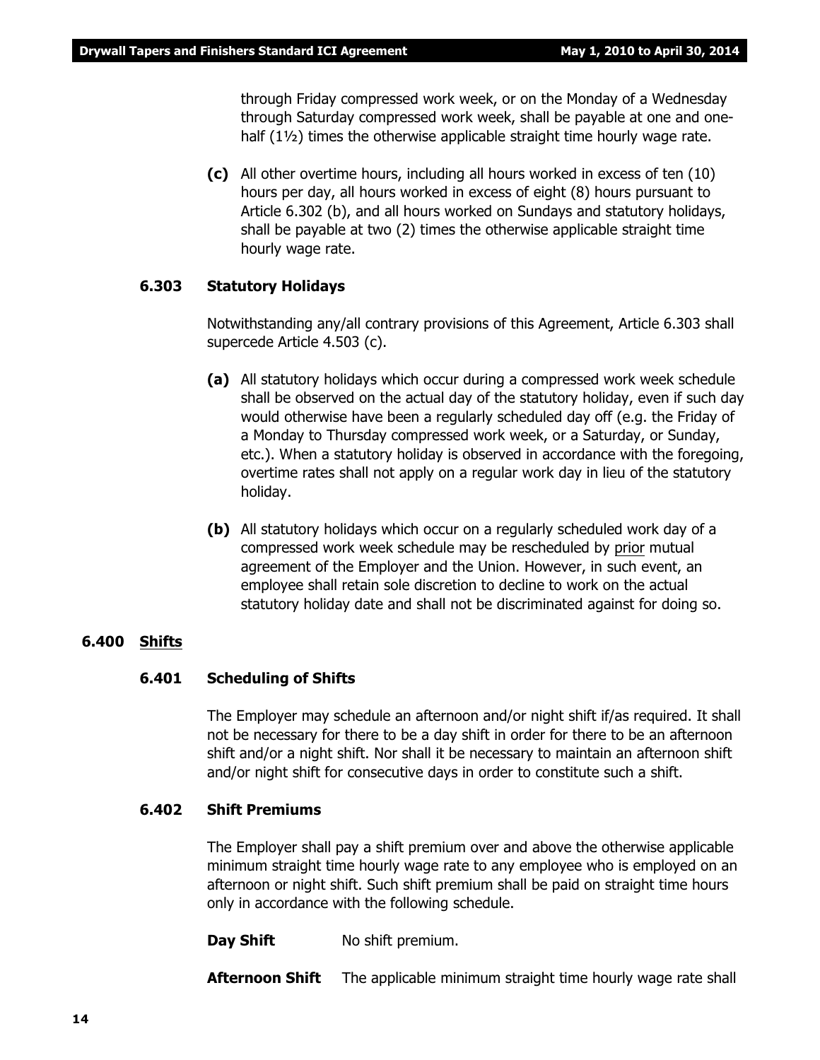through Friday compressed work week, or on the Monday of a Wednesday through Saturday compressed work week, shall be payable at one and one-half (1½) times the otherwise applicable straight time hourly wage rate.

**(c)** All other overtime hours, including all hours worked in excess of ten (10) hours per day, all hours worked in excess of eight (8) hours pursuant to Article 6.302 (b), and all hours worked on Sundays and statutory holidays, shall be payable at two (2) times the otherwise applicable straight time hourly wage rate.

### 6.303 Statutory Holidays

Notwithstanding any/all contrary provisions of this Agreement, Article 6.303 shall supercede Article 4.503 (c).

**(a)** All statutory holidays which occur during a compressed work week schedule shall be observed on the actual day of the statutory holiday, even if such day would otherwise have been a regularly scheduled day off (e.g. the Friday of a Monday to Thursday compressed work week, or a Saturday, or Sunday, etc.). When a statutory holiday is observed in accordance with the foregoing, overtime rates shall not apply on a regular work day in lieu of the statutory holiday.

**(b)** All statutory holidays which occur on a regularly scheduled work day of a compressed work week schedule may be rescheduled by prior mutual agreement of the Employer and the Union. However, in such event, an employee shall retain sole discretion to decline to work on the actual statutory holiday date and shall not be discriminated against for doing so.

## 6.400 Shifts

### 6.401 Scheduling of Shifts

The Employer may schedule an afternoon and/or night shift if/as required. It shall not be necessary for there to be a day shift in order for there to be an afternoon shift and/or a night shift. Nor shall it be necessary to maintain an afternoon shift and/or night shift for consecutive days in order to constitute such a shift.

### 6.402 Shift Premiums

The Employer shall pay a shift premium over and above the otherwise applicable minimum straight time hourly wage rate to any employee who is employed on an afternoon or night shift. Such shift premium shall be paid on straight time hours only in accordance with the following schedule.

**Day Shift** No shift premium.

**Afternoon Shift** The applicable minimum straight time hourly wage rate shall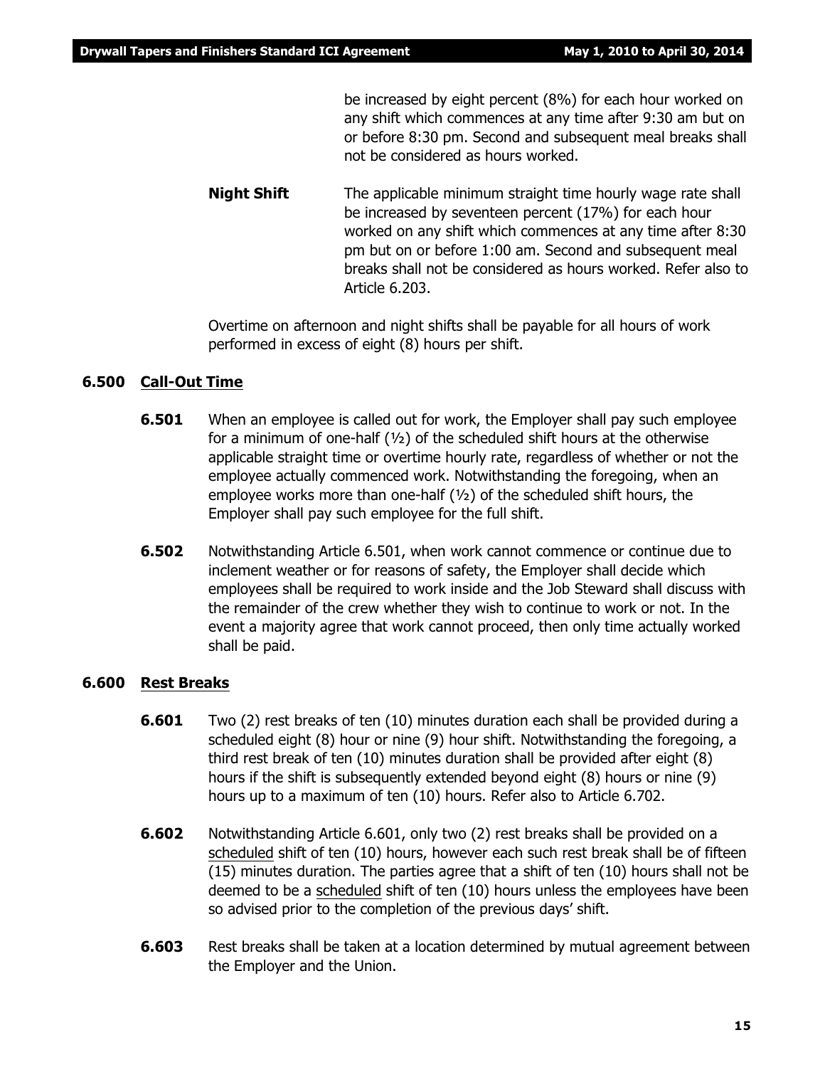be increased by eight percent (8%) for each hour worked on any shift which commences at any time after 9:30 am but on or before 8:30 pm. Second and subsequent meal breaks shall not be considered as hours worked.

**Night Shift** The applicable minimum straight time hourly wage rate shall be increased by seventeen percent (17%) for each hour worked on any shift which commences at any time after 8:30 pm but on or before 1:00 am. Second and subsequent meal breaks shall not be considered as hours worked. Refer also to Article 6.203.

Overtime on afternoon and night shifts shall be payable for all hours of work performed in excess of eight (8) hours per shift.

## 6.500 Call-Out Time

**6.501** When an employee is called out for work, the Employer shall pay such employee for a minimum of one-half (½) of the scheduled shift hours at the otherwise applicable straight time or overtime hourly rate, regardless of whether or not the employee actually commenced work. Notwithstanding the foregoing, when an employee works more than one-half (½) of the scheduled shift hours, the Employer shall pay such employee for the full shift.

**6.502** Notwithstanding Article 6.501, when work cannot commence or continue due to inclement weather or for reasons of safety, the Employer shall decide which employees shall be required to work inside and the Job Steward shall discuss with the remainder of the crew whether they wish to continue to work or not. In the event a majority agree that work cannot proceed, then only time actually worked shall be paid.

## 6.600 Rest Breaks

**6.601** Two (2) rest breaks of ten (10) minutes duration each shall be provided during a scheduled eight (8) hour or nine (9) hour shift. Notwithstanding the foregoing, a third rest break of ten (10) minutes duration shall be provided after eight (8) hours if the shift is subsequently extended beyond eight (8) hours or nine (9) hours up to a maximum of ten (10) hours. Refer also to Article 6.702.

**6.602** Notwithstanding Article 6.601, only two (2) rest breaks shall be provided on a scheduled shift of ten (10) hours, however each such rest break shall be of fifteen (15) minutes duration. The parties agree that a shift of ten (10) hours shall not be deemed to be a scheduled shift of ten (10) hours unless the employees have been so advised prior to the completion of the previous days' shift.

**6.603** Rest breaks shall be taken at a location determined by mutual agreement between the Employer and the Union.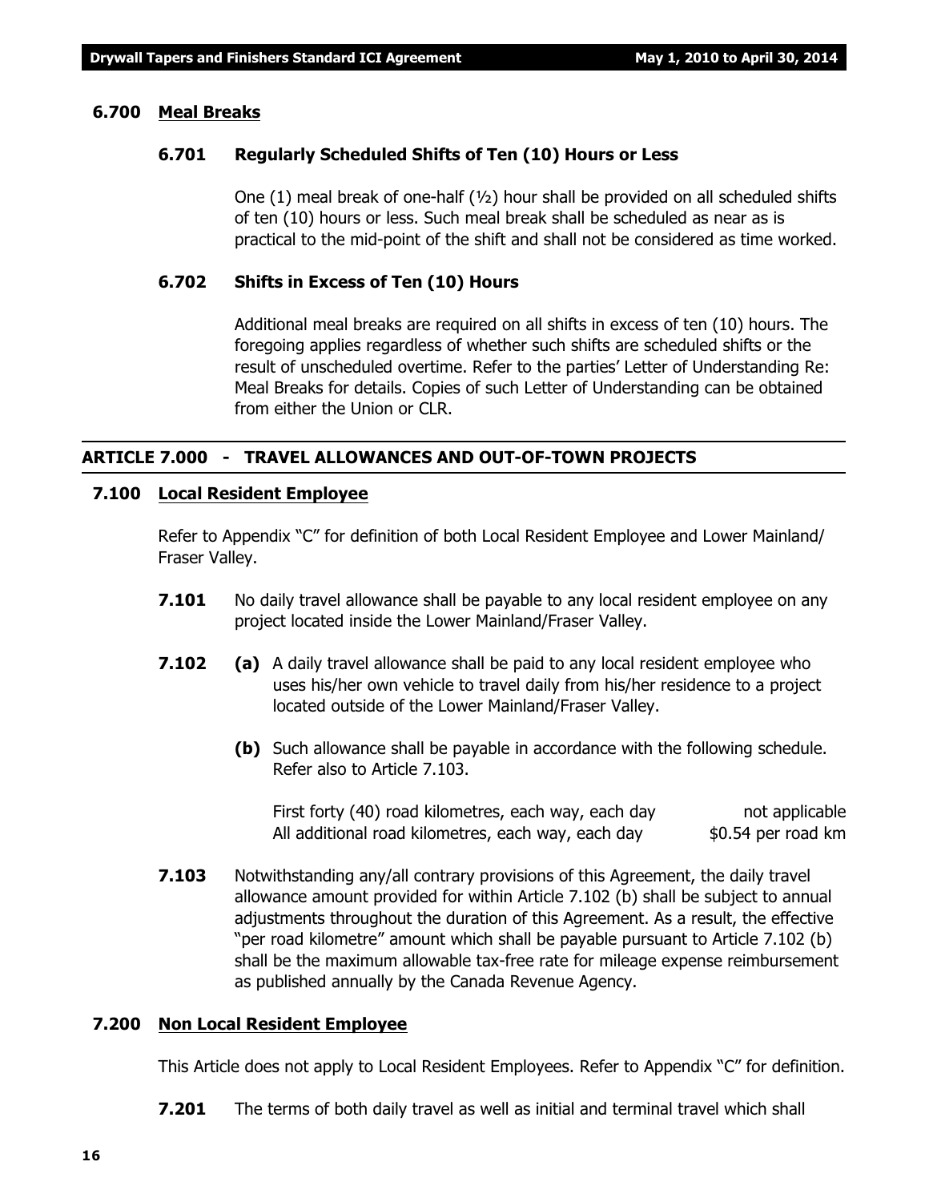### 6.700 Meal Breaks

#### 6.701 Regularly Scheduled Shifts of Ten (10) Hours or Less

One (1) meal break of one-half (½) hour shall be provided on all scheduled shifts of ten (10) hours or less. Such meal break shall be scheduled as near as is practical to the mid-point of the shift and shall not be considered as time worked.

#### 6.702 Shifts in Excess of Ten (10) Hours

Additional meal breaks are required on all shifts in excess of ten (10) hours. The foregoing applies regardless of whether such shifts are scheduled shifts or the result of unscheduled overtime. Refer to the parties' Letter of Understanding Re: Meal Breaks for details. Copies of such Letter of Understanding can be obtained from either the Union or CLR.

## ARTICLE 7.000 - TRAVEL ALLOWANCES AND OUT-OF-TOWN PROJECTS

### 7.100 Local Resident Employee

Refer to Appendix "C" for definition of both Local Resident Employee and Lower Mainland/ Fraser Valley.

**7.101** No daily travel allowance shall be payable to any local resident employee on any project located inside the Lower Mainland/Fraser Valley.

**7.102** **(a)** A daily travel allowance shall be paid to any local resident employee who uses his/her own vehicle to travel daily from his/her residence to a project located outside of the Lower Mainland/Fraser Valley.

**(b)** Such allowance shall be payable in accordance with the following schedule. Refer also to Article 7.103.

| | |
|---|---|
| First forty (40) road kilometres, each way, each day | not applicable |
| All additional road kilometres, each way, each day | $0.54 per road km |

**7.103** Notwithstanding any/all contrary provisions of this Agreement, the daily travel allowance amount provided for within Article 7.102 (b) shall be subject to annual adjustments throughout the duration of this Agreement. As a result, the effective "per road kilometre" amount which shall be payable pursuant to Article 7.102 (b) shall be the maximum allowable tax-free rate for mileage expense reimbursement as published annually by the Canada Revenue Agency.

### 7.200 Non Local Resident Employee

This Article does not apply to Local Resident Employees. Refer to Appendix "C" for definition.

**7.201** The terms of both daily travel as well as initial and terminal travel which shall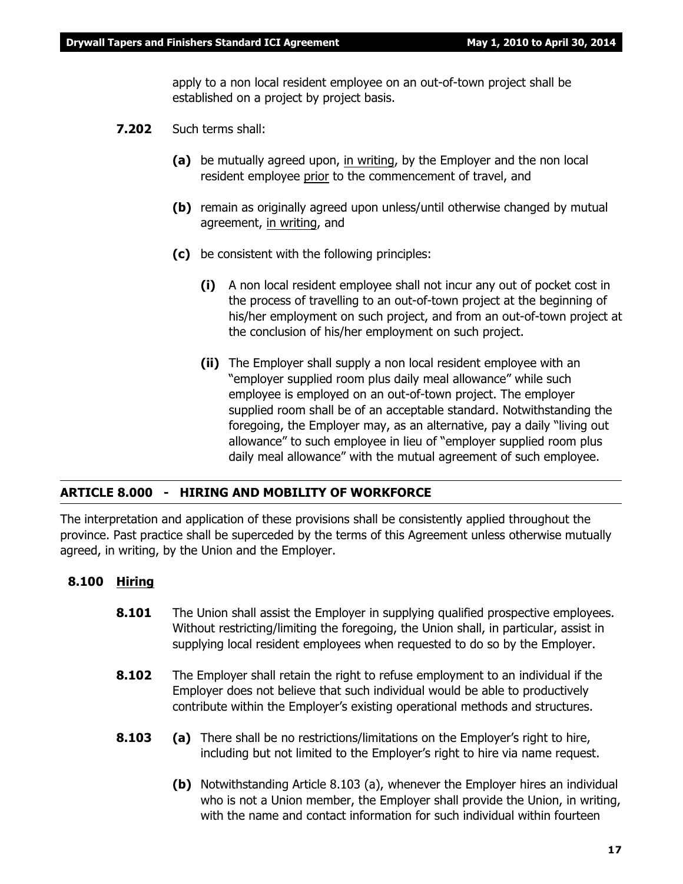apply to a non local resident employee on an out-of-town project shall be established on a project by project basis.

**7.202** Such terms shall:

**(a)** be mutually agreed upon, in writing, by the Employer and the non local resident employee prior to the commencement of travel, and

**(b)** remain as originally agreed upon unless/until otherwise changed by mutual agreement, in writing, and

**(c)** be consistent with the following principles:

**(i)** A non local resident employee shall not incur any out of pocket cost in the process of travelling to an out-of-town project at the beginning of his/her employment on such project, and from an out-of-town project at the conclusion of his/her employment on such project.

**(ii)** The Employer shall supply a non local resident employee with an "employer supplied room plus daily meal allowance" while such employee is employed on an out-of-town project. The employer supplied room shall be of an acceptable standard. Notwithstanding the foregoing, the Employer may, as an alternative, pay a daily "living out allowance" to such employee in lieu of "employer supplied room plus daily meal allowance" with the mutual agreement of such employee.

## ARTICLE 8.000 - HIRING AND MOBILITY OF WORKFORCE

The interpretation and application of these provisions shall be consistently applied throughout the province. Past practice shall be superceded by the terms of this Agreement unless otherwise mutually agreed, in writing, by the Union and the Employer.

### 8.100 Hiring

**8.101** The Union shall assist the Employer in supplying qualified prospective employees. Without restricting/limiting the foregoing, the Union shall, in particular, assist in supplying local resident employees when requested to do so by the Employer.

**8.102** The Employer shall retain the right to refuse employment to an individual if the Employer does not believe that such individual would be able to productively contribute within the Employer's existing operational methods and structures.

**8.103** **(a)** There shall be no restrictions/limitations on the Employer's right to hire, including but not limited to the Employer's right to hire via name request.

**(b)** Notwithstanding Article 8.103 (a), whenever the Employer hires an individual who is not a Union member, the Employer shall provide the Union, in writing, with the name and contact information for such individual within fourteen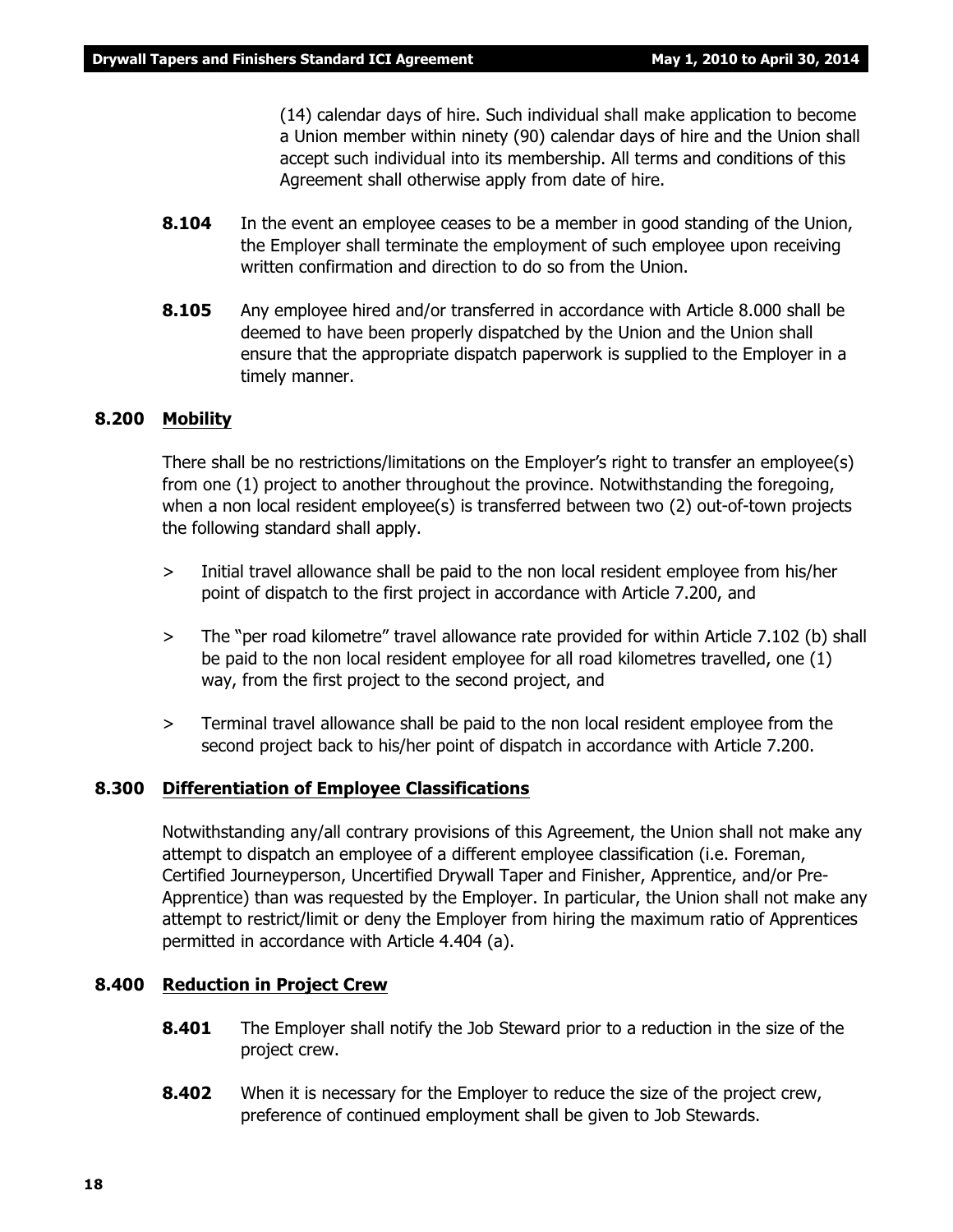(14) calendar days of hire. Such individual shall make application to become a Union member within ninety (90) calendar days of hire and the Union shall accept such individual into its membership. All terms and conditions of this Agreement shall otherwise apply from date of hire.

**8.104** In the event an employee ceases to be a member in good standing of the Union, the Employer shall terminate the employment of such employee upon receiving written confirmation and direction to do so from the Union.

**8.105** Any employee hired and/or transferred in accordance with Article 8.000 shall be deemed to have been properly dispatched by the Union and the Union shall ensure that the appropriate dispatch paperwork is supplied to the Employer in a timely manner.

### 8.200 Mobility

There shall be no restrictions/limitations on the Employer's right to transfer an employee(s) from one (1) project to another throughout the province. Notwithstanding the foregoing, when a non local resident employee(s) is transferred between two (2) out-of-town projects the following standard shall apply.

> Initial travel allowance shall be paid to the non local resident employee from his/her point of dispatch to the first project in accordance with Article 7.200, and

> The "per road kilometre" travel allowance rate provided for within Article 7.102 (b) shall be paid to the non local resident employee for all road kilometres travelled, one (1) way, from the first project to the second project, and

> Terminal travel allowance shall be paid to the non local resident employee from the second project back to his/her point of dispatch in accordance with Article 7.200.

### 8.300 Differentiation of Employee Classifications

Notwithstanding any/all contrary provisions of this Agreement, the Union shall not make any attempt to dispatch an employee of a different employee classification (i.e. Foreman, Certified Journeyperson, Uncertified Drywall Taper and Finisher, Apprentice, and/or Pre-Apprentice) than was requested by the Employer. In particular, the Union shall not make any attempt to restrict/limit or deny the Employer from hiring the maximum ratio of Apprentices permitted in accordance with Article 4.404 (a).

### 8.400 Reduction in Project Crew

**8.401** The Employer shall notify the Job Steward prior to a reduction in the size of the project crew.

**8.402** When it is necessary for the Employer to reduce the size of the project crew, preference of continued employment shall be given to Job Stewards.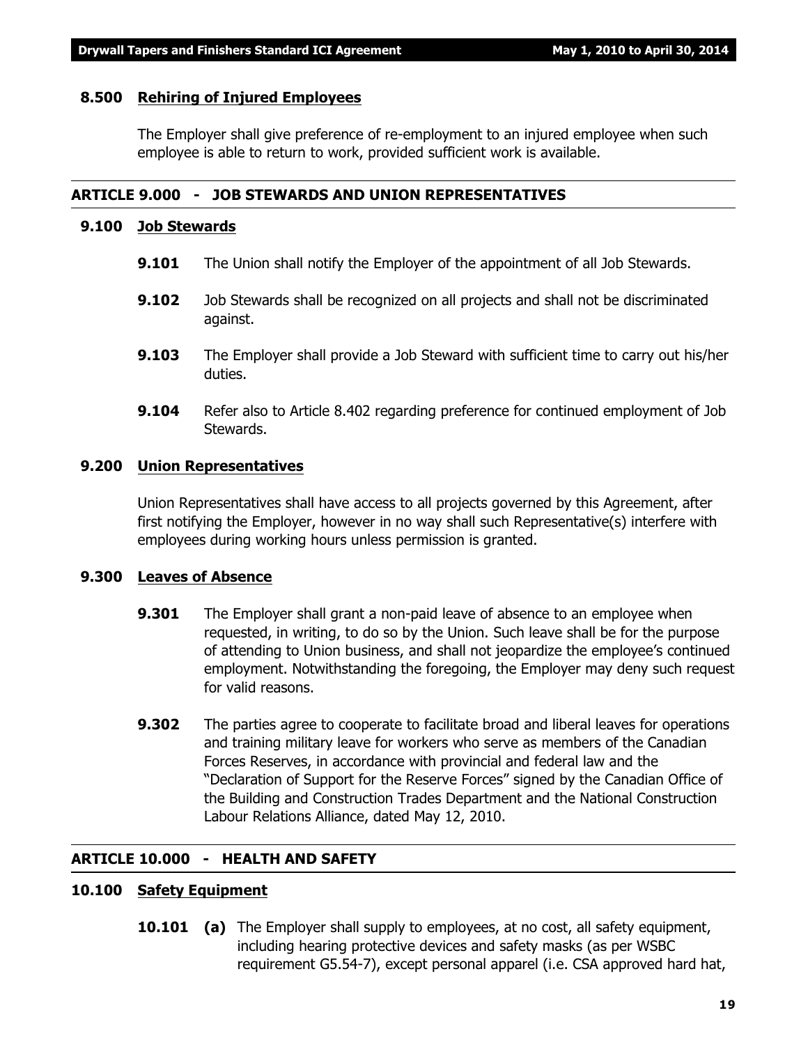### 8.500 Rehiring of Injured Employees

The Employer shall give preference of re-employment to an injured employee when such employee is able to return to work, provided sufficient work is available.

## ARTICLE 9.000 - JOB STEWARDS AND UNION REPRESENTATIVES

### 9.100 Job Stewards

**9.101** The Union shall notify the Employer of the appointment of all Job Stewards.

**9.102** Job Stewards shall be recognized on all projects and shall not be discriminated against.

**9.103** The Employer shall provide a Job Steward with sufficient time to carry out his/her duties.

**9.104** Refer also to Article 8.402 regarding preference for continued employment of Job Stewards.

### 9.200 Union Representatives

Union Representatives shall have access to all projects governed by this Agreement, after first notifying the Employer, however in no way shall such Representative(s) interfere with employees during working hours unless permission is granted.

### 9.300 Leaves of Absence

**9.301** The Employer shall grant a non-paid leave of absence to an employee when requested, in writing, to do so by the Union. Such leave shall be for the purpose of attending to Union business, and shall not jeopardize the employee's continued employment. Notwithstanding the foregoing, the Employer may deny such request for valid reasons.

**9.302** The parties agree to cooperate to facilitate broad and liberal leaves for operations and training military leave for workers who serve as members of the Canadian Forces Reserves, in accordance with provincial and federal law and the "Declaration of Support for the Reserve Forces" signed by the Canadian Office of the Building and Construction Trades Department and the National Construction Labour Relations Alliance, dated May 12, 2010.

## ARTICLE 10.000 - HEALTH AND SAFETY

### 10.100 Safety Equipment

**10.101** **(a)** The Employer shall supply to employees, at no cost, all safety equipment, including hearing protective devices and safety masks (as per WSBC requirement G5.54-7), except personal apparel (i.e. CSA approved hard hat,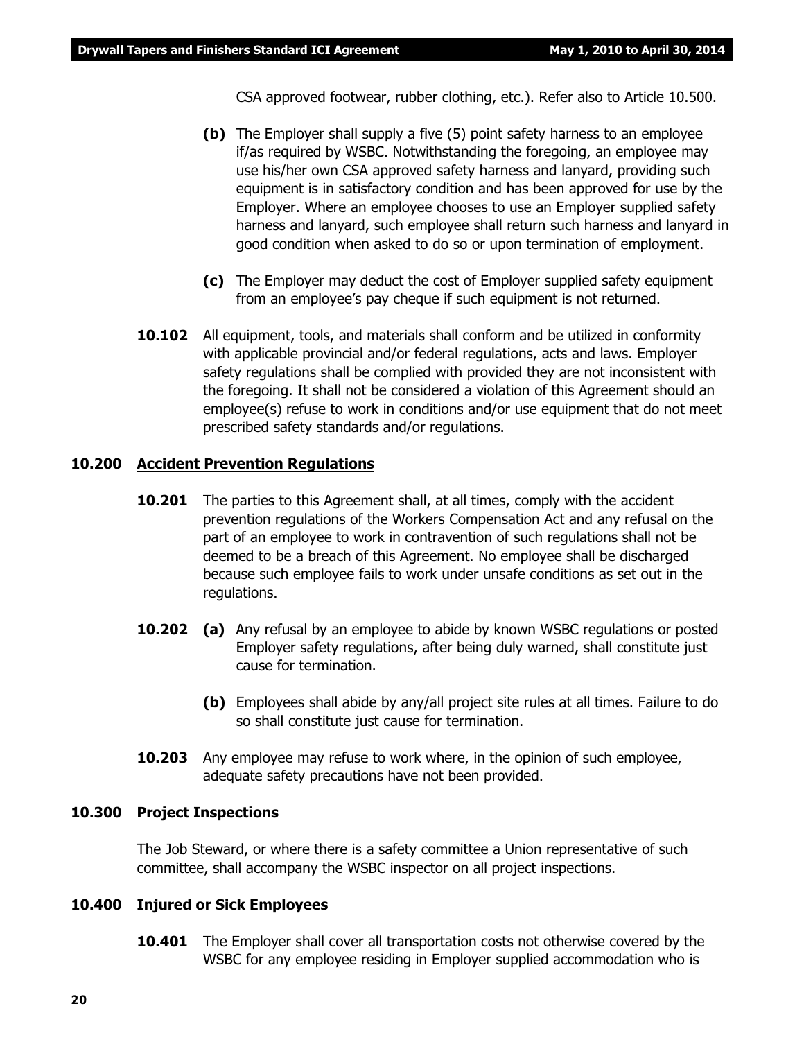CSA approved footwear, rubber clothing, etc.). Refer also to Article 10.500.

**(b)** The Employer shall supply a five (5) point safety harness to an employee if/as required by WSBC. Notwithstanding the foregoing, an employee may use his/her own CSA approved safety harness and lanyard, providing such equipment is in satisfactory condition and has been approved for use by the Employer. Where an employee chooses to use an Employer supplied safety harness and lanyard, such employee shall return such harness and lanyard in good condition when asked to do so or upon termination of employment.

**(c)** The Employer may deduct the cost of Employer supplied safety equipment from an employee's pay cheque if such equipment is not returned.

**10.102** All equipment, tools, and materials shall conform and be utilized in conformity with applicable provincial and/or federal regulations, acts and laws. Employer safety regulations shall be complied with provided they are not inconsistent with the foregoing. It shall not be considered a violation of this Agreement should an employee(s) refuse to work in conditions and/or use equipment that do not meet prescribed safety standards and/or regulations.

## 10.200 Accident Prevention Regulations

**10.201** The parties to this Agreement shall, at all times, comply with the accident prevention regulations of the Workers Compensation Act and any refusal on the part of an employee to work in contravention of such regulations shall not be deemed to be a breach of this Agreement. No employee shall be discharged because such employee fails to work under unsafe conditions as set out in the regulations.

**10.202** **(a)** Any refusal by an employee to abide by known WSBC regulations or posted Employer safety regulations, after being duly warned, shall constitute just cause for termination.

**(b)** Employees shall abide by any/all project site rules at all times. Failure to do so shall constitute just cause for termination.

**10.203** Any employee may refuse to work where, in the opinion of such employee, adequate safety precautions have not been provided.

## 10.300 Project Inspections

The Job Steward, or where there is a safety committee a Union representative of such committee, shall accompany the WSBC inspector on all project inspections.

## 10.400 Injured or Sick Employees

**10.401** The Employer shall cover all transportation costs not otherwise covered by the WSBC for any employee residing in Employer supplied accommodation who is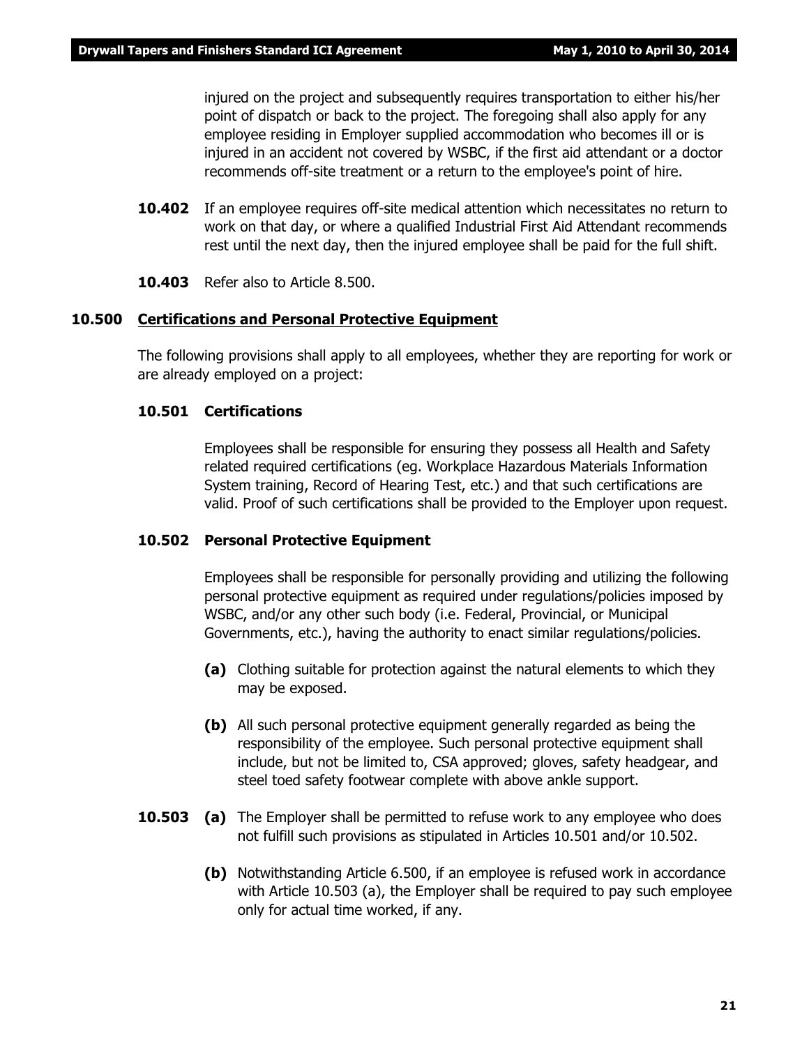injured on the project and subsequently requires transportation to either his/her point of dispatch or back to the project. The foregoing shall also apply for any employee residing in Employer supplied accommodation who becomes ill or is injured in an accident not covered by WSBC, if the first aid attendant or a doctor recommends off-site treatment or a return to the employee's point of hire.

**10.402** If an employee requires off-site medical attention which necessitates no return to work on that day, or where a qualified Industrial First Aid Attendant recommends rest until the next day, then the injured employee shall be paid for the full shift.

**10.403** Refer also to Article 8.500.

## 10.500 Certifications and Personal Protective Equipment

The following provisions shall apply to all employees, whether they are reporting for work or are already employed on a project:

### 10.501 Certifications

Employees shall be responsible for ensuring they possess all Health and Safety related required certifications (eg. Workplace Hazardous Materials Information System training, Record of Hearing Test, etc.) and that such certifications are valid. Proof of such certifications shall be provided to the Employer upon request.

### 10.502 Personal Protective Equipment

Employees shall be responsible for personally providing and utilizing the following personal protective equipment as required under regulations/policies imposed by WSBC, and/or any other such body (i.e. Federal, Provincial, or Municipal Governments, etc.), having the authority to enact similar regulations/policies.

**(a)** Clothing suitable for protection against the natural elements to which they may be exposed.

**(b)** All such personal protective equipment generally regarded as being the responsibility of the employee. Such personal protective equipment shall include, but not be limited to, CSA approved; gloves, safety headgear, and steel toed safety footwear complete with above ankle support.

**10.503** **(a)** The Employer shall be permitted to refuse work to any employee who does not fulfill such provisions as stipulated in Articles 10.501 and/or 10.502.

**(b)** Notwithstanding Article 6.500, if an employee is refused work in accordance with Article 10.503 (a), the Employer shall be required to pay such employee only for actual time worked, if any.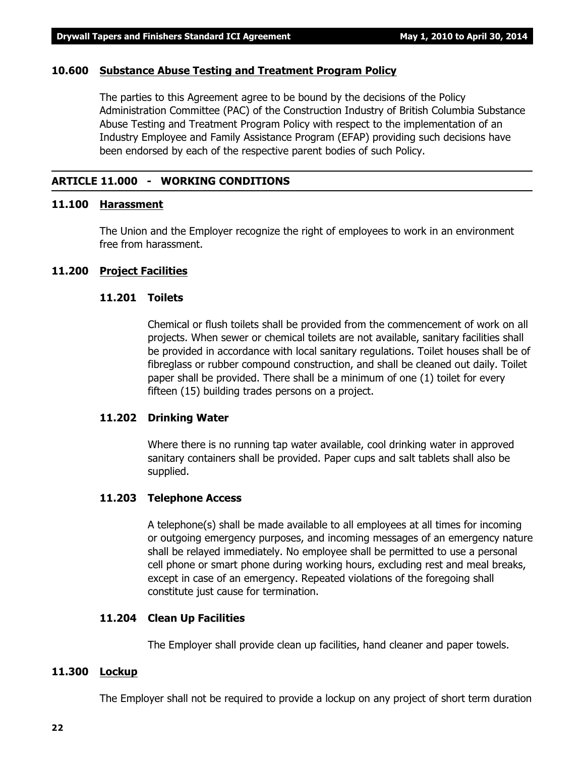### 10.600 Substance Abuse Testing and Treatment Program Policy

The parties to this Agreement agree to be bound by the decisions of the Policy Administration Committee (PAC) of the Construction Industry of British Columbia Substance Abuse Testing and Treatment Program Policy with respect to the implementation of an Industry Employee and Family Assistance Program (EFAP) providing such decisions have been endorsed by each of the respective parent bodies of such Policy.

## ARTICLE 11.000 - WORKING CONDITIONS

### 11.100 Harassment

The Union and the Employer recognize the right of employees to work in an environment free from harassment.

### 11.200 Project Facilities

#### 11.201 Toilets

Chemical or flush toilets shall be provided from the commencement of work on all projects. When sewer or chemical toilets are not available, sanitary facilities shall be provided in accordance with local sanitary regulations. Toilet houses shall be of fibreglass or rubber compound construction, and shall be cleaned out daily. Toilet paper shall be provided. There shall be a minimum of one (1) toilet for every fifteen (15) building trades persons on a project.

#### 11.202 Drinking Water

Where there is no running tap water available, cool drinking water in approved sanitary containers shall be provided. Paper cups and salt tablets shall also be supplied.

#### 11.203 Telephone Access

A telephone(s) shall be made available to all employees at all times for incoming or outgoing emergency purposes, and incoming messages of an emergency nature shall be relayed immediately. No employee shall be permitted to use a personal cell phone or smart phone during working hours, excluding rest and meal breaks, except in case of an emergency. Repeated violations of the foregoing shall constitute just cause for termination.

#### 11.204 Clean Up Facilities

The Employer shall provide clean up facilities, hand cleaner and paper towels.

### 11.300 Lockup

The Employer shall not be required to provide a lockup on any project of short term duration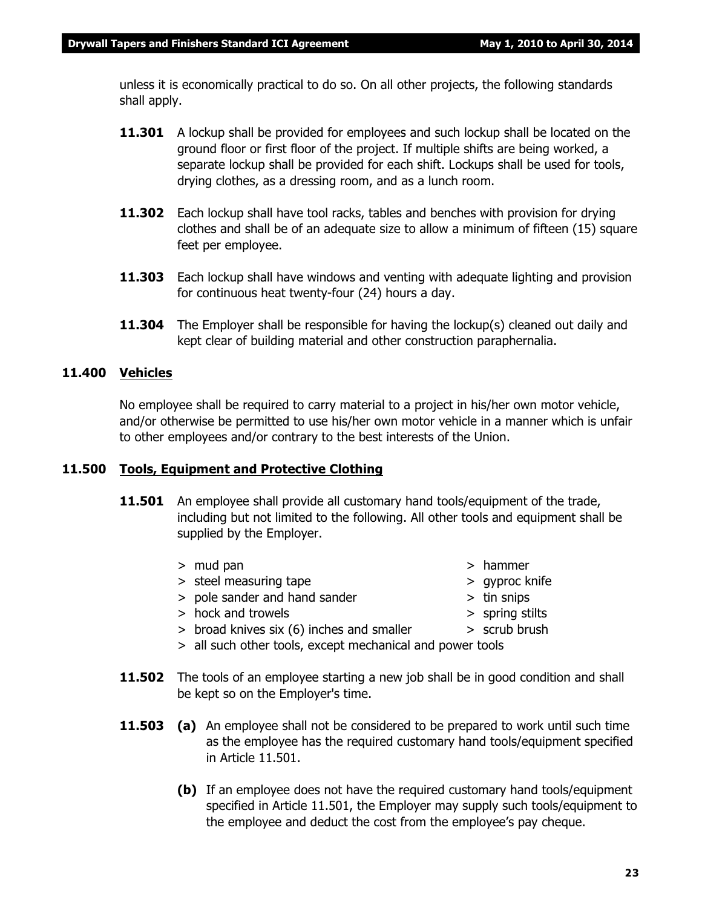unless it is economically practical to do so. On all other projects, the following standards shall apply.

**11.301** A lockup shall be provided for employees and such lockup shall be located on the ground floor or first floor of the project. If multiple shifts are being worked, a separate lockup shall be provided for each shift. Lockups shall be used for tools, drying clothes, as a dressing room, and as a lunch room.

**11.302** Each lockup shall have tool racks, tables and benches with provision for drying clothes and shall be of an adequate size to allow a minimum of fifteen (15) square feet per employee.

**11.303** Each lockup shall have windows and venting with adequate lighting and provision for continuous heat twenty-four (24) hours a day.

**11.304** The Employer shall be responsible for having the lockup(s) cleaned out daily and kept clear of building material and other construction paraphernalia.

## 11.400 Vehicles

No employee shall be required to carry material to a project in his/her own motor vehicle, and/or otherwise be permitted to use his/her own motor vehicle in a manner which is unfair to other employees and/or contrary to the best interests of the Union.

## 11.500 Tools, Equipment and Protective Clothing

**11.501** An employee shall provide all customary hand tools/equipment of the trade, including but not limited to the following. All other tools and equipment shall be supplied by the Employer.

> mud pan
> steel measuring tape
> pole sander and hand sander
> hock and trowels
> broad knives six (6) inches and smaller
> hammer
> gyproc knife
> tin snips
> spring stilts
> scrub brush
> all such other tools, except mechanical and power tools

**11.502** The tools of an employee starting a new job shall be in good condition and shall be kept so on the Employer's time.

**11.503** **(a)** An employee shall not be considered to be prepared to work until such time as the employee has the required customary hand tools/equipment specified in Article 11.501.

**(b)** If an employee does not have the required customary hand tools/equipment specified in Article 11.501, the Employer may supply such tools/equipment to the employee and deduct the cost from the employee's pay cheque.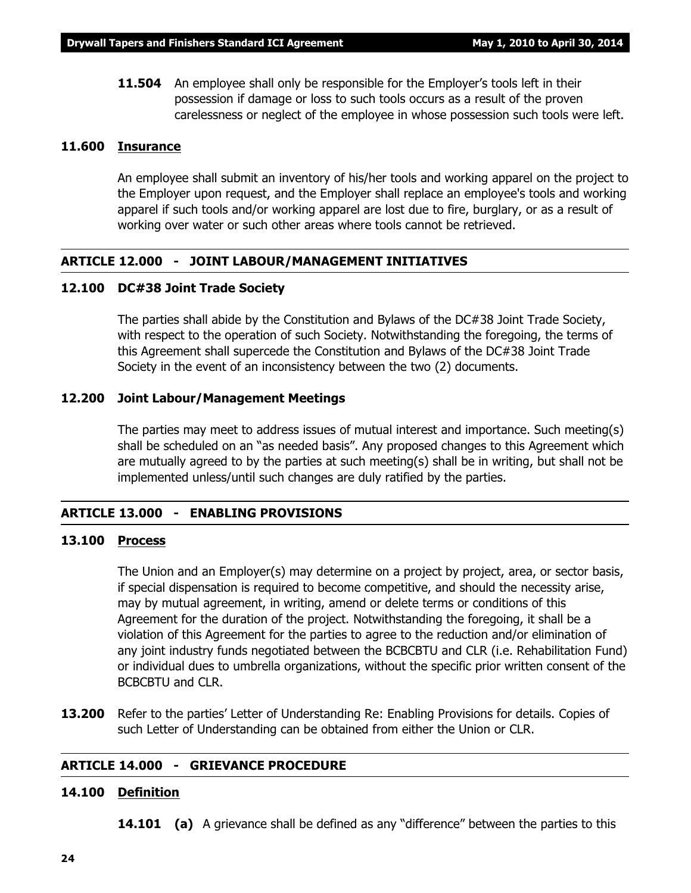**11.504** An employee shall only be responsible for the Employer's tools left in their possession if damage or loss to such tools occurs as a result of the proven carelessness or neglect of the employee in whose possession such tools were left.

### 11.600 Insurance

An employee shall submit an inventory of his/her tools and working apparel on the project to the Employer upon request, and the Employer shall replace an employee's tools and working apparel if such tools and/or working apparel are lost due to fire, burglary, or as a result of working over water or such other areas where tools cannot be retrieved.

## ARTICLE 12.000 - JOINT LABOUR/MANAGEMENT INITIATIVES

### 12.100 DC#38 Joint Trade Society

The parties shall abide by the Constitution and Bylaws of the DC#38 Joint Trade Society, with respect to the operation of such Society. Notwithstanding the foregoing, the terms of this Agreement shall supercede the Constitution and Bylaws of the DC#38 Joint Trade Society in the event of an inconsistency between the two (2) documents.

### 12.200 Joint Labour/Management Meetings

The parties may meet to address issues of mutual interest and importance. Such meeting(s) shall be scheduled on an "as needed basis". Any proposed changes to this Agreement which are mutually agreed to by the parties at such meeting(s) shall be in writing, but shall not be implemented unless/until such changes are duly ratified by the parties.

## ARTICLE 13.000 - ENABLING PROVISIONS

### 13.100 Process

The Union and an Employer(s) may determine on a project by project, area, or sector basis, if special dispensation is required to become competitive, and should the necessity arise, may by mutual agreement, in writing, amend or delete terms or conditions of this Agreement for the duration of the project. Notwithstanding the foregoing, it shall be a violation of this Agreement for the parties to agree to the reduction and/or elimination of any joint industry funds negotiated between the BCBCBTU and CLR (i.e. Rehabilitation Fund) or individual dues to umbrella organizations, without the specific prior written consent of the BCBCBTU and CLR.

**13.200** Refer to the parties' Letter of Understanding Re: Enabling Provisions for details. Copies of such Letter of Understanding can be obtained from either the Union or CLR.

## ARTICLE 14.000 - GRIEVANCE PROCEDURE

### 14.100 Definition

**14.101 (a)** A grievance shall be defined as any "difference" between the parties to this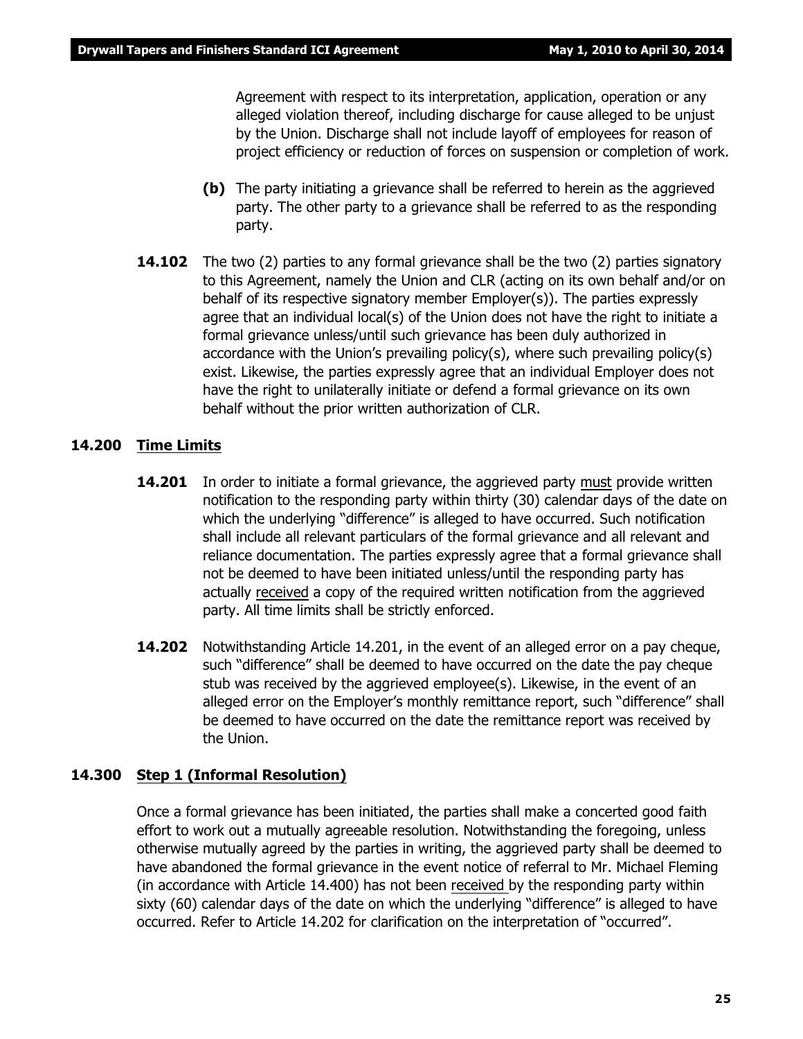Agreement with respect to its interpretation, application, operation or any alleged violation thereof, including discharge for cause alleged to be unjust by the Union. Discharge shall not include layoff of employees for reason of project efficiency or reduction of forces on suspension or completion of work.

**(b)** The party initiating a grievance shall be referred to herein as the aggrieved party. The other party to a grievance shall be referred to as the responding party.

**14.102** The two (2) parties to any formal grievance shall be the two (2) parties signatory to this Agreement, namely the Union and CLR (acting on its own behalf and/or on behalf of its respective signatory member Employer(s)). The parties expressly agree that an individual local(s) of the Union does not have the right to initiate a formal grievance unless/until such grievance has been duly authorized in accordance with the Union's prevailing policy(s), where such prevailing policy(s) exist. Likewise, the parties expressly agree that an individual Employer does not have the right to unilaterally initiate or defend a formal grievance on its own behalf without the prior written authorization of CLR.

## 14.200 Time Limits

**14.201** In order to initiate a formal grievance, the aggrieved party must provide written notification to the responding party within thirty (30) calendar days of the date on which the underlying "difference" is alleged to have occurred. Such notification shall include all relevant particulars of the formal grievance and all relevant and reliance documentation. The parties expressly agree that a formal grievance shall not be deemed to have been initiated unless/until the responding party has actually received a copy of the required written notification from the aggrieved party. All time limits shall be strictly enforced.

**14.202** Notwithstanding Article 14.201, in the event of an alleged error on a pay cheque, such "difference" shall be deemed to have occurred on the date the pay cheque stub was received by the aggrieved employee(s). Likewise, in the event of an alleged error on the Employer's monthly remittance report, such "difference" shall be deemed to have occurred on the date the remittance report was received by the Union.

## 14.300 Step 1 (Informal Resolution)

Once a formal grievance has been initiated, the parties shall make a concerted good faith effort to work out a mutually agreeable resolution. Notwithstanding the foregoing, unless otherwise mutually agreed by the parties in writing, the aggrieved party shall be deemed to have abandoned the formal grievance in the event notice of referral to Mr. Michael Fleming (in accordance with Article 14.400) has not been received by the responding party within sixty (60) calendar days of the date on which the underlying "difference" is alleged to have occurred. Refer to Article 14.202 for clarification on the interpretation of "occurred".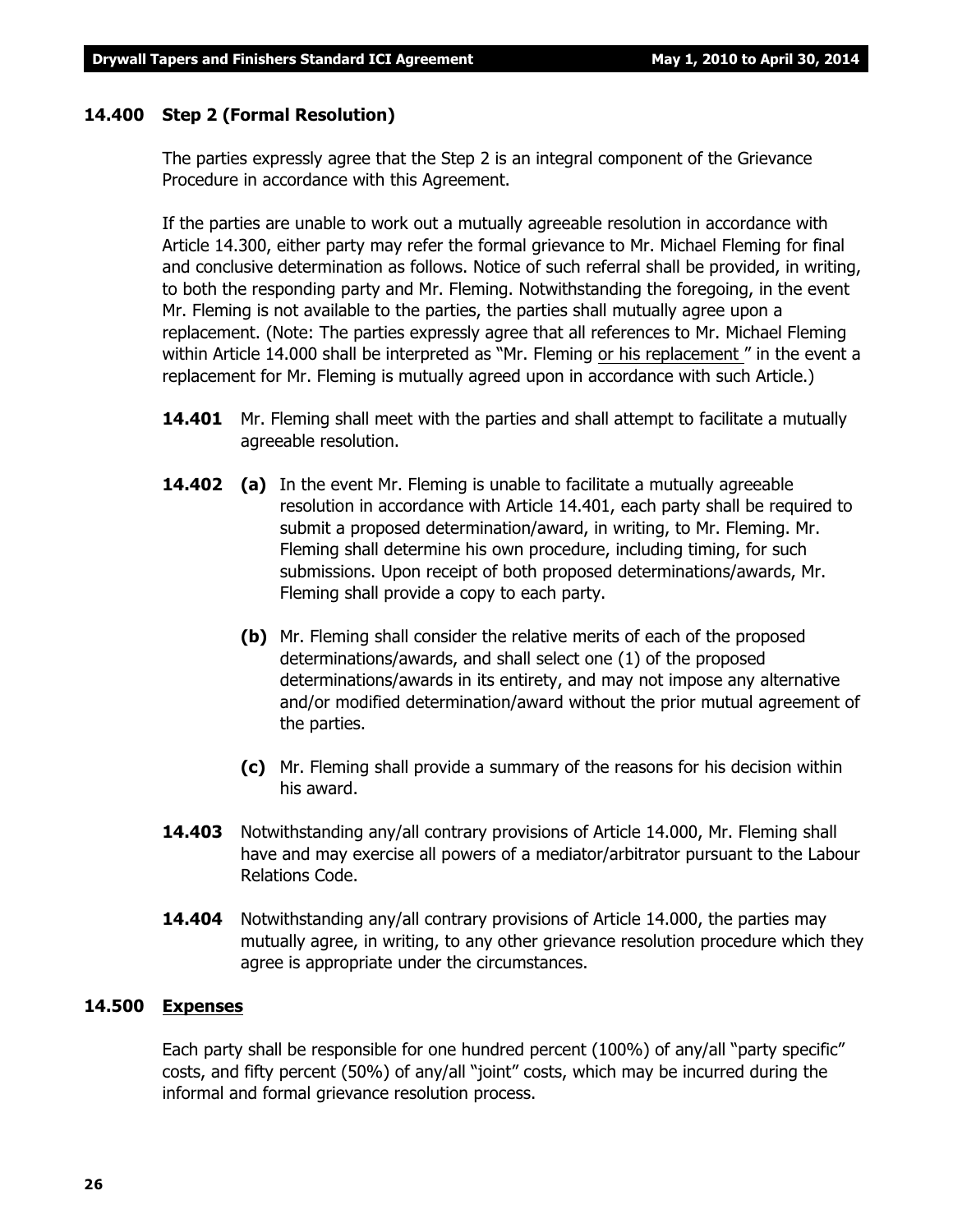### 14.400 Step 2 (Formal Resolution)

The parties expressly agree that the Step 2 is an integral component of the Grievance Procedure in accordance with this Agreement.

If the parties are unable to work out a mutually agreeable resolution in accordance with Article 14.300, either party may refer the formal grievance to Mr. Michael Fleming for final and conclusive determination as follows. Notice of such referral shall be provided, in writing, to both the responding party and Mr. Fleming. Notwithstanding the foregoing, in the event Mr. Fleming is not available to the parties, the parties shall mutually agree upon a replacement. (Note: The parties expressly agree that all references to Mr. Michael Fleming within Article 14.000 shall be interpreted as "Mr. Fleming <u>or his replacement</u> " in the event a replacement for Mr. Fleming is mutually agreed upon in accordance with such Article.)

**14.401** Mr. Fleming shall meet with the parties and shall attempt to facilitate a mutually agreeable resolution.

**14.402** **(a)** In the event Mr. Fleming is unable to facilitate a mutually agreeable resolution in accordance with Article 14.401, each party shall be required to submit a proposed determination/award, in writing, to Mr. Fleming. Mr. Fleming shall determine his own procedure, including timing, for such submissions. Upon receipt of both proposed determinations/awards, Mr. Fleming shall provide a copy to each party.

**(b)** Mr. Fleming shall consider the relative merits of each of the proposed determinations/awards, and shall select one (1) of the proposed determinations/awards in its entirety, and may not impose any alternative and/or modified determination/award without the prior mutual agreement of the parties.

**(c)** Mr. Fleming shall provide a summary of the reasons for his decision within his award.

**14.403** Notwithstanding any/all contrary provisions of Article 14.000, Mr. Fleming shall have and may exercise all powers of a mediator/arbitrator pursuant to the Labour Relations Code.

**14.404** Notwithstanding any/all contrary provisions of Article 14.000, the parties may mutually agree, in writing, to any other grievance resolution procedure which they agree is appropriate under the circumstances.

### 14.500 <u>Expenses</u>

Each party shall be responsible for one hundred percent (100%) of any/all "party specific" costs, and fifty percent (50%) of any/all "joint" costs, which may be incurred during the informal and formal grievance resolution process.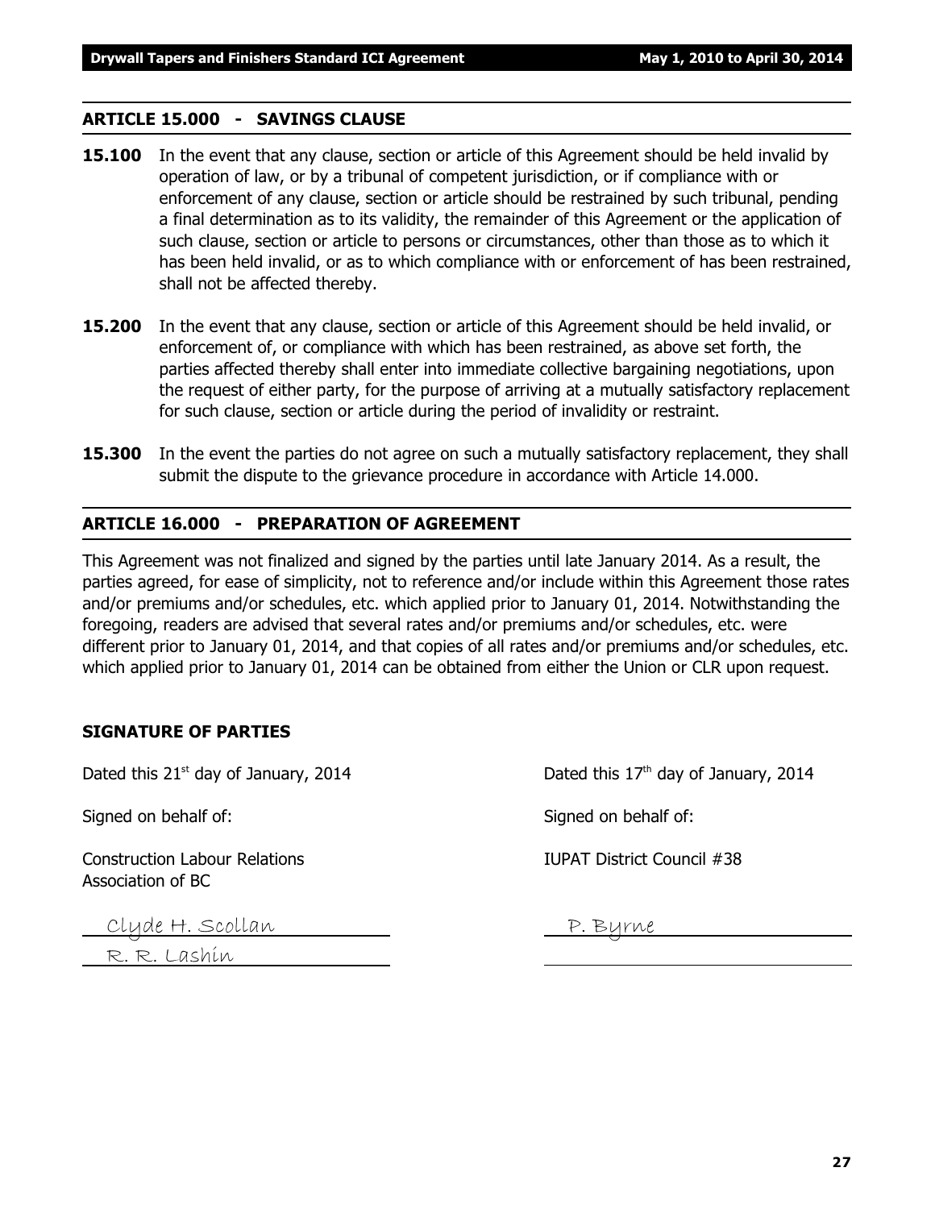## ARTICLE 15.000 - SAVINGS CLAUSE

**15.100** In the event that any clause, section or article of this Agreement should be held invalid by operation of law, or by a tribunal of competent jurisdiction, or if compliance with or enforcement of any clause, section or article should be restrained by such tribunal, pending a final determination as to its validity, the remainder of this Agreement or the application of such clause, section or article to persons or circumstances, other than those as to which it has been held invalid, or as to which compliance with or enforcement of has been restrained, shall not be affected thereby.

**15.200** In the event that any clause, section or article of this Agreement should be held invalid, or enforcement of, or compliance with which has been restrained, as above set forth, the parties affected thereby shall enter into immediate collective bargaining negotiations, upon the request of either party, for the purpose of arriving at a mutually satisfactory replacement for such clause, section or article during the period of invalidity or restraint.

**15.300** In the event the parties do not agree on such a mutually satisfactory replacement, they shall submit the dispute to the grievance procedure in accordance with Article 14.000.

## ARTICLE 16.000 - PREPARATION OF AGREEMENT

This Agreement was not finalized and signed by the parties until late January 2014. As a result, the parties agreed, for ease of simplicity, not to reference and/or include within this Agreement those rates and/or premiums and/or schedules, etc. which applied prior to January 01, 2014. Notwithstanding the foregoing, readers are advised that several rates and/or premiums and/or schedules, etc. were different prior to January 01, 2014, and that copies of all rates and/or premiums and/or schedules, etc. which applied prior to January 01, 2014 can be obtained from either the Union or CLR upon request.

### SIGNATURE OF PARTIES

Dated this 21st day of January, 2014

Signed on behalf of:

Construction Labour Relations Association of BC

Clyde H. Scollan

R. R. Lashin

Dated this 17th day of January, 2014

Signed on behalf of:

IUPAT District Council #38

P. Byrne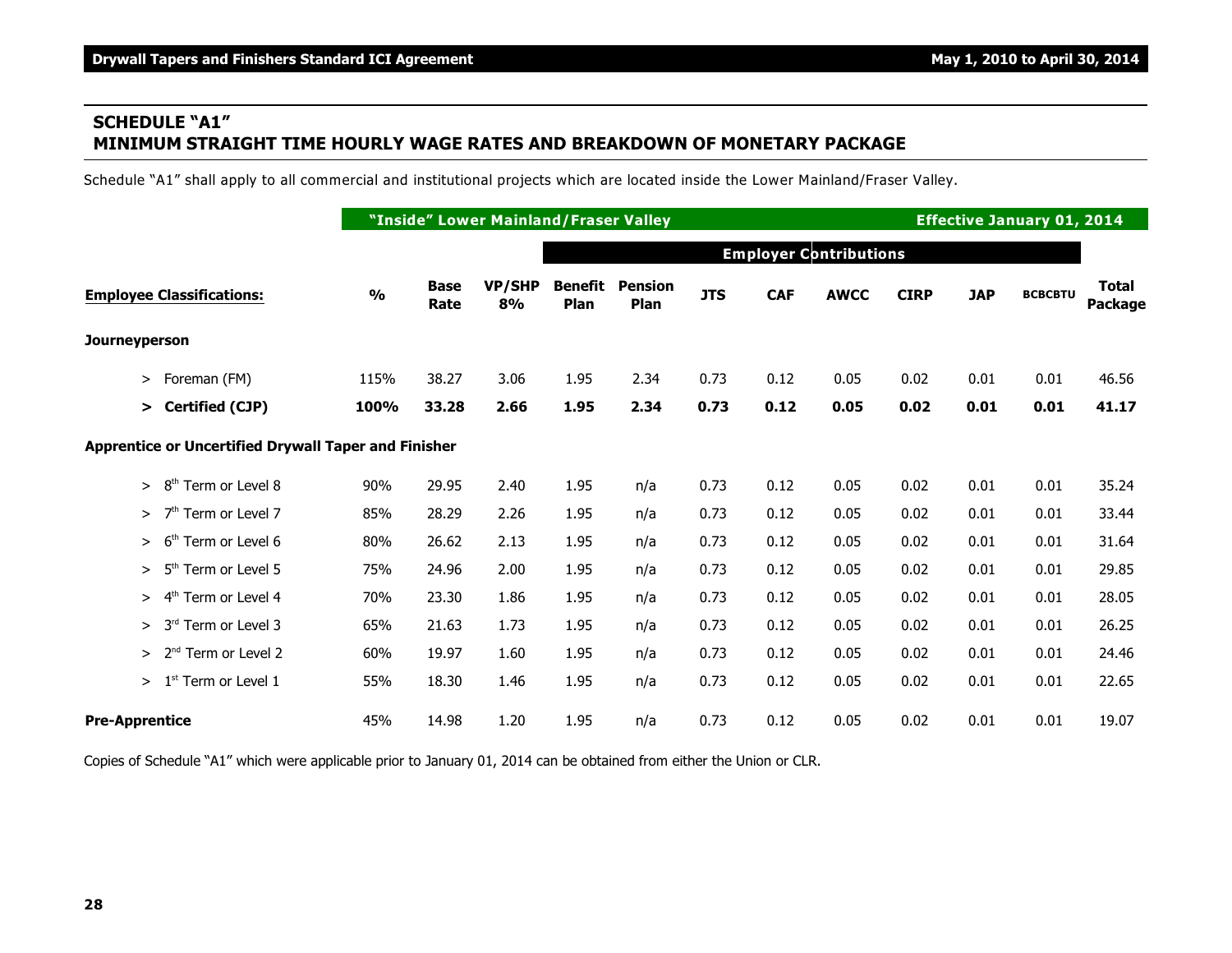## SCHEDULE "A1"
## MINIMUM STRAIGHT TIME HOURLY WAGE RATES AND BREAKDOWN OF MONETARY PACKAGE

Schedule "A1" shall apply to all commercial and institutional projects which are located inside the Lower Mainland/Fraser Valley.

| | "Inside" Lower Mainland/Fraser Valley | | | | | | | | | | Effective January 01, 2014 | |
|---|---|---|---|---|---|---|---|---|---|---|---|---|
| | | | | Employer Contributions | | | | | | | | |
| **Employee Classifications:** | **%** | **Base Rate** | **VP/SHP 8%** | **Benefit Plan** | **Pension Plan** | **JTS** | **CAF** | **AWCC** | **CIRP** | **JAP** | **BCBCBTU** | **Total Package** |
| **Journeyperson** | | | | | | | | | | | | |
| > Foreman (FM) | 115% | 38.27 | 3.06 | 1.95 | 2.34 | 0.73 | 0.12 | 0.05 | 0.02 | 0.01 | 0.01 | 46.56 |
| **> Certified (CJP)** | **100%** | **33.28** | **2.66** | **1.95** | **2.34** | **0.73** | **0.12** | **0.05** | **0.02** | **0.01** | **0.01** | **41.17** |
| **Apprentice or Uncertified Drywall Taper and Finisher** | | | | | | | | | | | | |
| > 8th Term or Level 8 | 90% | 29.95 | 2.40 | 1.95 | n/a | 0.73 | 0.12 | 0.05 | 0.02 | 0.01 | 0.01 | 35.24 |
| > 7th Term or Level 7 | 85% | 28.29 | 2.26 | 1.95 | n/a | 0.73 | 0.12 | 0.05 | 0.02 | 0.01 | 0.01 | 33.44 |
| > 6th Term or Level 6 | 80% | 26.62 | 2.13 | 1.95 | n/a | 0.73 | 0.12 | 0.05 | 0.02 | 0.01 | 0.01 | 31.64 |
| > 5th Term or Level 5 | 75% | 24.96 | 2.00 | 1.95 | n/a | 0.73 | 0.12 | 0.05 | 0.02 | 0.01 | 0.01 | 29.85 |
| > 4th Term or Level 4 | 70% | 23.30 | 1.86 | 1.95 | n/a | 0.73 | 0.12 | 0.05 | 0.02 | 0.01 | 0.01 | 28.05 |
| > 3rd Term or Level 3 | 65% | 21.63 | 1.73 | 1.95 | n/a | 0.73 | 0.12 | 0.05 | 0.02 | 0.01 | 0.01 | 26.25 |
| > 2nd Term or Level 2 | 60% | 19.97 | 1.60 | 1.95 | n/a | 0.73 | 0.12 | 0.05 | 0.02 | 0.01 | 0.01 | 24.46 |
| > 1st Term or Level 1 | 55% | 18.30 | 1.46 | 1.95 | n/a | 0.73 | 0.12 | 0.05 | 0.02 | 0.01 | 0.01 | 22.65 |
| **Pre-Apprentice** | 45% | 14.98 | 1.20 | 1.95 | n/a | 0.73 | 0.12 | 0.05 | 0.02 | 0.01 | 0.01 | 19.07 |

Copies of Schedule "A1" which were applicable prior to January 01, 2014 can be obtained from either the Union or CLR.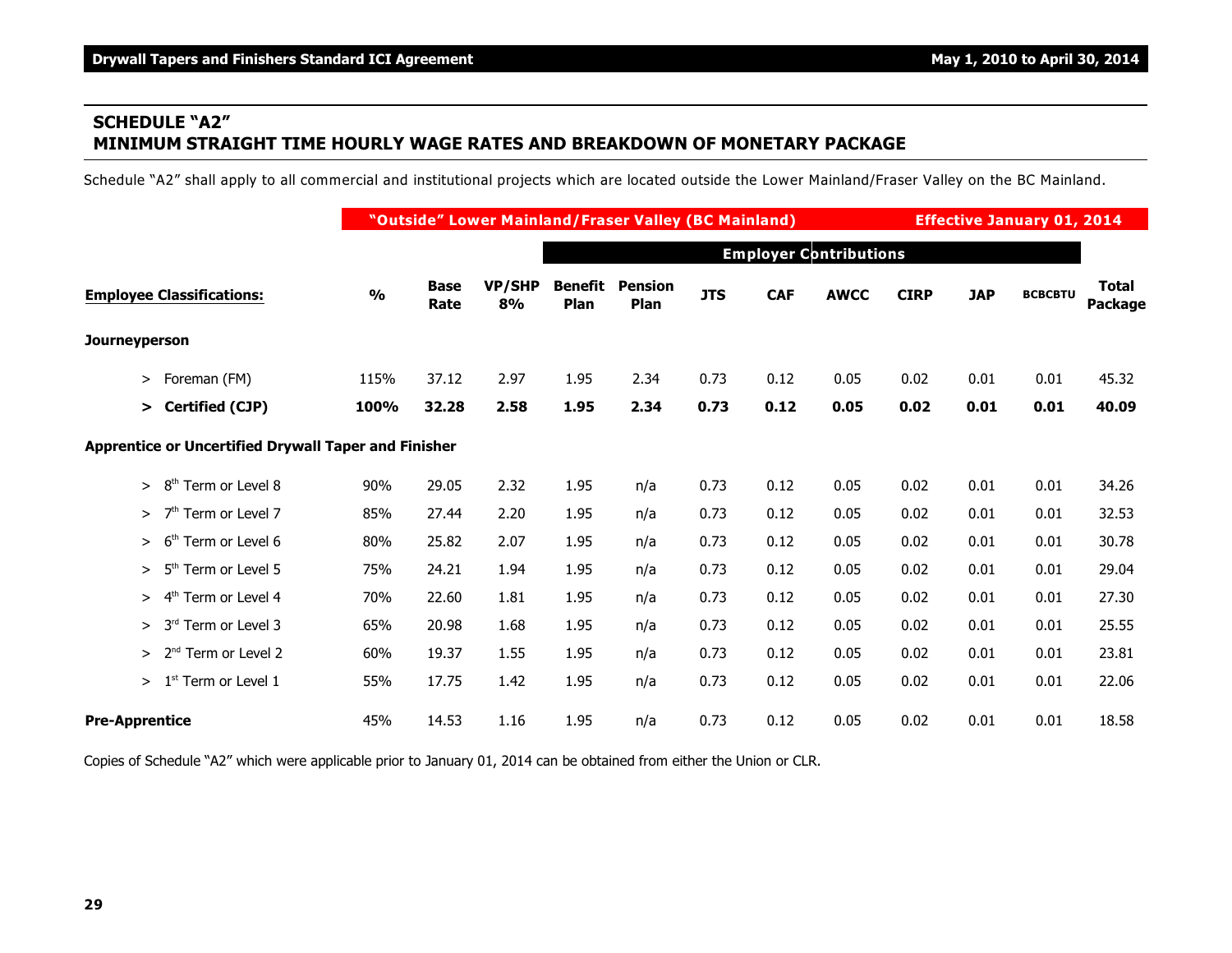## SCHEDULE "A2"
## MINIMUM STRAIGHT TIME HOURLY WAGE RATES AND BREAKDOWN OF MONETARY PACKAGE

Schedule "A2" shall apply to all commercial and institutional projects which are located outside the Lower Mainland/Fraser Valley on the BC Mainland.

| | "Outside" Lower Mainland/Fraser Valley (BC Mainland) | | | | | | | | | Effective January 01, 2014 | | |
|---|---|---|---|---|---|---|---|---|---|---|---|---|
| | | | | Employer Contributions | | | | | | | | |
| **Employee Classifications:** | **%** | **Base Rate** | **VP/SHP 8%** | **Benefit Plan** | **Pension Plan** | **JTS** | **CAF** | **AWCC** | **CIRP** | **JAP** | **BCBCBTU** | **Total Package** |
| **Journeyperson** | | | | | | | | | | | | |
| > Foreman (FM) | 115% | 37.12 | 2.97 | 1.95 | 2.34 | 0.73 | 0.12 | 0.05 | 0.02 | 0.01 | 0.01 | 45.32 |
| **> Certified (CJP)** | **100%** | **32.28** | **2.58** | **1.95** | **2.34** | **0.73** | **0.12** | **0.05** | **0.02** | **0.01** | **0.01** | **40.09** |
| **Apprentice or Uncertified Drywall Taper and Finisher** | | | | | | | | | | | | |
| > 8th Term or Level 8 | 90% | 29.05 | 2.32 | 1.95 | n/a | 0.73 | 0.12 | 0.05 | 0.02 | 0.01 | 0.01 | 34.26 |
| > 7th Term or Level 7 | 85% | 27.44 | 2.20 | 1.95 | n/a | 0.73 | 0.12 | 0.05 | 0.02 | 0.01 | 0.01 | 32.53 |
| > 6th Term or Level 6 | 80% | 25.82 | 2.07 | 1.95 | n/a | 0.73 | 0.12 | 0.05 | 0.02 | 0.01 | 0.01 | 30.78 |
| > 5th Term or Level 5 | 75% | 24.21 | 1.94 | 1.95 | n/a | 0.73 | 0.12 | 0.05 | 0.02 | 0.01 | 0.01 | 29.04 |
| > 4th Term or Level 4 | 70% | 22.60 | 1.81 | 1.95 | n/a | 0.73 | 0.12 | 0.05 | 0.02 | 0.01 | 0.01 | 27.30 |
| > 3rd Term or Level 3 | 65% | 20.98 | 1.68 | 1.95 | n/a | 0.73 | 0.12 | 0.05 | 0.02 | 0.01 | 0.01 | 25.55 |
| > 2nd Term or Level 2 | 60% | 19.37 | 1.55 | 1.95 | n/a | 0.73 | 0.12 | 0.05 | 0.02 | 0.01 | 0.01 | 23.81 |
| > 1st Term or Level 1 | 55% | 17.75 | 1.42 | 1.95 | n/a | 0.73 | 0.12 | 0.05 | 0.02 | 0.01 | 0.01 | 22.06 |
| **Pre-Apprentice** | 45% | 14.53 | 1.16 | 1.95 | n/a | 0.73 | 0.12 | 0.05 | 0.02 | 0.01 | 0.01 | 18.58 |

Copies of Schedule "A2" which were applicable prior to January 01, 2014 can be obtained from either the Union or CLR.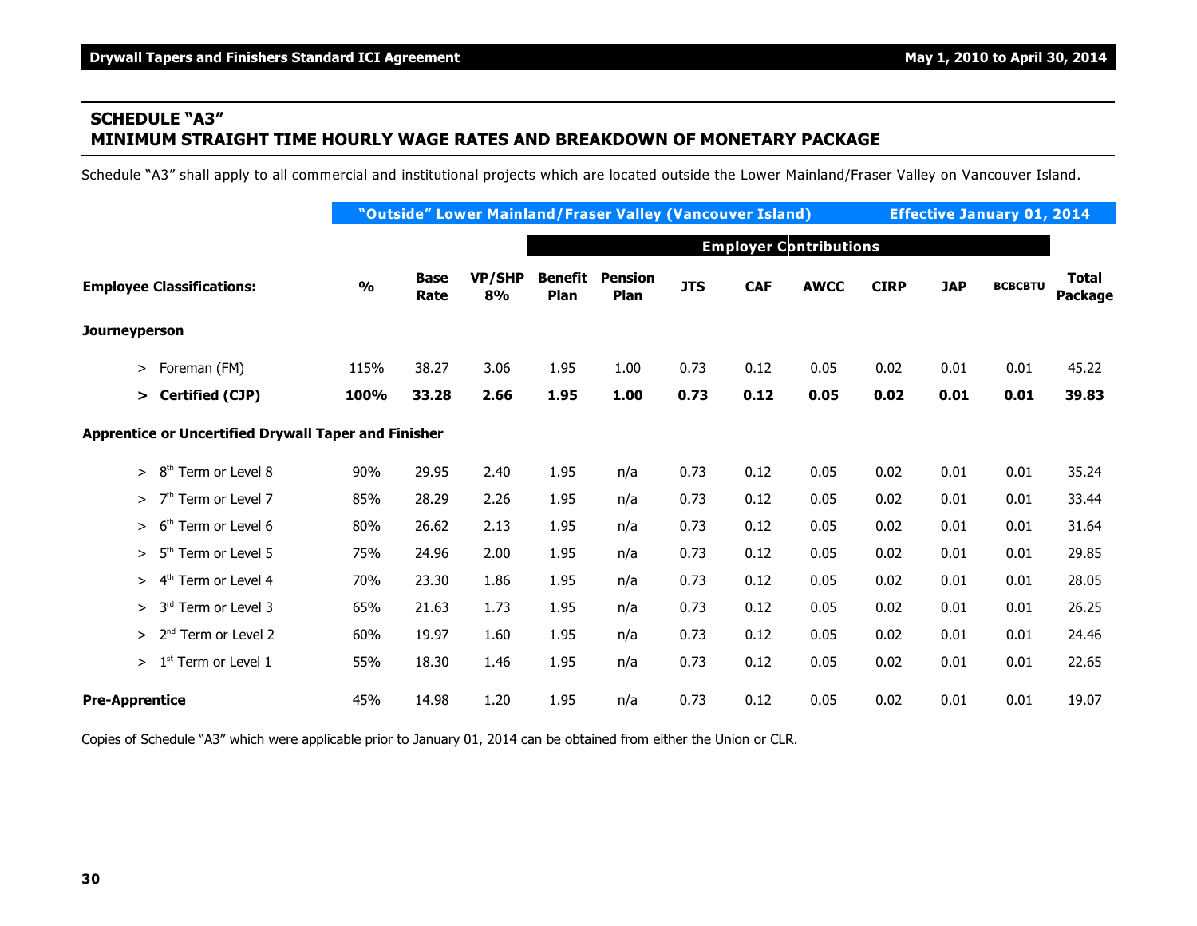## SCHEDULE "A3"
## MINIMUM STRAIGHT TIME HOURLY WAGE RATES AND BREAKDOWN OF MONETARY PACKAGE

Schedule "A3" shall apply to all commercial and institutional projects which are located outside the Lower Mainland/Fraser Valley on Vancouver Island.

| | "Outside" Lower Mainland/Fraser Valley (Vancouver Island) | | | | | | | | Effective January 01, 2014 | | | |
|---|---|---|---|---|---|---|---|---|---|---|---|---|
| | | | | Employer Contributions | | | | | | | | |
| **Employee Classifications:** | **%** | **Base Rate** | **VP/SHP 8%** | **Benefit Plan** | **Pension Plan** | **JTS** | **CAF** | **AWCC** | **CIRP** | **JAP** | **BCBCBTU** | **Total Package** |
| **Journeyperson** | | | | | | | | | | | | |
| > Foreman (FM) | 115% | 38.27 | 3.06 | 1.95 | 1.00 | 0.73 | 0.12 | 0.05 | 0.02 | 0.01 | 0.01 | 45.22 |
| **> Certified (CJP)** | **100%** | **33.28** | **2.66** | **1.95** | **1.00** | **0.73** | **0.12** | **0.05** | **0.02** | **0.01** | **0.01** | **39.83** |
| **Apprentice or Uncertified Drywall Taper and Finisher** | | | | | | | | | | | | |
| > 8th Term or Level 8 | 90% | 29.95 | 2.40 | 1.95 | n/a | 0.73 | 0.12 | 0.05 | 0.02 | 0.01 | 0.01 | 35.24 |
| > 7th Term or Level 7 | 85% | 28.29 | 2.26 | 1.95 | n/a | 0.73 | 0.12 | 0.05 | 0.02 | 0.01 | 0.01 | 33.44 |
| > 6th Term or Level 6 | 80% | 26.62 | 2.13 | 1.95 | n/a | 0.73 | 0.12 | 0.05 | 0.02 | 0.01 | 0.01 | 31.64 |
| > 5th Term or Level 5 | 75% | 24.96 | 2.00 | 1.95 | n/a | 0.73 | 0.12 | 0.05 | 0.02 | 0.01 | 0.01 | 29.85 |
| > 4th Term or Level 4 | 70% | 23.30 | 1.86 | 1.95 | n/a | 0.73 | 0.12 | 0.05 | 0.02 | 0.01 | 0.01 | 28.05 |
| > 3rd Term or Level 3 | 65% | 21.63 | 1.73 | 1.95 | n/a | 0.73 | 0.12 | 0.05 | 0.02 | 0.01 | 0.01 | 26.25 |
| > 2nd Term or Level 2 | 60% | 19.97 | 1.60 | 1.95 | n/a | 0.73 | 0.12 | 0.05 | 0.02 | 0.01 | 0.01 | 24.46 |
| > 1st Term or Level 1 | 55% | 18.30 | 1.46 | 1.95 | n/a | 0.73 | 0.12 | 0.05 | 0.02 | 0.01 | 0.01 | 22.65 |
| **Pre-Apprentice** | 45% | 14.98 | 1.20 | 1.95 | n/a | 0.73 | 0.12 | 0.05 | 0.02 | 0.01 | 0.01 | 19.07 |

Copies of Schedule "A3" which were applicable prior to January 01, 2014 can be obtained from either the Union or CLR.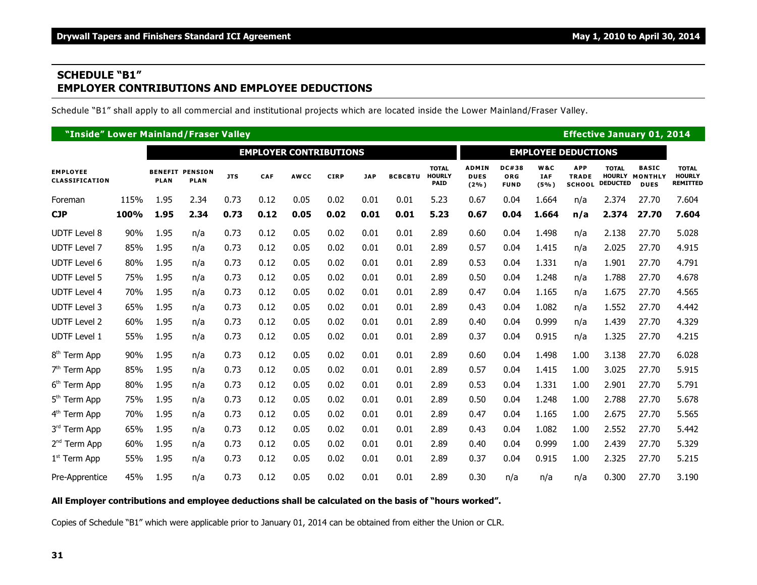## SCHEDULE "B1"
## EMPLOYER CONTRIBUTIONS AND EMPLOYEE DEDUCTIONS

Schedule "B1" shall apply to all commercial and institutional projects which are located inside the Lower Mainland/Fraser Valley.

**"Inside" Lower Mainland/Fraser Valley** — **Effective January 01, 2014**

| | | EMPLOYER CONTRIBUTIONS | | | | | | | | | EMPLOYEE DEDUCTIONS | | | | | | |
|---|---|---|---|---|---|---|---|---|---|---|---|---|---|---|---|---|---|
| **EMPLOYEE CLASSIFICATION** | | **BENEFIT PLAN** | **PENSION PLAN** | **JTS** | **CAF** | **AWCC** | **CIRP** | **JAP** | **BCBCBTU** | **TOTAL HOURLY PAID** | **ADMIN DUES (2%)** | **DC#38 ORG FUND** | **W&C IAF (5%)** | **APP TRADE SCHOOL** | **TOTAL HOURLY DEDUCTED** | **BASIC MONTHLY DUES** | **TOTAL HOURLY REMITTED** |
| Foreman | 115% | 1.95 | 2.34 | 0.73 | 0.12 | 0.05 | 0.02 | 0.01 | 0.01 | 5.23 | 0.67 | 0.04 | 1.664 | n/a | 2.374 | 27.70 | 7.604 |
| **CJP** | **100%** | **1.95** | **2.34** | **0.73** | **0.12** | **0.05** | **0.02** | **0.01** | **0.01** | **5.23** | **0.67** | **0.04** | **1.664** | **n/a** | **2.374** | **27.70** | **7.604** |
| UDTF Level 8 | 90% | 1.95 | n/a | 0.73 | 0.12 | 0.05 | 0.02 | 0.01 | 0.01 | 2.89 | 0.60 | 0.04 | 1.498 | n/a | 2.138 | 27.70 | 5.028 |
| UDTF Level 7 | 85% | 1.95 | n/a | 0.73 | 0.12 | 0.05 | 0.02 | 0.01 | 0.01 | 2.89 | 0.57 | 0.04 | 1.415 | n/a | 2.025 | 27.70 | 4.915 |
| UDTF Level 6 | 80% | 1.95 | n/a | 0.73 | 0.12 | 0.05 | 0.02 | 0.01 | 0.01 | 2.89 | 0.53 | 0.04 | 1.331 | n/a | 1.901 | 27.70 | 4.791 |
| UDTF Level 5 | 75% | 1.95 | n/a | 0.73 | 0.12 | 0.05 | 0.02 | 0.01 | 0.01 | 2.89 | 0.50 | 0.04 | 1.248 | n/a | 1.788 | 27.70 | 4.678 |
| UDTF Level 4 | 70% | 1.95 | n/a | 0.73 | 0.12 | 0.05 | 0.02 | 0.01 | 0.01 | 2.89 | 0.47 | 0.04 | 1.165 | n/a | 1.675 | 27.70 | 4.565 |
| UDTF Level 3 | 65% | 1.95 | n/a | 0.73 | 0.12 | 0.05 | 0.02 | 0.01 | 0.01 | 2.89 | 0.43 | 0.04 | 1.082 | n/a | 1.552 | 27.70 | 4.442 |
| UDTF Level 2 | 60% | 1.95 | n/a | 0.73 | 0.12 | 0.05 | 0.02 | 0.01 | 0.01 | 2.89 | 0.40 | 0.04 | 0.999 | n/a | 1.439 | 27.70 | 4.329 |
| UDTF Level 1 | 55% | 1.95 | n/a | 0.73 | 0.12 | 0.05 | 0.02 | 0.01 | 0.01 | 2.89 | 0.37 | 0.04 | 0.915 | n/a | 1.325 | 27.70 | 4.215 |
| 8th Term App | 90% | 1.95 | n/a | 0.73 | 0.12 | 0.05 | 0.02 | 0.01 | 0.01 | 2.89 | 0.60 | 0.04 | 1.498 | 1.00 | 3.138 | 27.70 | 6.028 |
| 7th Term App | 85% | 1.95 | n/a | 0.73 | 0.12 | 0.05 | 0.02 | 0.01 | 0.01 | 2.89 | 0.57 | 0.04 | 1.415 | 1.00 | 3.025 | 27.70 | 5.915 |
| 6th Term App | 80% | 1.95 | n/a | 0.73 | 0.12 | 0.05 | 0.02 | 0.01 | 0.01 | 2.89 | 0.53 | 0.04 | 1.331 | 1.00 | 2.901 | 27.70 | 5.791 |
| 5th Term App | 75% | 1.95 | n/a | 0.73 | 0.12 | 0.05 | 0.02 | 0.01 | 0.01 | 2.89 | 0.50 | 0.04 | 1.248 | 1.00 | 2.788 | 27.70 | 5.678 |
| 4th Term App | 70% | 1.95 | n/a | 0.73 | 0.12 | 0.05 | 0.02 | 0.01 | 0.01 | 2.89 | 0.47 | 0.04 | 1.165 | 1.00 | 2.675 | 27.70 | 5.565 |
| 3rd Term App | 65% | 1.95 | n/a | 0.73 | 0.12 | 0.05 | 0.02 | 0.01 | 0.01 | 2.89 | 0.43 | 0.04 | 1.082 | 1.00 | 2.552 | 27.70 | 5.442 |
| 2nd Term App | 60% | 1.95 | n/a | 0.73 | 0.12 | 0.05 | 0.02 | 0.01 | 0.01 | 2.89 | 0.40 | 0.04 | 0.999 | 1.00 | 2.439 | 27.70 | 5.329 |
| 1st Term App | 55% | 1.95 | n/a | 0.73 | 0.12 | 0.05 | 0.02 | 0.01 | 0.01 | 2.89 | 0.37 | 0.04 | 0.915 | 1.00 | 2.325 | 27.70 | 5.215 |
| Pre-Apprentice | 45% | 1.95 | n/a | 0.73 | 0.12 | 0.05 | 0.02 | 0.01 | 0.01 | 2.89 | 0.30 | n/a | n/a | n/a | 0.300 | 27.70 | 3.190 |

**All Employer contributions and employee deductions shall be calculated on the basis of "hours worked".**

Copies of Schedule "B1" which were applicable prior to January 01, 2014 can be obtained from either the Union or CLR.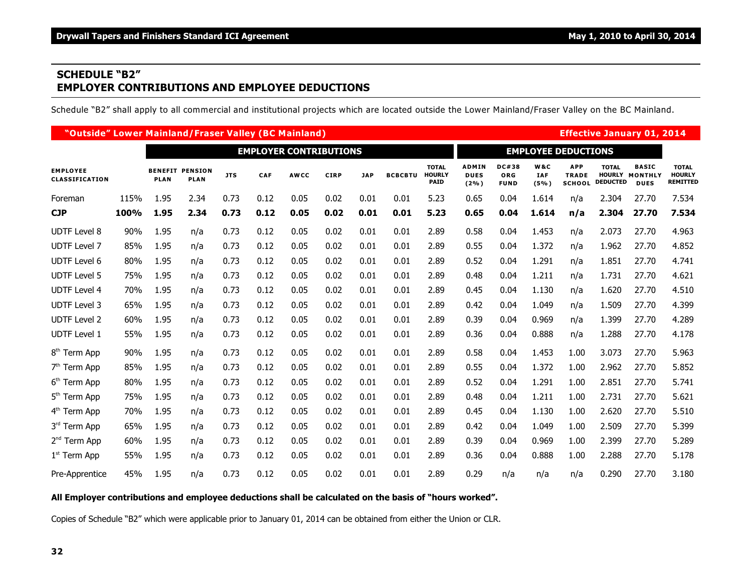## SCHEDULE "B2"
## EMPLOYER CONTRIBUTIONS AND EMPLOYEE DEDUCTIONS

Schedule "B2" shall apply to all commercial and institutional projects which are located outside the Lower Mainland/Fraser Valley on the BC Mainland.

**"Outside" Lower Mainland/Fraser Valley (BC Mainland)** — **Effective January 01, 2014**

| | | EMPLOYER CONTRIBUTIONS | | | | | | | | | EMPLOYEE DEDUCTIONS | | | | | | |
|---|---|---|---|---|---|---|---|---|---|---|---|---|---|---|---|---|---|
| EMPLOYEE CLASSIFICATION | | BENEFIT PLAN | PENSION PLAN | JTS | CAF | AWCC | CIRP | JAP | BCBCBTU | TOTAL HOURLY PAID | ADMIN DUES (2%) | DC#38 ORG FUND | W&C IAF (5%) | APP TRADE SCHOOL | TOTAL HOURLY DEDUCTED | BASIC MONTHLY DUES | TOTAL HOURLY REMITTED |
| Foreman | 115% | 1.95 | 2.34 | 0.73 | 0.12 | 0.05 | 0.02 | 0.01 | 0.01 | 5.23 | 0.65 | 0.04 | 1.614 | n/a | 2.304 | 27.70 | 7.534 |
| **CJP** | **100%** | **1.95** | **2.34** | **0.73** | **0.12** | **0.05** | **0.02** | **0.01** | **0.01** | **5.23** | **0.65** | **0.04** | **1.614** | **n/a** | **2.304** | **27.70** | **7.534** |
| UDTF Level 8 | 90% | 1.95 | n/a | 0.73 | 0.12 | 0.05 | 0.02 | 0.01 | 0.01 | 2.89 | 0.58 | 0.04 | 1.453 | n/a | 2.073 | 27.70 | 4.963 |
| UDTF Level 7 | 85% | 1.95 | n/a | 0.73 | 0.12 | 0.05 | 0.02 | 0.01 | 0.01 | 2.89 | 0.55 | 0.04 | 1.372 | n/a | 1.962 | 27.70 | 4.852 |
| UDTF Level 6 | 80% | 1.95 | n/a | 0.73 | 0.12 | 0.05 | 0.02 | 0.01 | 0.01 | 2.89 | 0.52 | 0.04 | 1.291 | n/a | 1.851 | 27.70 | 4.741 |
| UDTF Level 5 | 75% | 1.95 | n/a | 0.73 | 0.12 | 0.05 | 0.02 | 0.01 | 0.01 | 2.89 | 0.48 | 0.04 | 1.211 | n/a | 1.731 | 27.70 | 4.621 |
| UDTF Level 4 | 70% | 1.95 | n/a | 0.73 | 0.12 | 0.05 | 0.02 | 0.01 | 0.01 | 2.89 | 0.45 | 0.04 | 1.130 | n/a | 1.620 | 27.70 | 4.510 |
| UDTF Level 3 | 65% | 1.95 | n/a | 0.73 | 0.12 | 0.05 | 0.02 | 0.01 | 0.01 | 2.89 | 0.42 | 0.04 | 1.049 | n/a | 1.509 | 27.70 | 4.399 |
| UDTF Level 2 | 60% | 1.95 | n/a | 0.73 | 0.12 | 0.05 | 0.02 | 0.01 | 0.01 | 2.89 | 0.39 | 0.04 | 0.969 | n/a | 1.399 | 27.70 | 4.289 |
| UDTF Level 1 | 55% | 1.95 | n/a | 0.73 | 0.12 | 0.05 | 0.02 | 0.01 | 0.01 | 2.89 | 0.36 | 0.04 | 0.888 | n/a | 1.288 | 27.70 | 4.178 |
| 8th Term App | 90% | 1.95 | n/a | 0.73 | 0.12 | 0.05 | 0.02 | 0.01 | 0.01 | 2.89 | 0.58 | 0.04 | 1.453 | 1.00 | 3.073 | 27.70 | 5.963 |
| 7th Term App | 85% | 1.95 | n/a | 0.73 | 0.12 | 0.05 | 0.02 | 0.01 | 0.01 | 2.89 | 0.55 | 0.04 | 1.372 | 1.00 | 2.962 | 27.70 | 5.852 |
| 6th Term App | 80% | 1.95 | n/a | 0.73 | 0.12 | 0.05 | 0.02 | 0.01 | 0.01 | 2.89 | 0.52 | 0.04 | 1.291 | 1.00 | 2.851 | 27.70 | 5.741 |
| 5th Term App | 75% | 1.95 | n/a | 0.73 | 0.12 | 0.05 | 0.02 | 0.01 | 0.01 | 2.89 | 0.48 | 0.04 | 1.211 | 1.00 | 2.731 | 27.70 | 5.621 |
| 4th Term App | 70% | 1.95 | n/a | 0.73 | 0.12 | 0.05 | 0.02 | 0.01 | 0.01 | 2.89 | 0.45 | 0.04 | 1.130 | 1.00 | 2.620 | 27.70 | 5.510 |
| 3rd Term App | 65% | 1.95 | n/a | 0.73 | 0.12 | 0.05 | 0.02 | 0.01 | 0.01 | 2.89 | 0.42 | 0.04 | 1.049 | 1.00 | 2.509 | 27.70 | 5.399 |
| 2nd Term App | 60% | 1.95 | n/a | 0.73 | 0.12 | 0.05 | 0.02 | 0.01 | 0.01 | 2.89 | 0.39 | 0.04 | 0.969 | 1.00 | 2.399 | 27.70 | 5.289 |
| 1st Term App | 55% | 1.95 | n/a | 0.73 | 0.12 | 0.05 | 0.02 | 0.01 | 0.01 | 2.89 | 0.36 | 0.04 | 0.888 | 1.00 | 2.288 | 27.70 | 5.178 |
| Pre-Apprentice | 45% | 1.95 | n/a | 0.73 | 0.12 | 0.05 | 0.02 | 0.01 | 0.01 | 2.89 | 0.29 | n/a | n/a | n/a | 0.290 | 27.70 | 3.180 |

**All Employer contributions and employee deductions shall be calculated on the basis of "hours worked".**

Copies of Schedule "B2" which were applicable prior to January 01, 2014 can be obtained from either the Union or CLR.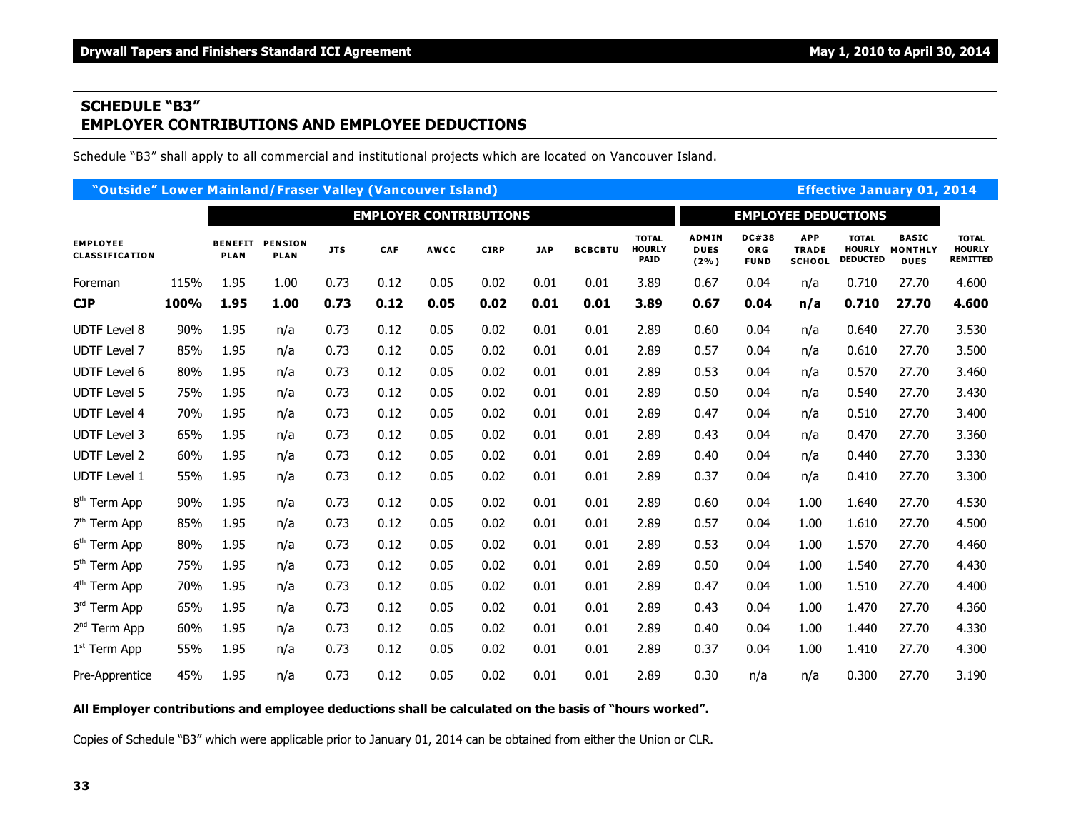## SCHEDULE "B3"
## EMPLOYER CONTRIBUTIONS AND EMPLOYEE DEDUCTIONS

Schedule "B3" shall apply to all commercial and institutional projects which are located on Vancouver Island.

**"Outside" Lower Mainland/Fraser Valley (Vancouver Island)** — **Effective January 01, 2014**

| EMPLOYEE CLASSIFICATION | | EMPLOYER CONTRIBUTIONS | | | | | | | | | EMPLOYEE DEDUCTIONS | | | | | |
|---|---|---|---|---|---|---|---|---|---|---|---|---|---|---|---|---|
| | | BENEFIT PLAN | PENSION PLAN | JTS | CAF | AWCC | CIRP | JAP | BCBCBTU | TOTAL HOURLY PAID | ADMIN DUES (2%) | DC#38 ORG FUND | APP TRADE SCHOOL | TOTAL HOURLY DEDUCTED | BASIC MONTHLY DUES | TOTAL HOURLY REMITTED |
| Foreman | 115% | 1.95 | 1.00 | 0.73 | 0.12 | 0.05 | 0.02 | 0.01 | 0.01 | 3.89 | 0.67 | 0.04 | n/a | 0.710 | 27.70 | 4.600 |
| **CJP** | **100%** | **1.95** | **1.00** | **0.73** | **0.12** | **0.05** | **0.02** | **0.01** | **0.01** | **3.89** | **0.67** | **0.04** | **n/a** | **0.710** | **27.70** | **4.600** |
| UDTF Level 8 | 90% | 1.95 | n/a | 0.73 | 0.12 | 0.05 | 0.02 | 0.01 | 0.01 | 2.89 | 0.60 | 0.04 | n/a | 0.640 | 27.70 | 3.530 |
| UDTF Level 7 | 85% | 1.95 | n/a | 0.73 | 0.12 | 0.05 | 0.02 | 0.01 | 0.01 | 2.89 | 0.57 | 0.04 | n/a | 0.610 | 27.70 | 3.500 |
| UDTF Level 6 | 80% | 1.95 | n/a | 0.73 | 0.12 | 0.05 | 0.02 | 0.01 | 0.01 | 2.89 | 0.53 | 0.04 | n/a | 0.570 | 27.70 | 3.460 |
| UDTF Level 5 | 75% | 1.95 | n/a | 0.73 | 0.12 | 0.05 | 0.02 | 0.01 | 0.01 | 2.89 | 0.50 | 0.04 | n/a | 0.540 | 27.70 | 3.430 |
| UDTF Level 4 | 70% | 1.95 | n/a | 0.73 | 0.12 | 0.05 | 0.02 | 0.01 | 0.01 | 2.89 | 0.47 | 0.04 | n/a | 0.510 | 27.70 | 3.400 |
| UDTF Level 3 | 65% | 1.95 | n/a | 0.73 | 0.12 | 0.05 | 0.02 | 0.01 | 0.01 | 2.89 | 0.43 | 0.04 | n/a | 0.470 | 27.70 | 3.360 |
| UDTF Level 2 | 60% | 1.95 | n/a | 0.73 | 0.12 | 0.05 | 0.02 | 0.01 | 0.01 | 2.89 | 0.40 | 0.04 | n/a | 0.440 | 27.70 | 3.330 |
| UDTF Level 1 | 55% | 1.95 | n/a | 0.73 | 0.12 | 0.05 | 0.02 | 0.01 | 0.01 | 2.89 | 0.37 | 0.04 | n/a | 0.410 | 27.70 | 3.300 |
| 8th Term App | 90% | 1.95 | n/a | 0.73 | 0.12 | 0.05 | 0.02 | 0.01 | 0.01 | 2.89 | 0.60 | 0.04 | 1.00 | 1.640 | 27.70 | 4.530 |
| 7th Term App | 85% | 1.95 | n/a | 0.73 | 0.12 | 0.05 | 0.02 | 0.01 | 0.01 | 2.89 | 0.57 | 0.04 | 1.00 | 1.610 | 27.70 | 4.500 |
| 6th Term App | 80% | 1.95 | n/a | 0.73 | 0.12 | 0.05 | 0.02 | 0.01 | 0.01 | 2.89 | 0.53 | 0.04 | 1.00 | 1.570 | 27.70 | 4.460 |
| 5th Term App | 75% | 1.95 | n/a | 0.73 | 0.12 | 0.05 | 0.02 | 0.01 | 0.01 | 2.89 | 0.50 | 0.04 | 1.00 | 1.540 | 27.70 | 4.430 |
| 4th Term App | 70% | 1.95 | n/a | 0.73 | 0.12 | 0.05 | 0.02 | 0.01 | 0.01 | 2.89 | 0.47 | 0.04 | 1.00 | 1.510 | 27.70 | 4.400 |
| 3rd Term App | 65% | 1.95 | n/a | 0.73 | 0.12 | 0.05 | 0.02 | 0.01 | 0.01 | 2.89 | 0.43 | 0.04 | 1.00 | 1.470 | 27.70 | 4.360 |
| 2nd Term App | 60% | 1.95 | n/a | 0.73 | 0.12 | 0.05 | 0.02 | 0.01 | 0.01 | 2.89 | 0.40 | 0.04 | 1.00 | 1.440 | 27.70 | 4.330 |
| 1st Term App | 55% | 1.95 | n/a | 0.73 | 0.12 | 0.05 | 0.02 | 0.01 | 0.01 | 2.89 | 0.37 | 0.04 | 1.00 | 1.410 | 27.70 | 4.300 |
| Pre-Apprentice | 45% | 1.95 | n/a | 0.73 | 0.12 | 0.05 | 0.02 | 0.01 | 0.01 | 2.89 | 0.30 | n/a | n/a | 0.300 | 27.70 | 3.190 |

**All Employer contributions and employee deductions shall be calculated on the basis of "hours worked".**

Copies of Schedule "B3" which were applicable prior to January 01, 2014 can be obtained from either the Union or CLR.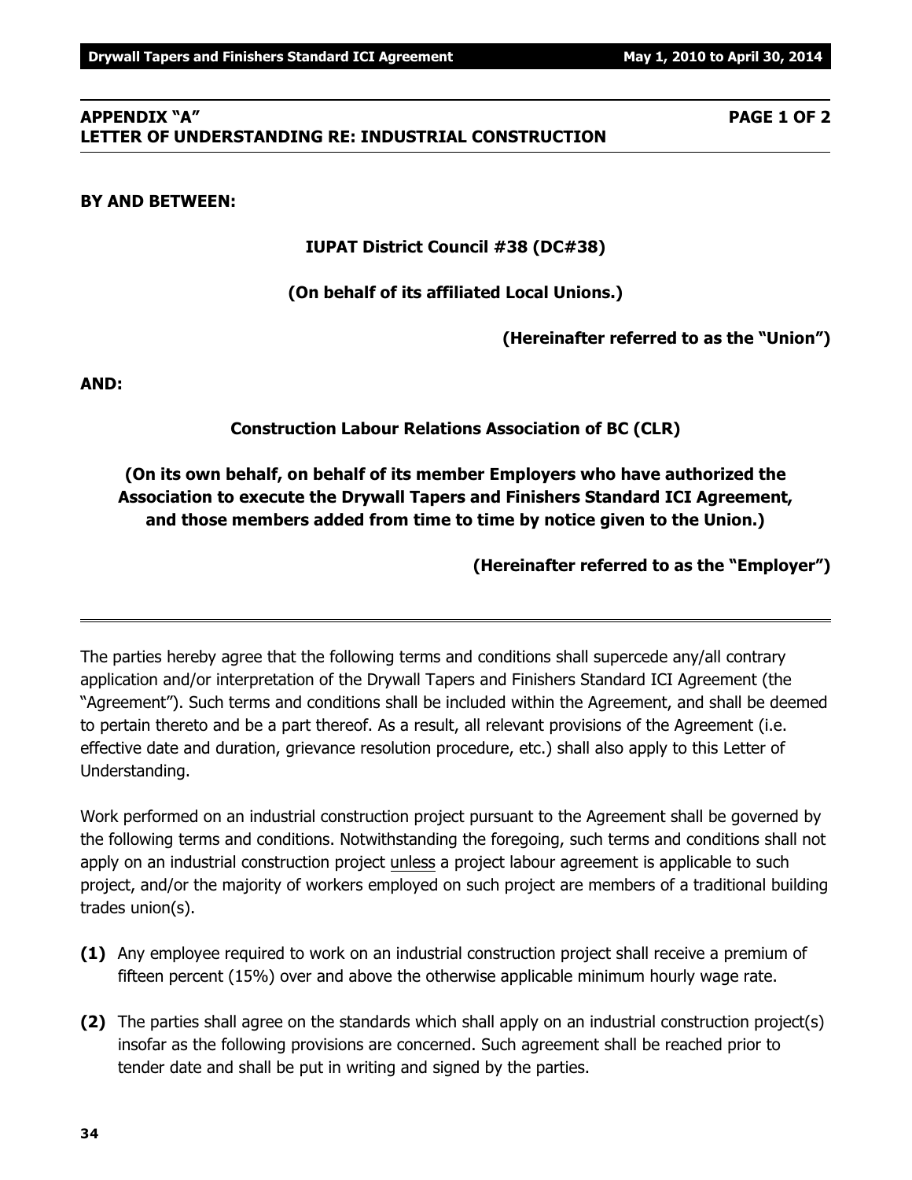## APPENDIX "A" PAGE 1 OF 2
## LETTER OF UNDERSTANDING RE: INDUSTRIAL CONSTRUCTION

**BY AND BETWEEN:**

**IUPAT District Council #38 (DC#38)**

**(On behalf of its affiliated Local Unions.)**

**(Hereinafter referred to as the "Union")**

**AND:**

**Construction Labour Relations Association of BC (CLR)**

**(On its own behalf, on behalf of its member Employers who have authorized the Association to execute the Drywall Tapers and Finishers Standard ICI Agreement, and those members added from time to time by notice given to the Union.)**

**(Hereinafter referred to as the "Employer")**

---

The parties hereby agree that the following terms and conditions shall supercede any/all contrary application and/or interpretation of the Drywall Tapers and Finishers Standard ICI Agreement (the "Agreement"). Such terms and conditions shall be included within the Agreement, and shall be deemed to pertain thereto and be a part thereof. As a result, all relevant provisions of the Agreement (i.e. effective date and duration, grievance resolution procedure, etc.) shall also apply to this Letter of Understanding.

Work performed on an industrial construction project pursuant to the Agreement shall be governed by the following terms and conditions. Notwithstanding the foregoing, such terms and conditions shall not apply on an industrial construction project unless a project labour agreement is applicable to such project, and/or the majority of workers employed on such project are members of a traditional building trades union(s).

**(1)** Any employee required to work on an industrial construction project shall receive a premium of fifteen percent (15%) over and above the otherwise applicable minimum hourly wage rate.

**(2)** The parties shall agree on the standards which shall apply on an industrial construction project(s) insofar as the following provisions are concerned. Such agreement shall be reached prior to tender date and shall be put in writing and signed by the parties.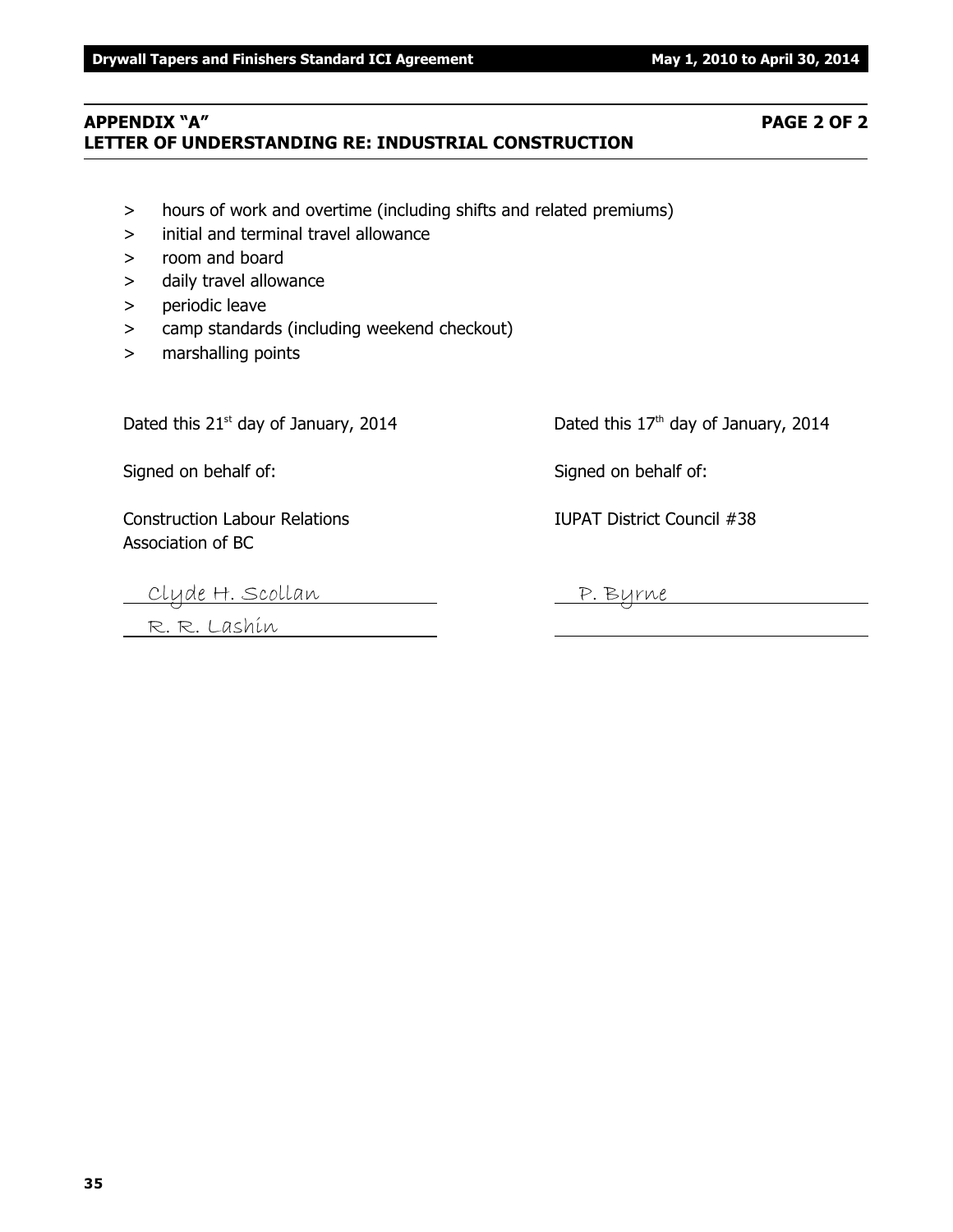## APPENDIX "A" PAGE 2 OF 2
## LETTER OF UNDERSTANDING RE: INDUSTRIAL CONSTRUCTION

> hours of work and overtime (including shifts and related premiums)
> initial and terminal travel allowance
> room and board
> daily travel allowance
> periodic leave
> camp standards (including weekend checkout)
> marshalling points

Dated this 21st day of January, 2014

Signed on behalf of:

Construction Labour Relations Association of BC

Clyde H. Scollan

R. R. Lashin

Dated this 17th day of January, 2014

Signed on behalf of:

IUPAT District Council #38

P. Byrne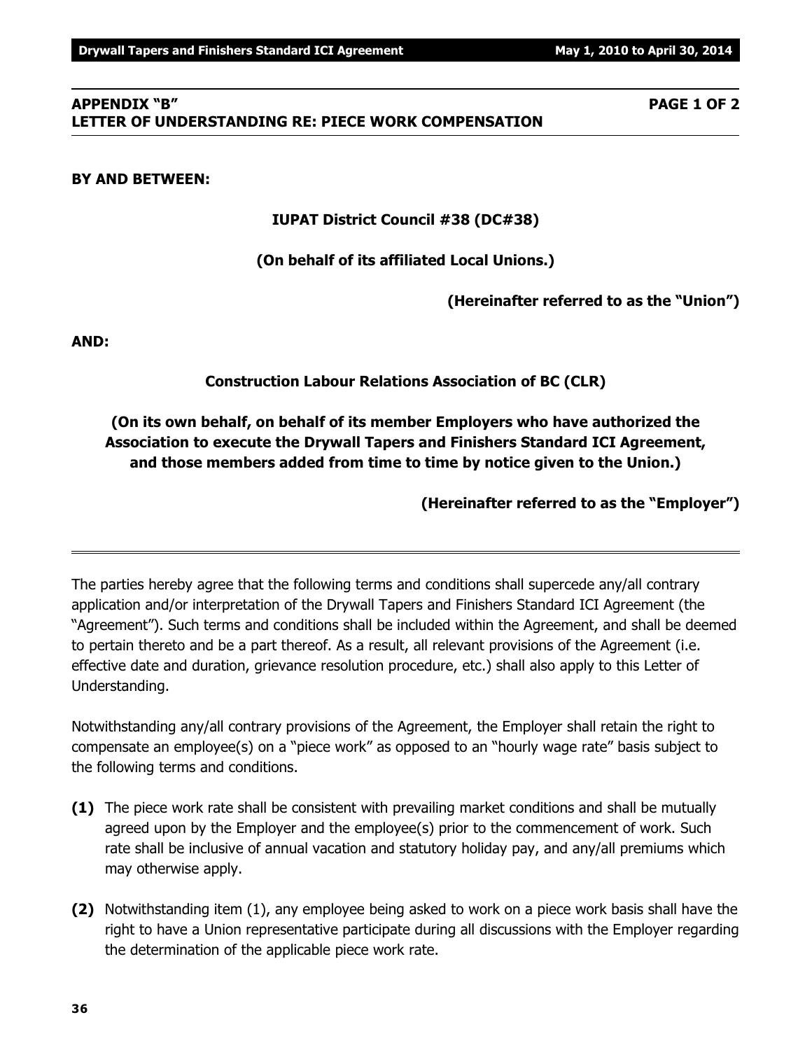## APPENDIX "B" PAGE 1 OF 2
## LETTER OF UNDERSTANDING RE: PIECE WORK COMPENSATION

**BY AND BETWEEN:**

**IUPAT District Council #38 (DC#38)**

**(On behalf of its affiliated Local Unions.)**

**(Hereinafter referred to as the "Union")**

**AND:**

**Construction Labour Relations Association of BC (CLR)**

**(On its own behalf, on behalf of its member Employers who have authorized the Association to execute the Drywall Tapers and Finishers Standard ICI Agreement, and those members added from time to time by notice given to the Union.)**

**(Hereinafter referred to as the "Employer")**

---

The parties hereby agree that the following terms and conditions shall supercede any/all contrary application and/or interpretation of the Drywall Tapers and Finishers Standard ICI Agreement (the "Agreement"). Such terms and conditions shall be included within the Agreement, and shall be deemed to pertain thereto and be a part thereof. As a result, all relevant provisions of the Agreement (i.e. effective date and duration, grievance resolution procedure, etc.) shall also apply to this Letter of Understanding.

Notwithstanding any/all contrary provisions of the Agreement, the Employer shall retain the right to compensate an employee(s) on a "piece work" as opposed to an "hourly wage rate" basis subject to the following terms and conditions.

**(1)** The piece work rate shall be consistent with prevailing market conditions and shall be mutually agreed upon by the Employer and the employee(s) prior to the commencement of work. Such rate shall be inclusive of annual vacation and statutory holiday pay, and any/all premiums which may otherwise apply.

**(2)** Notwithstanding item (1), any employee being asked to work on a piece work basis shall have the right to have a Union representative participate during all discussions with the Employer regarding the determination of the applicable piece work rate.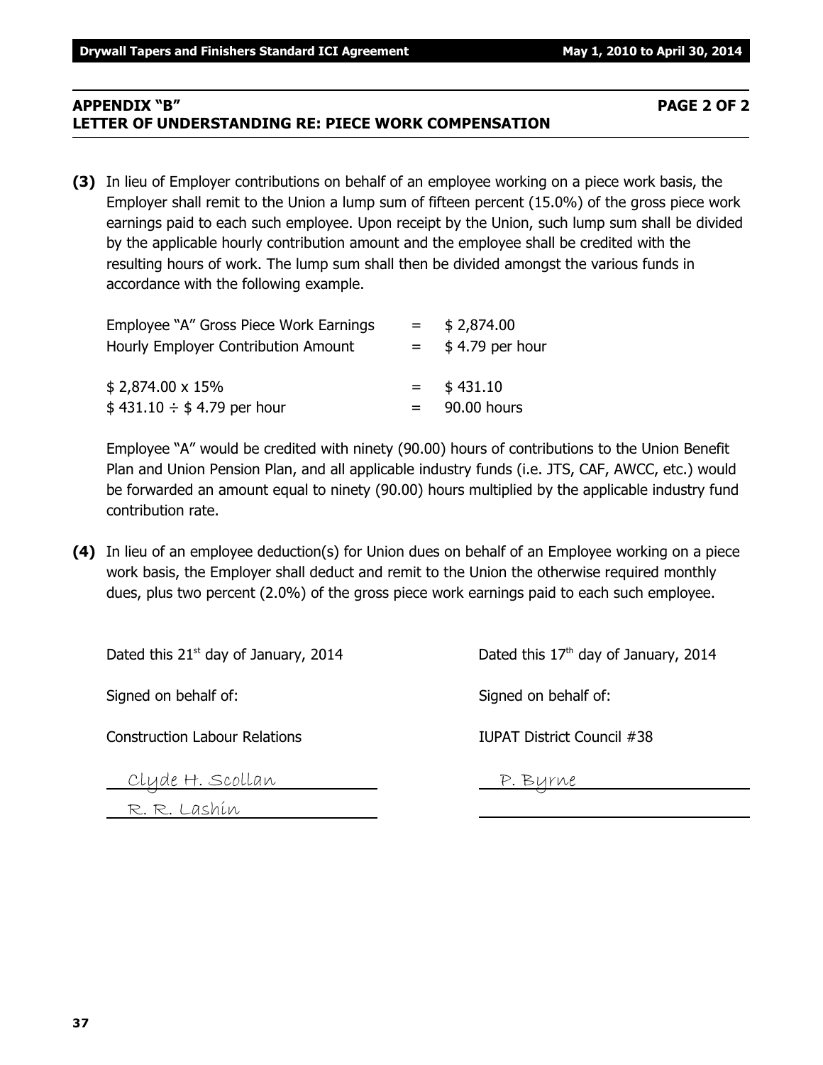**APPENDIX "B" PAGE 2 OF 2**
**LETTER OF UNDERSTANDING RE: PIECE WORK COMPENSATION**

**(3)** In lieu of Employer contributions on behalf of an employee working on a piece work basis, the Employer shall remit to the Union a lump sum of fifteen percent (15.0%) of the gross piece work earnings paid to each such employee. Upon receipt by the Union, such lump sum shall be divided by the applicable hourly contribution amount and the employee shall be credited with the resulting hours of work. The lump sum shall then be divided amongst the various funds in accordance with the following example.

| | | |
|---|---|---|
| Employee "A" Gross Piece Work Earnings | = | $ 2,874.00 |
| Hourly Employer Contribution Amount | = | $ 4.79 per hour |
| | | |
| $ 2,874.00 x 15% | = | $ 431.10 |
| $ 431.10 ÷ $ 4.79 per hour | = | 90.00 hours |

Employee "A" would be credited with ninety (90.00) hours of contributions to the Union Benefit Plan and Union Pension Plan, and all applicable industry funds (i.e. JTS, CAF, AWCC, etc.) would be forwarded an amount equal to ninety (90.00) hours multiplied by the applicable industry fund contribution rate.

**(4)** In lieu of an employee deduction(s) for Union dues on behalf of an Employee working on a piece work basis, the Employer shall deduct and remit to the Union the otherwise required monthly dues, plus two percent (2.0%) of the gross piece work earnings paid to each such employee.

Dated this 21st day of January, 2014

Signed on behalf of:

Construction Labour Relations

Clyde H. Scollan

R. R. Lashin

Dated this 17th day of January, 2014

Signed on behalf of:

IUPAT District Council #38

P. Byrne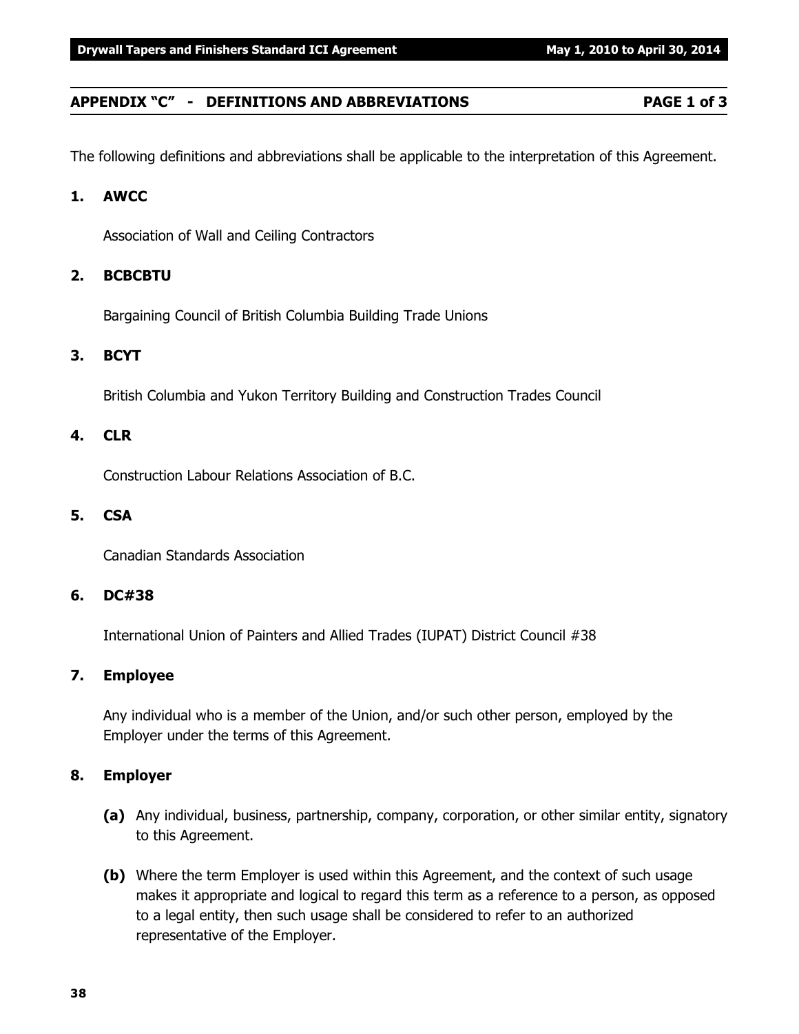## APPENDIX "C" - DEFINITIONS AND ABBREVIATIONS PAGE 1 of 3

The following definitions and abbreviations shall be applicable to the interpretation of this Agreement.

**1. AWCC**

Association of Wall and Ceiling Contractors

**2. BCBCBTU**

Bargaining Council of British Columbia Building Trade Unions

**3. BCYT**

British Columbia and Yukon Territory Building and Construction Trades Council

**4. CLR**

Construction Labour Relations Association of B.C.

**5. CSA**

Canadian Standards Association

**6. DC#38**

International Union of Painters and Allied Trades (IUPAT) District Council #38

**7. Employee**

Any individual who is a member of the Union, and/or such other person, employed by the Employer under the terms of this Agreement.

**8. Employer**

**(a)** Any individual, business, partnership, company, corporation, or other similar entity, signatory to this Agreement.

**(b)** Where the term Employer is used within this Agreement, and the context of such usage makes it appropriate and logical to regard this term as a reference to a person, as opposed to a legal entity, then such usage shall be considered to refer to an authorized representative of the Employer.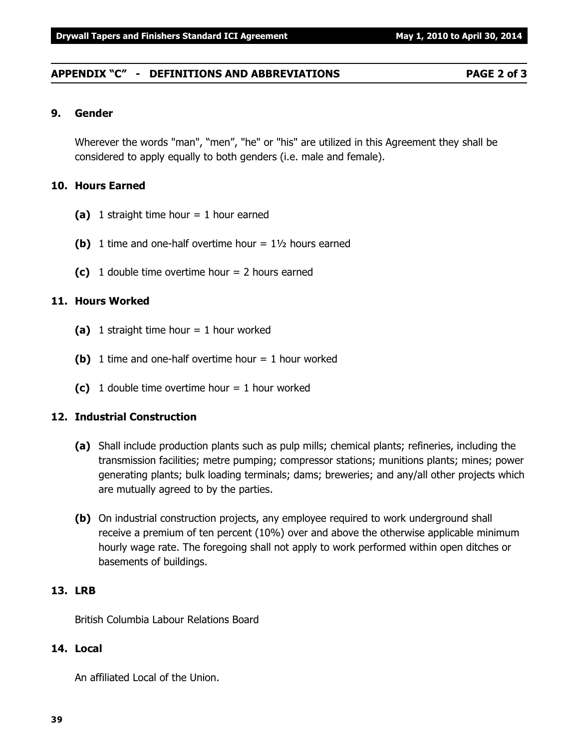## APPENDIX "C" - DEFINITIONS AND ABBREVIATIONS

### 9. Gender

Wherever the words "man", "men", "he" or "his" are utilized in this Agreement they shall be considered to apply equally to both genders (i.e. male and female).

### 10. Hours Earned

**(a)** 1 straight time hour = 1 hour earned

**(b)** 1 time and one-half overtime hour = 1½ hours earned

**(c)** 1 double time overtime hour = 2 hours earned

### 11. Hours Worked

**(a)** 1 straight time hour = 1 hour worked

**(b)** 1 time and one-half overtime hour = 1 hour worked

**(c)** 1 double time overtime hour = 1 hour worked

### 12. Industrial Construction

**(a)** Shall include production plants such as pulp mills; chemical plants; refineries, including the transmission facilities; metre pumping; compressor stations; munitions plants; mines; power generating plants; bulk loading terminals; dams; breweries; and any/all other projects which are mutually agreed to by the parties.

**(b)** On industrial construction projects, any employee required to work underground shall receive a premium of ten percent (10%) over and above the otherwise applicable minimum hourly wage rate. The foregoing shall not apply to work performed within open ditches or basements of buildings.

### 13. LRB

British Columbia Labour Relations Board

### 14. Local

An affiliated Local of the Union.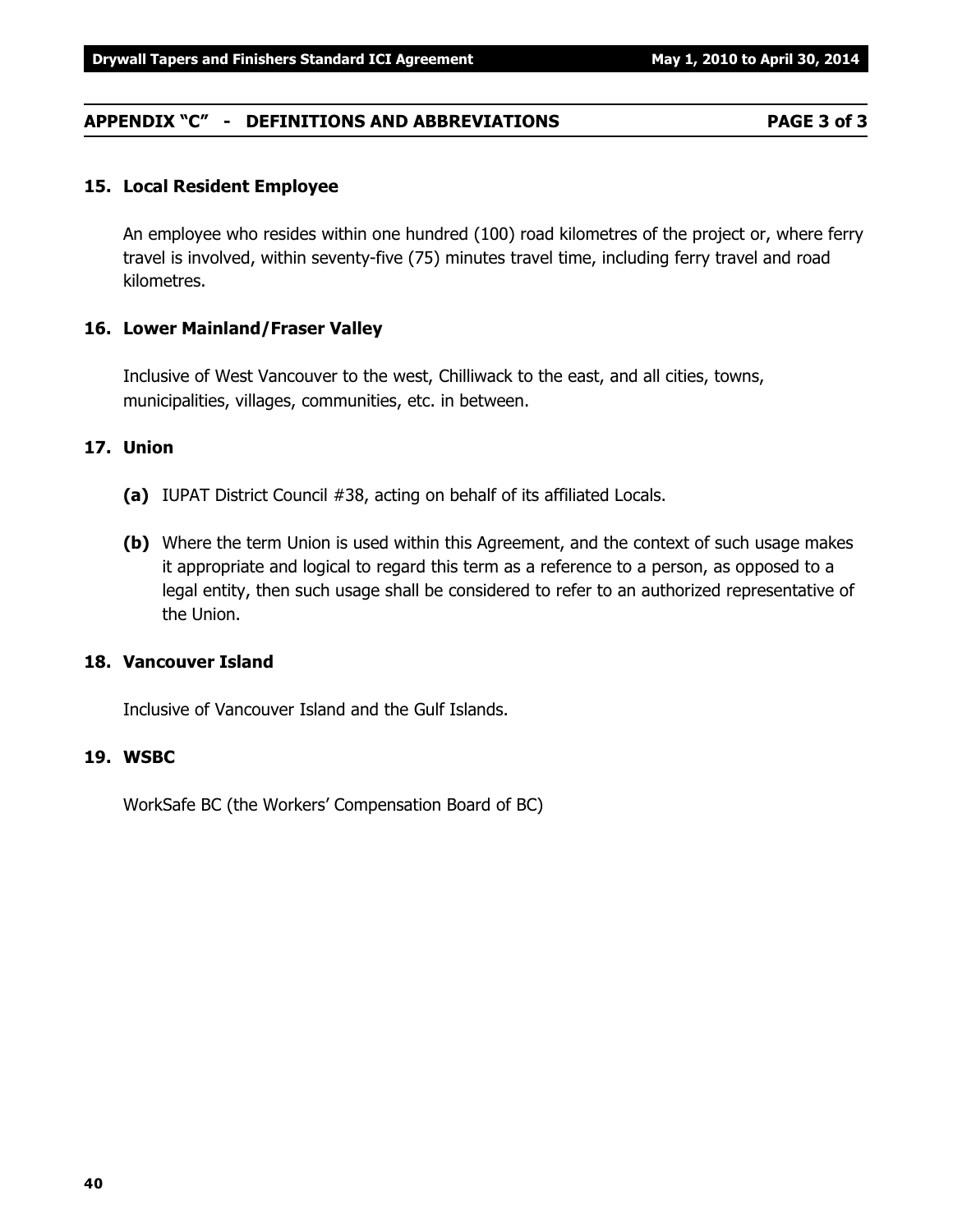## APPENDIX "C" - DEFINITIONS AND ABBREVIATIONS PAGE 3 of 3

### 15. Local Resident Employee

An employee who resides within one hundred (100) road kilometres of the project or, where ferry travel is involved, within seventy-five (75) minutes travel time, including ferry travel and road kilometres.

### 16. Lower Mainland/Fraser Valley

Inclusive of West Vancouver to the west, Chilliwack to the east, and all cities, towns, municipalities, villages, communities, etc. in between.

### 17. Union

**(a)** IUPAT District Council #38, acting on behalf of its affiliated Locals.

**(b)** Where the term Union is used within this Agreement, and the context of such usage makes it appropriate and logical to regard this term as a reference to a person, as opposed to a legal entity, then such usage shall be considered to refer to an authorized representative of the Union.

### 18. Vancouver Island

Inclusive of Vancouver Island and the Gulf Islands.

### 19. WSBC

WorkSafe BC (the Workers' Compensation Board of BC)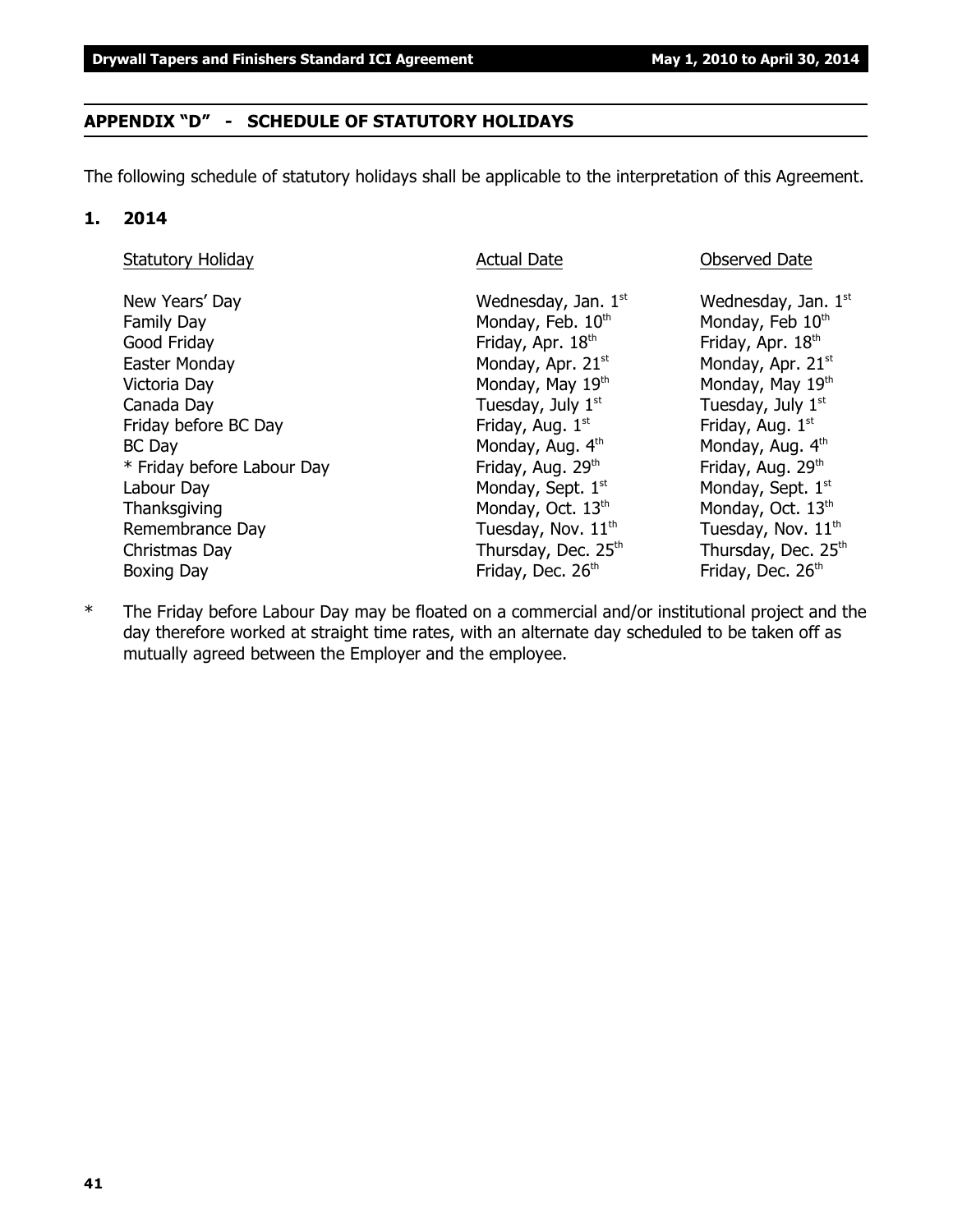## APPENDIX "D" - SCHEDULE OF STATUTORY HOLIDAYS

The following schedule of statutory holidays shall be applicable to the interpretation of this Agreement.

### 1. 2014

| Statutory Holiday | Actual Date | Observed Date |
|---|---|---|
| New Years' Day | Wednesday, Jan. 1st | Wednesday, Jan. 1st |
| Family Day | Monday, Feb. 10th | Monday, Feb 10th |
| Good Friday | Friday, Apr. 18th | Friday, Apr. 18th |
| Easter Monday | Monday, Apr. 21st | Monday, Apr. 21st |
| Victoria Day | Monday, May 19th | Monday, May 19th |
| Canada Day | Tuesday, July 1st | Tuesday, July 1st |
| Friday before BC Day | Friday, Aug. 1st | Friday, Aug. 1st |
| BC Day | Monday, Aug. 4th | Monday, Aug. 4th |
| * Friday before Labour Day | Friday, Aug. 29th | Friday, Aug. 29th |
| Labour Day | Monday, Sept. 1st | Monday, Sept. 1st |
| Thanksgiving | Monday, Oct. 13th | Monday, Oct. 13th |
| Remembrance Day | Tuesday, Nov. 11th | Tuesday, Nov. 11th |
| Christmas Day | Thursday, Dec. 25th | Thursday, Dec. 25th |
| Boxing Day | Friday, Dec. 26th | Friday, Dec. 26th |

\* The Friday before Labour Day may be floated on a commercial and/or institutional project and the day therefore worked at straight time rates, with an alternate day scheduled to be taken off as mutually agreed between the Employer and the employee.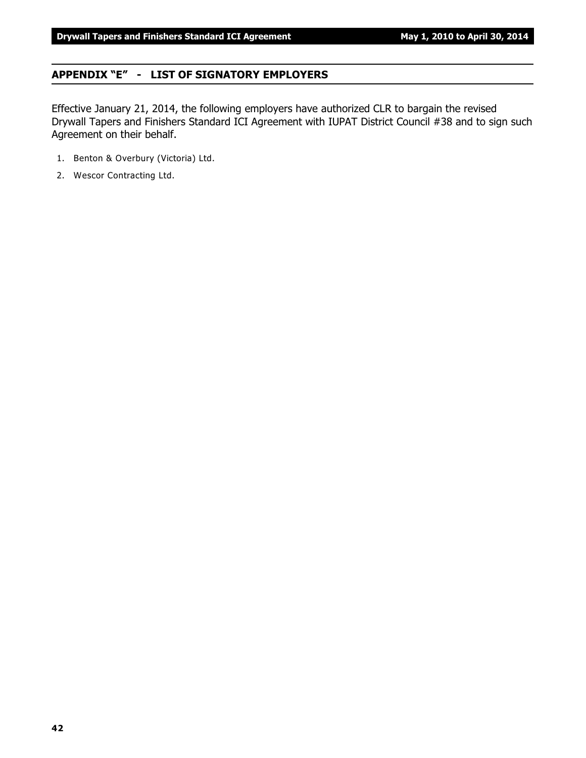## APPENDIX "E" - LIST OF SIGNATORY EMPLOYERS

Effective January 21, 2014, the following employers have authorized CLR to bargain the revised Drywall Tapers and Finishers Standard ICI Agreement with IUPAT District Council #38 and to sign such Agreement on their behalf.

1. Benton & Overbury (Victoria) Ltd.
2. Wescor Contracting Ltd.